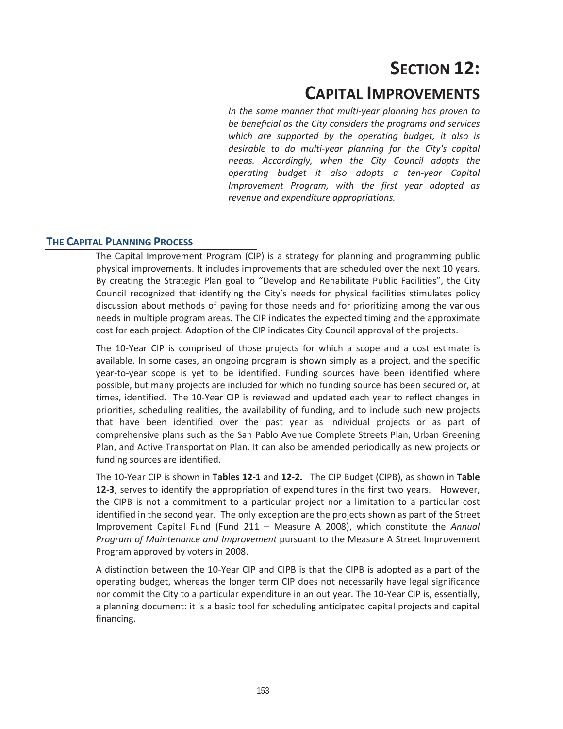# SECTION 12:

# CAPITAL IMPROVEMENTS

*In the same manner that multi-year planning has proven to be beneficial as the City considers the programs and services which are supported by the operating budget, it also is desirable to do multi-year planning for the City's capital needs. Accordingly, when the City Council adopts the operating budget it also adopts a ten-year Capital Improvement Program, with the first year adopted as revenue and expenditure appropriations.*

## THE CAPITAL PLANNING PROCESS

The Capital Improvement Program (CIP) is a strategy for planning and programming public physical improvements. It includes improvements that are scheduled over the next 10 years. By creating the Strategic Plan goal to "Develop and Rehabilitate Public Facilities", the City Council recognized that identifying the City's needs for physical facilities stimulates policy discussion about methods of paying for those needs and for prioritizing among the various needs in multiple program areas. The CIP indicates the expected timing and the approximate cost for each project. Adoption of the CIP indicates City Council approval of the projects.

The 10-Year CIP is comprised of those projects for which a scope and a cost estimate is available. In some cases, an ongoing program is shown simply as a project, and the specific year-to-year scope is yet to be identified. Funding sources have been identified where possible, but many projects are included for which no funding source has been secured or, at times, identified. The 10-Year CIP is reviewed and updated each year to reflect changes in priorities, scheduling realities, the availability of funding, and to include such new projects that have been identified over the past year as individual projects or as part of comprehensive plans such as the San Pablo Avenue Complete Streets Plan, Urban Greening Plan, and Active Transportation Plan. It can also be amended periodically as new projects or funding sources are identified.

The 10-Year CIP is shown in **Tables 12-1** and **12-2.** The CIP Budget (CIPB), as shown in **Table 12-3**, serves to identify the appropriation of expenditures in the first two years. However, the CIPB is not a commitment to a particular project nor a limitation to a particular cost identified in the second year. The only exception are the projects shown as part of the Street Improvement Capital Fund (Fund 211 – Measure A 2008), which constitute the *Annual Program of Maintenance and Improvement* pursuant to the Measure A Street Improvement Program approved by voters in 2008.

A distinction between the 10-Year CIP and CIPB is that the CIPB is adopted as a part of the operating budget, whereas the longer term CIP does not necessarily have legal significance nor commit the City to a particular expenditure in an out year. The 10-Year CIP is, essentially, a planning document: it is a basic tool for scheduling anticipated capital projects and capital financing.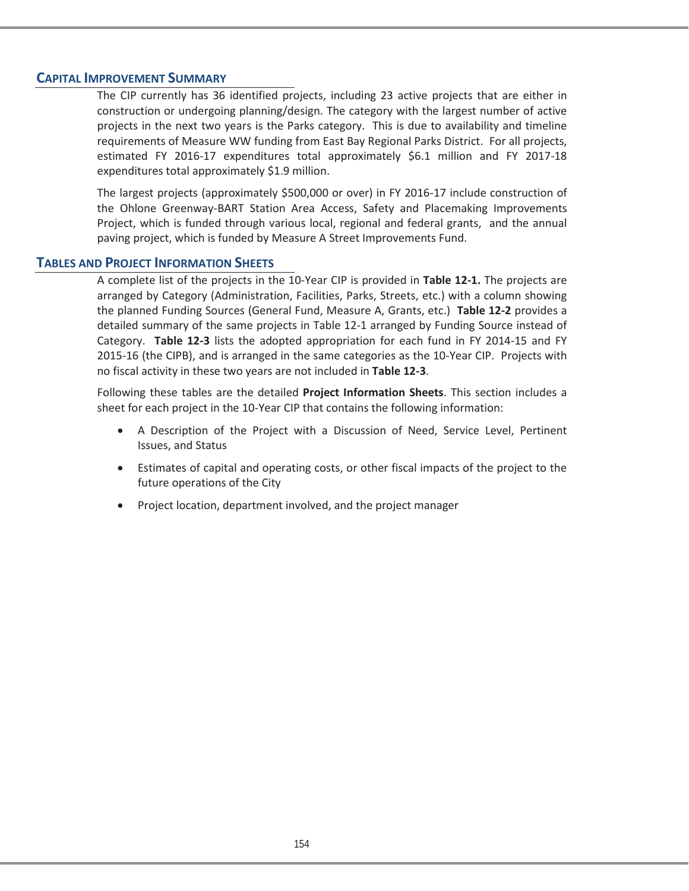## CAPITAL IMPROVEMENT SUMMARY

The CIP currently has 36 identified projects, including 23 active projects that are either in construction or undergoing planning/design. The category with the largest number of active projects in the next two years is the Parks category. This is due to availability and timeline requirements of Measure WW funding from East Bay Regional Parks District. For all projects, estimated FY 2016-17 expenditures total approximately $6.1 million and FY 2017-18 expenditures total approximately $1.9 million.

The largest projects (approximately $500,000 or over) in FY 2016-17 include construction of the Ohlone Greenway-BART Station Area Access, Safety and Placemaking Improvements Project, which is funded through various local, regional and federal grants, and the annual paving project, which is funded by Measure A Street Improvements Fund.

## TABLES AND PROJECT INFORMATION SHEETS

A complete list of the projects in the 10-Year CIP is provided in **Table 12-1.** The projects are arranged by Category (Administration, Facilities, Parks, Streets, etc.) with a column showing the planned Funding Sources (General Fund, Measure A, Grants, etc.) **Table 12-2** provides a detailed summary of the same projects in Table 12-1 arranged by Funding Source instead of Category. **Table 12-3** lists the adopted appropriation for each fund in FY 2014-15 and FY 2015-16 (the CIPB), and is arranged in the same categories as the 10-Year CIP. Projects with no fiscal activity in these two years are not included in **Table 12-3**.

Following these tables are the detailed **Project Information Sheets**. This section includes a sheet for each project in the 10-Year CIP that contains the following information:

- A Description of the Project with a Discussion of Need, Service Level, Pertinent Issues, and Status
- Estimates of capital and operating costs, or other fiscal impacts of the project to the future operations of the City
- Project location, department involved, and the project manager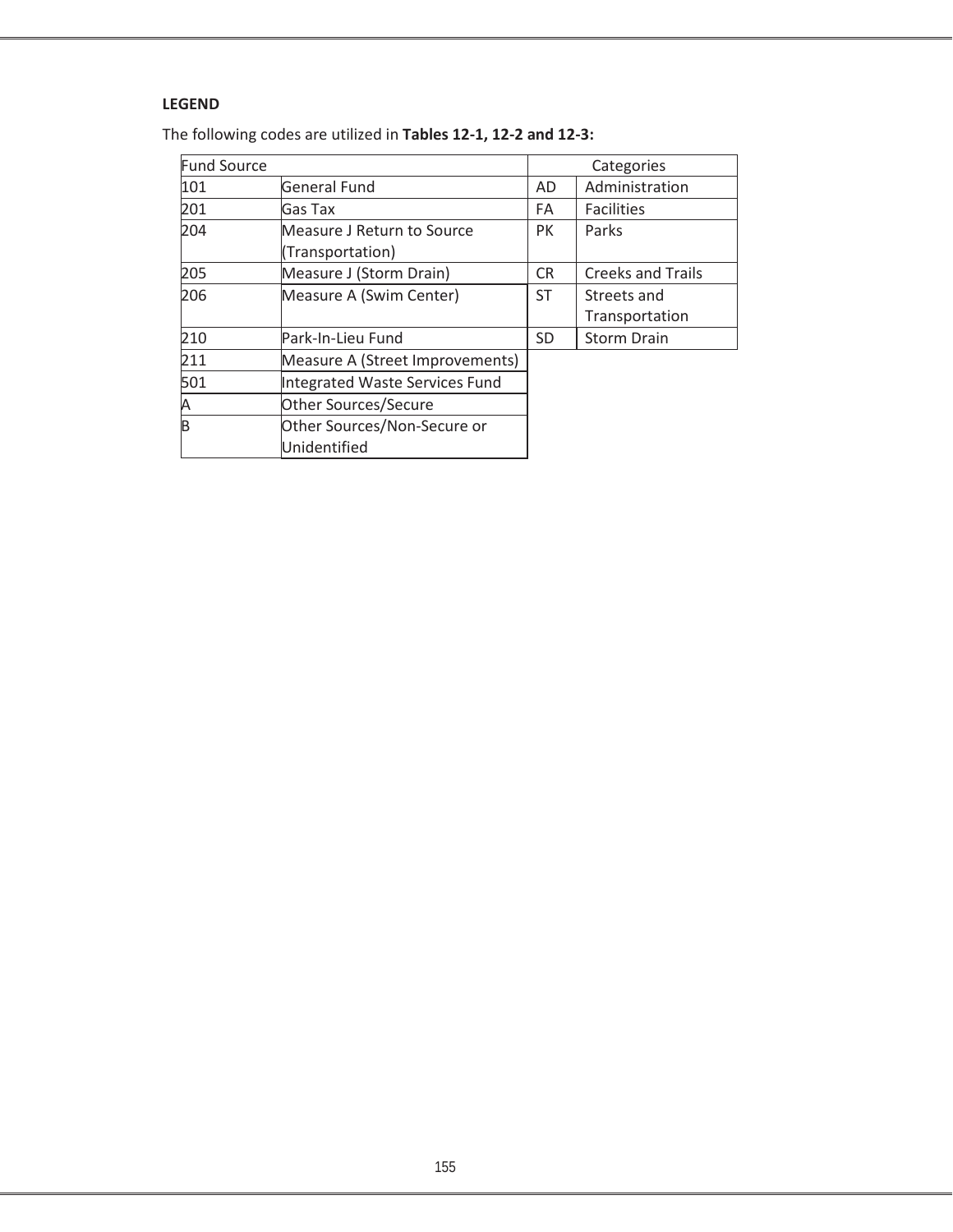**LEGEND**

The following codes are utilized in **Tables 12-1, 12-2 and 12-3:**

| Fund Source | | Categories | |
|---|---|---|---|
| 101 | General Fund | AD | Administration |
| 201 | Gas Tax | FA | Facilities |
| 204 | Measure J Return to Source (Transportation) | PK | Parks |
| 205 | Measure J (Storm Drain) | CR | Creeks and Trails |
| 206 | Measure A (Swim Center) | ST | Streets and Transportation |
| 210 | Park-In-Lieu Fund | SD | Storm Drain |
| 211 | Measure A (Street Improvements) | | |
| 501 | Integrated Waste Services Fund | | |
| A | Other Sources/Secure | | |
| B | Other Sources/Non-Secure or Unidentified | | |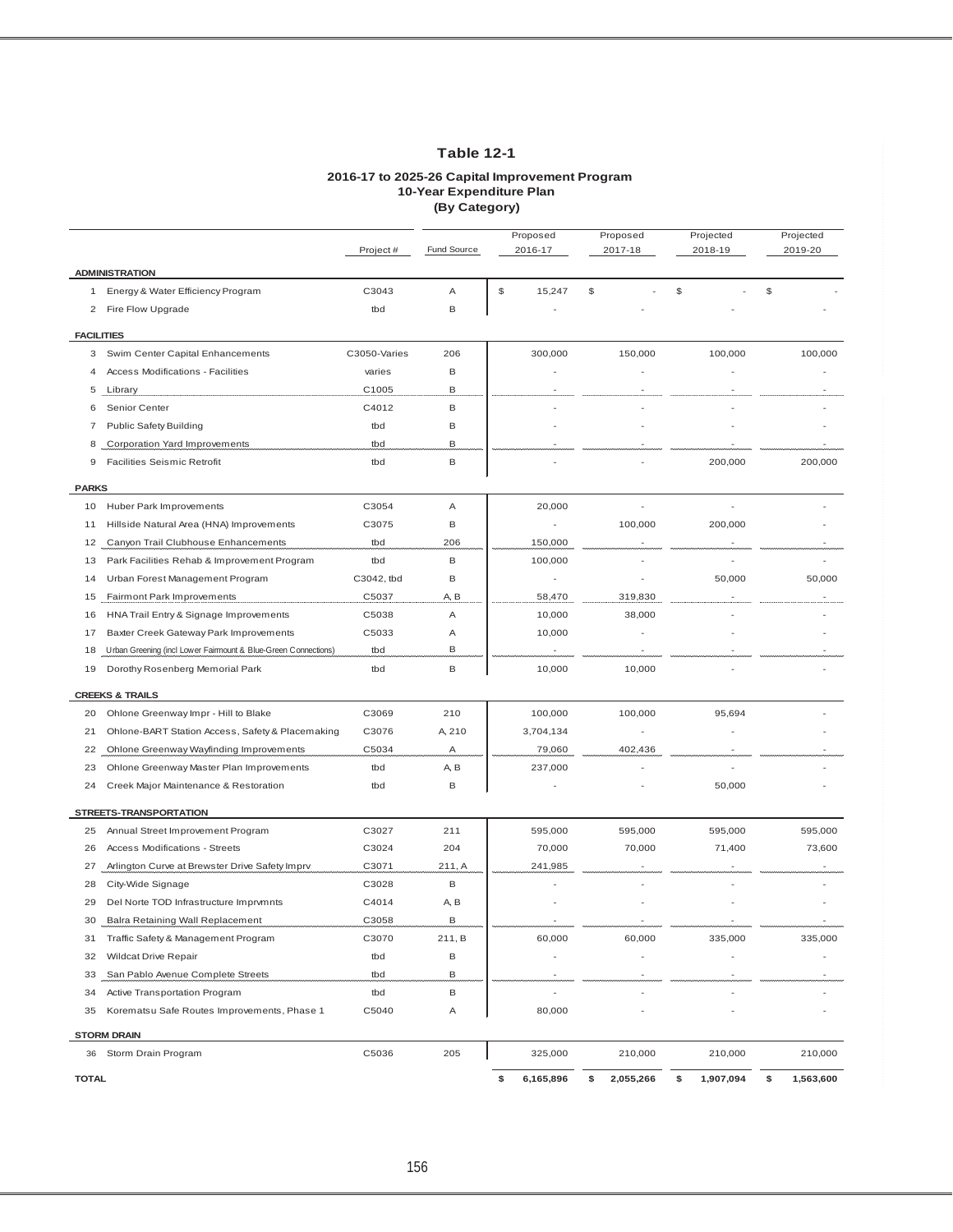## Table 12-1

### 2016-17 to 2025-26 Capital Improvement Program
### 10-Year Expenditure Plan
### (By Category)

| | | Project # | Fund Source | Proposed 2016-17 | Proposed 2017-18 | Projected 2018-19 | Projected 2019-20 |
|---|---|---|---|---|---|---|---|
| **ADMINISTRATION** | | | | | | | |
| 1 | Energy & Water Efficiency Program | C3043 | A | $ 15,247 | $ - | $ - | $ - |
| 2 | Fire Flow Upgrade | tbd | B | - | - | - | - |
| **FACILITIES** | | | | | | | |
| 3 | Swim Center Capital Enhancements | C3050-Varies | 206 | 300,000 | 150,000 | 100,000 | 100,000 |
| 4 | Access Modifications - Facilities | varies | B | - | - | - | - |
| 5 | Library | C1005 | B | - | - | - | - |
| 6 | Senior Center | C4012 | B | - | - | - | - |
| 7 | Public Safety Building | tbd | B | - | - | - | - |
| 8 | Corporation Yard Improvements | tbd | B | - | - | - | - |
| 9 | Facilities Seismic Retrofit | tbd | B | - | - | 200,000 | 200,000 |
| **PARKS** | | | | | | | |
| 10 | Huber Park Improvements | C3054 | A | 20,000 | - | - | - |
| 11 | Hillside Natural Area (HNA) Improvements | C3075 | B | - | 100,000 | 200,000 | - |
| 12 | Canyon Trail Clubhouse Enhancements | tbd | 206 | 150,000 | - | - | - |
| 13 | Park Facilities Rehab & Improvement Program | tbd | B | 100,000 | - | - | - |
| 14 | Urban Forest Management Program | C3042, tbd | B | - | - | 50,000 | 50,000 |
| 15 | Fairmont Park Improvements | C5037 | A, B | 58,470 | 319,830 | - | - |
| 16 | HNA Trail Entry & Signage Improvements | C5038 | A | 10,000 | 38,000 | - | - |
| 17 | Baxter Creek Gateway Park Improvements | C5033 | A | 10,000 | - | - | - |
| 18 | Urban Greening (incl Lower Fairmount & Blue-Green Connections) | tbd | B | - | - | - | - |
| 19 | Dorothy Rosenberg Memorial Park | tbd | B | 10,000 | 10,000 | - | - |
| **CREEKS & TRAILS** | | | | | | | |
| 20 | Ohlone Greenway Impr - Hill to Blake | C3069 | 210 | 100,000 | 100,000 | 95,694 | - |
| 21 | Ohlone-BART Station Access, Safety & Placemaking | C3076 | A, 210 | 3,704,134 | - | - | - |
| 22 | Ohlone Greenway Wayfinding Improvements | C5034 | A | 79,060 | 402,436 | - | - |
| 23 | Ohlone Greenway Master Plan Improvements | tbd | A, B | 237,000 | - | - | - |
| 24 | Creek Major Maintenance & Restoration | tbd | B | - | - | 50,000 | - |
| **STREETS-TRANSPORTATION** | | | | | | | |
| 25 | Annual Street Improvement Program | C3027 | 211 | 595,000 | 595,000 | 595,000 | 595,000 |
| 26 | Access Modifications - Streets | C3024 | 204 | 70,000 | 70,000 | 71,400 | 73,600 |
| 27 | Arlington Curve at Brewster Drive Safety Imprv | C3071 | 211, A | 241,985 | - | - | - |
| 28 | City-Wide Signage | C3028 | B | - | - | - | - |
| 29 | Del Norte TOD Infrastructure Imprvmnts | C4014 | A, B | - | - | - | - |
| 30 | Balra Retaining Wall Replacement | C3058 | B | - | - | - | - |
| 31 | Traffic Safety & Management Program | C3070 | 211, B | 60,000 | 60,000 | 335,000 | 335,000 |
| 32 | Wildcat Drive Repair | tbd | B | - | - | - | - |
| 33 | San Pablo Avenue Complete Streets | tbd | B | - | - | - | - |
| 34 | Active Transportation Program | tbd | B | - | - | - | - |
| 35 | Korematsu Safe Routes Improvements, Phase 1 | C5040 | A | 80,000 | - | - | - |
| **STORM DRAIN** | | | | | | | |
| 36 | Storm Drain Program | C5036 | 205 | 325,000 | 210,000 | 210,000 | 210,000 |
| **TOTAL** | | | | **$ 6,165,896** | **$ 2,055,266** | **$ 1,907,094** | **$ 1,563,600** |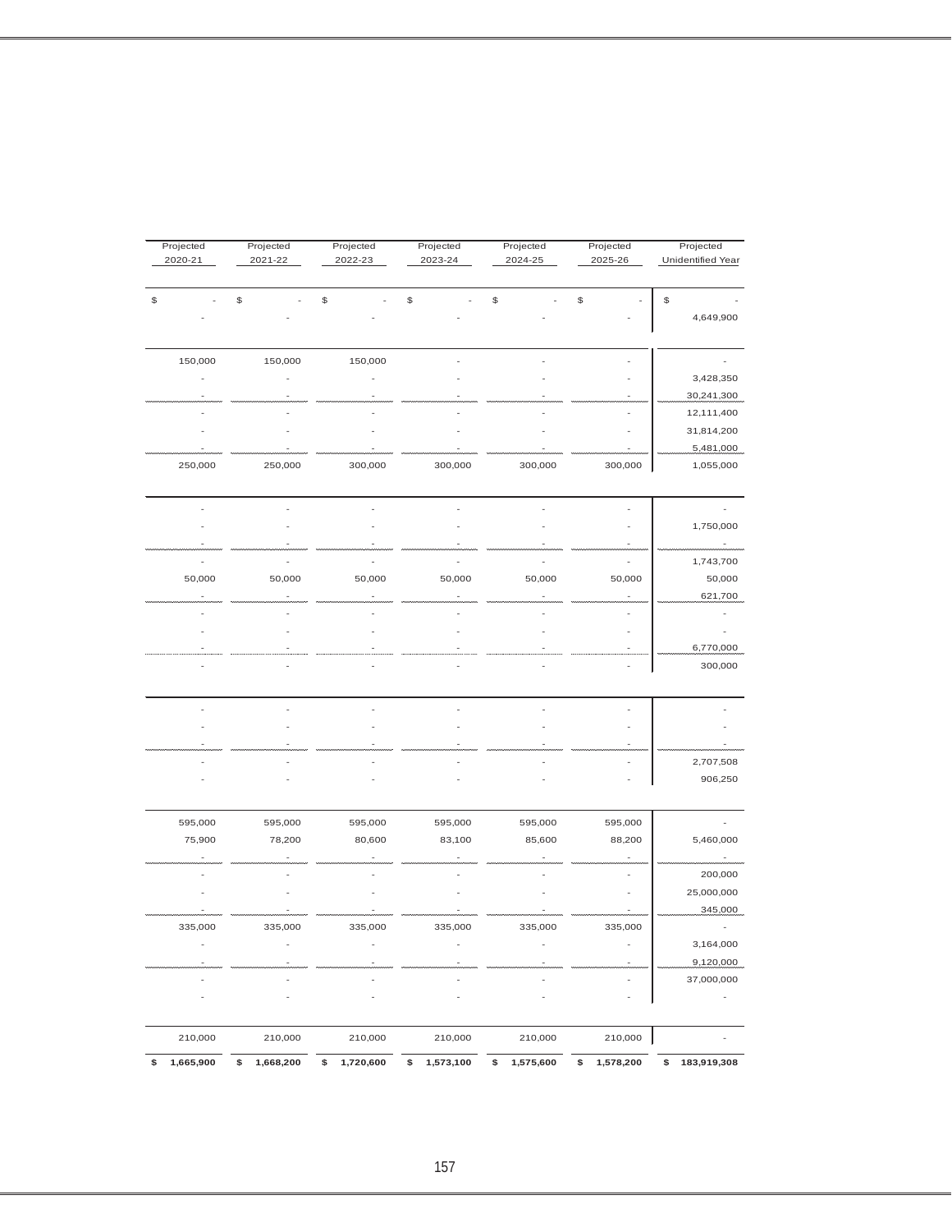| Projected 2020-21 | Projected 2021-22 | Projected 2022-23 | Projected 2023-24 | Projected 2024-25 | Projected 2025-26 | Projected Unidentified Year |
|---|---|---|---|---|---|---|
| | | | | | | |
| $ - | $ - | $ - | $ - | $ - | $ - | $ - |
| - | - | - | - | - | - | 4,649,900 |
| | | | | | | |
| 150,000 | 150,000 | 150,000 | - | - | - | - |
| - | - | - | - | - | - | 3,428,350 |
| - | - | - | - | - | - | 30,241,300 |
| - | - | - | - | - | - | 12,111,400 |
| - | - | - | - | - | - | 31,814,200 |
| - | - | - | - | - | - | 5,481,000 |
| 250,000 | 250,000 | 300,000 | 300,000 | 300,000 | 300,000 | 1,055,000 |
| | | | | | | |
| - | - | - | - | - | - | - |
| - | - | - | - | - | - | 1,750,000 |
| - | - | - | - | - | - | - |
| - | - | - | - | - | - | 1,743,700 |
| 50,000 | 50,000 | 50,000 | 50,000 | 50,000 | 50,000 | 50,000 |
| - | - | - | - | - | - | 621,700 |
| - | - | - | - | - | - | - |
| - | - | - | - | - | - | - |
| - | - | - | - | - | - | 6,770,000 |
| - | - | - | - | - | - | 300,000 |
| | | | | | | |
| - | - | - | - | - | - | - |
| - | - | - | - | - | - | - |
| - | - | - | - | - | - | - |
| - | - | - | - | - | - | 2,707,508 |
| - | - | - | - | - | - | 906,250 |
| | | | | | | |
| 595,000 | 595,000 | 595,000 | 595,000 | 595,000 | 595,000 | - |
| 75,900 | 78,200 | 80,600 | 83,100 | 85,600 | 88,200 | 5,460,000 |
| - | - | - | - | - | - | - |
| - | - | - | - | - | - | 200,000 |
| - | - | - | - | - | - | 25,000,000 |
| - | - | - | - | - | - | 345,000 |
| 335,000 | 335,000 | 335,000 | 335,000 | 335,000 | 335,000 | - |
| - | - | - | - | - | - | 3,164,000 |
| - | - | - | - | - | - | 9,120,000 |
| - | - | - | - | - | - | 37,000,000 |
| - | - | - | - | - | - | - |
| | | | | | | |
| 210,000 | 210,000 | 210,000 | 210,000 | 210,000 | 210,000 | - |
| **$ 1,665,900** | **$ 1,668,200** | **$ 1,720,600** | **$ 1,573,100** | **$ 1,575,600** | **$ 1,578,200** | **$ 183,919,308** |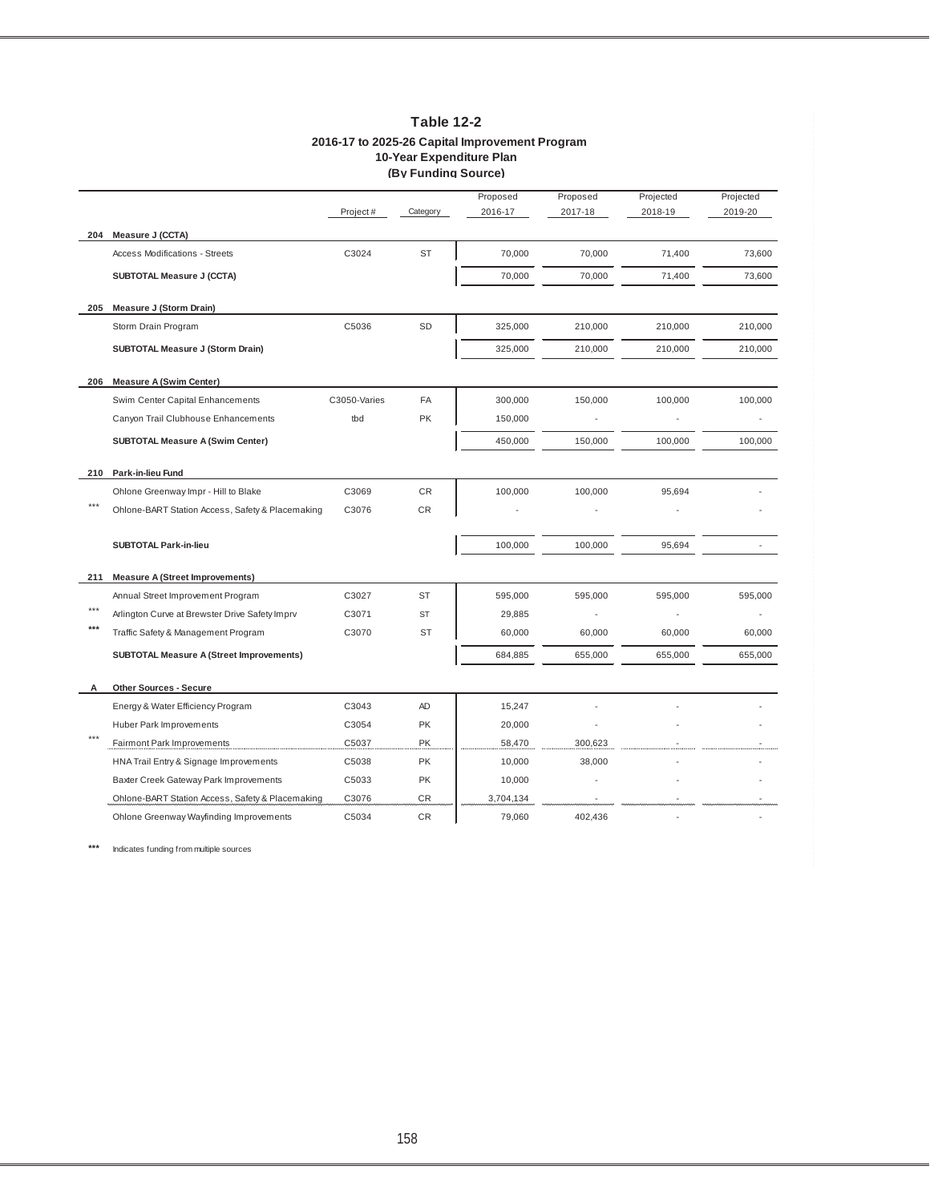## Table 12-2

### 2016-17 to 2025-26 Capital Improvement Program
### 10-Year Expenditure Plan
### (By Funding Source)

| | | Project # | Category | Proposed 2016-17 | Proposed 2017-18 | Projected 2018-19 | Projected 2019-20 |
|---|---|---|---|---|---|---|---|
| **204** | **Measure J (CCTA)** | | | | | | |
| | Access Modifications - Streets | C3024 | ST | 70,000 | 70,000 | 71,400 | 73,600 |
| | **SUBTOTAL Measure J (CCTA)** | | | 70,000 | 70,000 | 71,400 | 73,600 |
| **205** | **Measure J (Storm Drain)** | | | | | | |
| | Storm Drain Program | C5036 | SD | 325,000 | 210,000 | 210,000 | 210,000 |
| | **SUBTOTAL Measure J (Storm Drain)** | | | 325,000 | 210,000 | 210,000 | 210,000 |
| **206** | **Measure A (Swim Center)** | | | | | | |
| | Swim Center Capital Enhancements | C3050-Varies | FA | 300,000 | 150,000 | 100,000 | 100,000 |
| | Canyon Trail Clubhouse Enhancements | tbd | PK | 150,000 | - | - | - |
| | **SUBTOTAL Measure A (Swim Center)** | | | 450,000 | 150,000 | 100,000 | 100,000 |
| **210** | **Park-in-lieu Fund** | | | | | | |
| | Ohlone Greenway Impr - Hill to Blake | C3069 | CR | 100,000 | 100,000 | 95,694 | - |
| *** | Ohlone-BART Station Access, Safety & Placemaking | C3076 | CR | - | - | - | - |
| | **SUBTOTAL Park-in-lieu** | | | 100,000 | 100,000 | 95,694 | - |
| **211** | **Measure A (Street Improvements)** | | | | | | |
| | Annual Street Improvement Program | C3027 | ST | 595,000 | 595,000 | 595,000 | 595,000 |
| *** | Arlington Curve at Brewster Drive Safety Imprv | C3071 | ST | 29,885 | - | - | - |
| *** | Traffic Safety & Management Program | C3070 | ST | 60,000 | 60,000 | 60,000 | 60,000 |
| | **SUBTOTAL Measure A (Street Improvements)** | | | 684,885 | 655,000 | 655,000 | 655,000 |
| **A** | **Other Sources - Secure** | | | | | | |
| | Energy & Water Efficiency Program | C3043 | AD | 15,247 | - | - | - |
| | Huber Park Improvements | C3054 | PK | 20,000 | - | - | - |
| *** | Fairmont Park Improvements | C5037 | PK | 58,470 | 300,623 | - | - |
| | HNA Trail Entry & Signage Improvements | C5038 | PK | 10,000 | 38,000 | - | - |
| | Baxter Creek Gateway Park Improvements | C5033 | PK | 10,000 | - | - | - |
| | Ohlone-BART Station Access, Safety & Placemaking | C3076 | CR | 3,704,134 | - | - | - |
| | Ohlone Greenway Wayfinding Improvements | C5034 | CR | 79,060 | 402,436 | - | - |

*** Indicates funding from multiple sources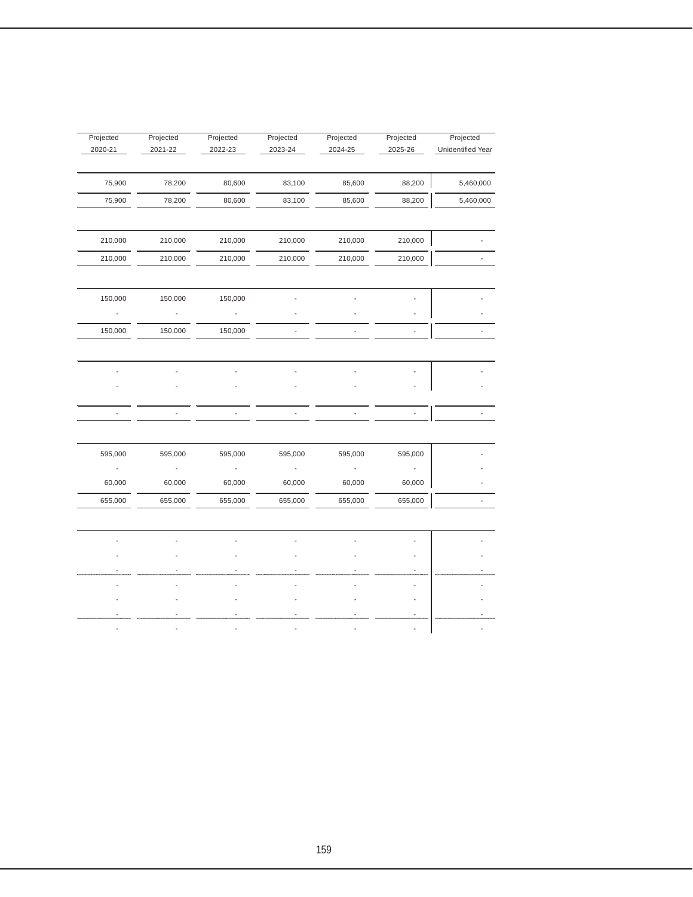| Projected 2020-21 | Projected 2021-22 | Projected 2022-23 | Projected 2023-24 | Projected 2024-25 | Projected 2025-26 | Projected Unidentified Year |
|---|---|---|---|---|---|---|
| | | | | | | |
| 75,900 | 78,200 | 80,600 | 83,100 | 85,600 | 88,200 | 5,460,000 |
| 75,900 | 78,200 | 80,600 | 83,100 | 85,600 | 88,200 | 5,460,000 |
| | | | | | | |
| 210,000 | 210,000 | 210,000 | 210,000 | 210,000 | 210,000 | - |
| 210,000 | 210,000 | 210,000 | 210,000 | 210,000 | 210,000 | - |
| | | | | | | |
| 150,000 | 150,000 | 150,000 | - | - | - | - |
| - | - | - | - | - | - | - |
| 150,000 | 150,000 | 150,000 | - | - | - | - |
| | | | | | | |
| - | - | - | - | - | - | - |
| - | - | - | - | - | - | - |
| - | - | - | - | - | - | - |
| | | | | | | |
| 595,000 | 595,000 | 595,000 | 595,000 | 595,000 | 595,000 | - |
| - | - | - | - | - | - | - |
| 60,000 | 60,000 | 60,000 | 60,000 | 60,000 | 60,000 | - |
| 655,000 | 655,000 | 655,000 | 655,000 | 655,000 | 655,000 | - |
| | | | | | | |
| - | - | - | - | - | - | - |
| - | - | - | - | - | - | - |
| - | - | - | - | - | - | - |
| - | - | - | - | - | - | - |
| - | - | - | - | - | - | - |
| - | - | - | - | - | - | - |
| - | - | - | - | - | - | - |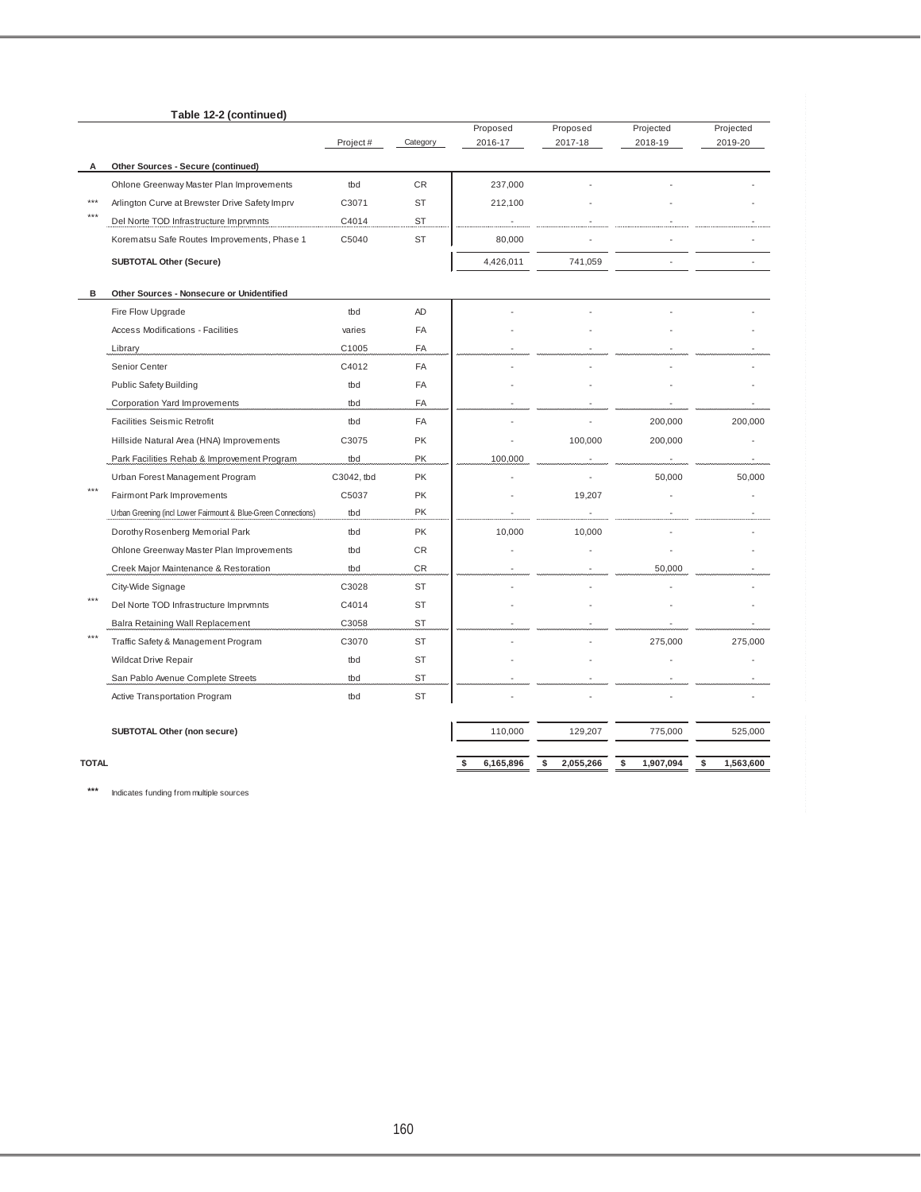**Table 12-2 (continued)**

| | | Project # | Category | Proposed 2016-17 | Proposed 2017-18 | Projected 2018-19 | Projected 2019-20 |
|---|---|---|---|---|---|---|---|
| **A** | **Other Sources - Secure (continued)** | | | | | | |
| | Ohlone Greenway Master Plan Improvements | tbd | CR | 237,000 | - | - | - |
| *** | Arlington Curve at Brewster Drive Safety Imprv | C3071 | ST | 212,100 | - | - | - |
| *** | Del Norte TOD Infrastructure Imprvmnts | C4014 | ST | - | - | - | - |
| | Korematsu Safe Routes Improvements, Phase 1 | C5040 | ST | 80,000 | - | - | - |
| | **SUBTOTAL Other (Secure)** | | | 4,426,011 | 741,059 | - | - |
| **B** | **Other Sources - Nonsecure or Unidentified** | | | | | | |
| | Fire Flow Upgrade | tbd | AD | - | - | - | - |
| | Access Modifications - Facilities | varies | FA | - | - | - | - |
| | Library | C1005 | FA | - | - | - | - |
| | Senior Center | C4012 | FA | - | - | - | - |
| | Public Safety Building | tbd | FA | - | - | - | - |
| | Corporation Yard Improvements | tbd | FA | - | - | - | - |
| | Facilities Seismic Retrofit | tbd | FA | - | - | 200,000 | 200,000 |
| | Hillside Natural Area (HNA) Improvements | C3075 | PK | - | 100,000 | 200,000 | - |
| | Park Facilities Rehab & Improvement Program | tbd | PK | 100,000 | - | - | - |
| | Urban Forest Management Program | C3042, tbd | PK | - | - | 50,000 | 50,000 |
| *** | Fairmont Park Improvements | C5037 | PK | - | 19,207 | - | - |
| | Urban Greening (incl Lower Fairmount & Blue-Green Connections) | tbd | PK | - | - | - | - |
| | Dorothy Rosenberg Memorial Park | tbd | PK | 10,000 | 10,000 | - | - |
| | Ohlone Greenway Master Plan Improvements | tbd | CR | - | - | - | - |
| | Creek Major Maintenance & Restoration | tbd | CR | - | - | 50,000 | - |
| | City-Wide Signage | C3028 | ST | - | - | - | - |
| *** | Del Norte TOD Infrastructure Imprvmnts | C4014 | ST | - | - | - | - |
| | Balra Retaining Wall Replacement | C3058 | ST | - | - | - | - |
| *** | Traffic Safety & Management Program | C3070 | ST | - | - | 275,000 | 275,000 |
| | Wildcat Drive Repair | tbd | ST | - | - | - | - |
| | San Pablo Avenue Complete Streets | tbd | ST | - | - | - | - |
| | Active Transportation Program | tbd | ST | - | - | - | - |
| | **SUBTOTAL Other (non secure)** | | | 110,000 | 129,207 | 775,000 | 525,000 |
| **TOTAL** | | | | **$ 6,165,896** | **$ 2,055,266** | **$ 1,907,094** | **$ 1,563,600** |

**\*\*\*** Indicates funding from multiple sources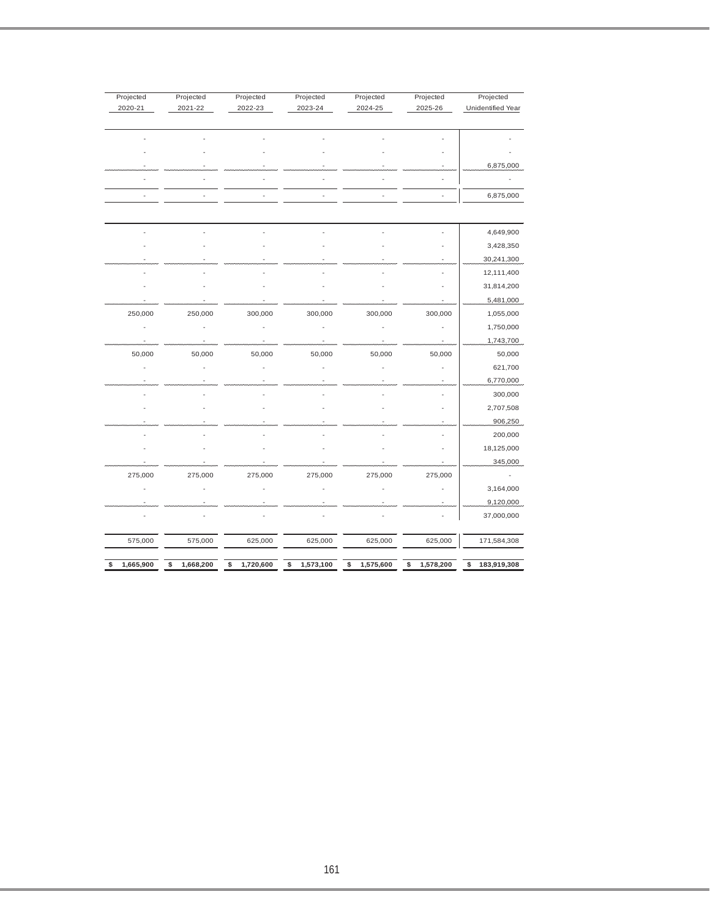| Projected 2020-21 | Projected 2021-22 | Projected 2022-23 | Projected 2023-24 | Projected 2024-25 | Projected 2025-26 | Projected Unidentified Year |
|---|---|---|---|---|---|---|
| | | | | | | |
| - | - | - | - | - | - | - |
| - | - | - | - | - | - | - |
| - | - | - | - | - | - | 6,875,000 |
| - | - | - | - | - | - | - |
| - | - | - | - | - | - | 6,875,000 |
| | | | | | | |
| - | - | - | - | - | - | 4,649,900 |
| - | - | - | - | - | - | 3,428,350 |
| - | - | - | - | - | - | 30,241,300 |
| - | - | - | - | - | - | 12,111,400 |
| - | - | - | - | - | - | 31,814,200 |
| - | - | - | - | - | - | 5,481,000 |
| 250,000 | 250,000 | 300,000 | 300,000 | 300,000 | 300,000 | 1,055,000 |
| - | - | - | - | - | - | 1,750,000 |
| - | - | - | - | - | - | 1,743,700 |
| 50,000 | 50,000 | 50,000 | 50,000 | 50,000 | 50,000 | 50,000 |
| - | - | - | - | - | - | 621,700 |
| - | - | - | - | - | - | 6,770,000 |
| - | - | - | - | - | - | 300,000 |
| - | - | - | - | - | - | 2,707,508 |
| - | - | - | - | - | - | 906,250 |
| - | - | - | - | - | - | 200,000 |
| - | - | - | - | - | - | 18,125,000 |
| - | - | - | - | - | - | 345,000 |
| 275,000 | 275,000 | 275,000 | 275,000 | 275,000 | 275,000 | - |
| - | - | - | - | - | - | 3,164,000 |
| - | - | - | - | - | - | 9,120,000 |
| - | - | - | - | - | - | 37,000,000 |
| 575,000 | 575,000 | 625,000 | 625,000 | 625,000 | 625,000 | 171,584,308 |
| **$ 1,665,900** | **$ 1,668,200** | **$ 1,720,600** | **$ 1,573,100** | **$ 1,575,600** | **$ 1,578,200** | **$ 183,919,308** |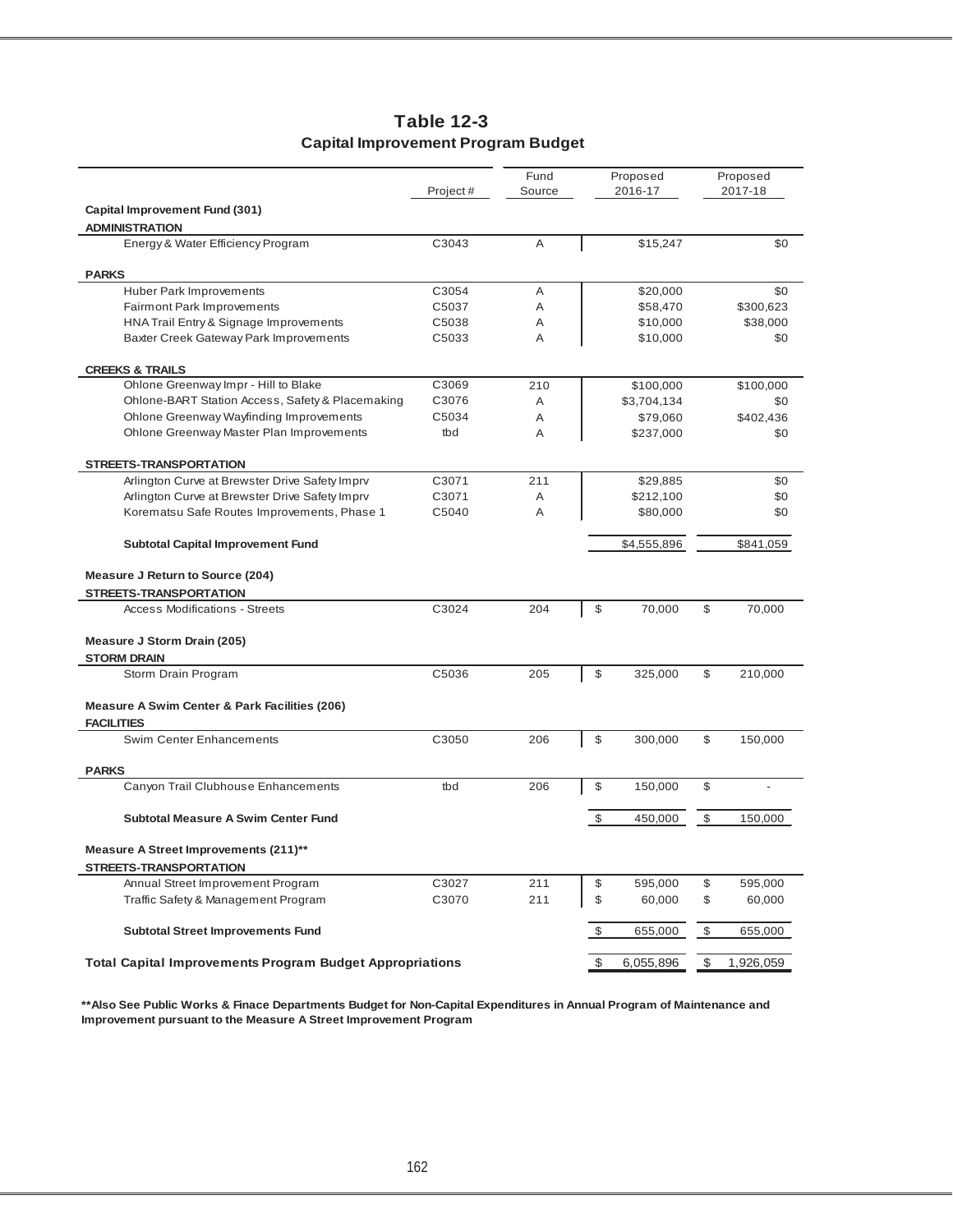# Table 12-3
## Capital Improvement Program Budget

| | Project # | Fund Source | Proposed 2016-17 | Proposed 2017-18 |
|---|---|---|---|---|
| **Capital Improvement Fund (301)** | | | | |
| **ADMINISTRATION** | | | | |
| Energy & Water Efficiency Program | C3043 | A | $15,247 | $0 |
| **PARKS** | | | | |
| Huber Park Improvements | C3054 | A | $20,000 | $0 |
| Fairmont Park Improvements | C5037 | A | $58,470 | $300,623 |
| HNA Trail Entry & Signage Improvements | C5038 | A | $10,000 | $38,000 |
| Baxter Creek Gateway Park Improvements | C5033 | A | $10,000 | $0 |
| **CREEKS & TRAILS** | | | | |
| Ohlone Greenway Impr - Hill to Blake | C3069 | 210 | $100,000 | $100,000 |
| Ohlone-BART Station Access, Safety & Placemaking | C3076 | A | $3,704,134 | $0 |
| Ohlone Greenway Wayfinding Improvements | C5034 | A | $79,060 | $402,436 |
| Ohlone Greenway Master Plan Improvements | tbd | A | $237,000 | $0 |
| **STREETS-TRANSPORTATION** | | | | |
| Arlington Curve at Brewster Drive Safety Imprv | C3071 | 211 | $29,885 | $0 |
| Arlington Curve at Brewster Drive Safety Imprv | C3071 | A | $212,100 | $0 |
| Korematsu Safe Routes Improvements, Phase 1 | C5040 | A | $80,000 | $0 |
| **Subtotal Capital Improvement Fund** | | | $4,555,896 | $841,059 |
| **Measure J Return to Source (204)** | | | | |
| **STREETS-TRANSPORTATION** | | | | |
| Access Modifications - Streets | C3024 | 204 | $ 70,000 | $ 70,000 |
| **Measure J Storm Drain (205)** | | | | |
| **STORM DRAIN** | | | | |
| Storm Drain Program | C5036 | 205 | $ 325,000 | $ 210,000 |
| **Measure A Swim Center & Park Facilities (206)** | | | | |
| **FACILITIES** | | | | |
| Swim Center Enhancements | C3050 | 206 | $ 300,000 | $ 150,000 |
| **PARKS** | | | | |
| Canyon Trail Clubhouse Enhancements | tbd | 206 | $ 150,000 | $ - |
| **Subtotal Measure A Swim Center Fund** | | | $ 450,000 | $ 150,000 |
| **Measure A Street Improvements (211)**** | | | | |
| **STREETS-TRANSPORTATION** | | | | |
| Annual Street Improvement Program | C3027 | 211 | $ 595,000 | $ 595,000 |
| Traffic Safety & Management Program | C3070 | 211 | $ 60,000 | $ 60,000 |
| **Subtotal Street Improvements Fund** | | | $ 655,000 | $ 655,000 |
| **Total Capital Improvements Program Budget Appropriations** | | | $ 6,055,896 | $ 1,926,059 |

****Also See Public Works & Finace Departments Budget for Non-Capital Expenditures in Annual Program of Maintenance and Improvement pursuant to the Measure A Street Improvement Program**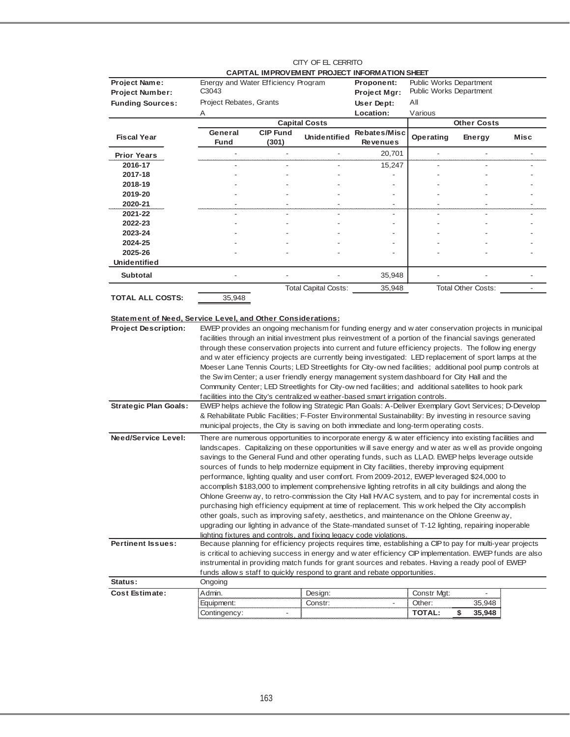CITY OF EL CERRITO

**CAPITAL IMPROVEMENT PROJECT INFORMATION SHEET**

| | | | |
|---|---|---|---|
| **Project Name:** | Energy and Water Efficiency Program | **Proponent:** | Public Works Department |
| **Project Number:** | C3043 | **Project Mgr:** | Public Works Department |
| **Funding Sources:** | Project Rebates, Grants | **User Dept:** | All |
| | A | **Location:** | Various |

| | Capital Costs | | | | Other Costs | | |
|---|---|---|---|---|---|---|---|
| **Fiscal Year** | **General Fund** | **CIP Fund (301)** | **Unidentified** | **Rebates/Misc Revenues** | **Operating** | **Energy** | **Misc** |
| **Prior Years** | - | - | - | 20,701 | - | - | - |
| **2016-17** | - | - | - | 15,247 | - | - | - |
| **2017-18** | - | - | - | - | - | - | - |
| **2018-19** | - | - | - | - | - | - | - |
| **2019-20** | - | - | - | - | - | - | - |
| **2020-21** | - | - | - | - | - | - | - |
| **2021-22** | - | - | - | - | - | - | - |
| **2022-23** | - | - | - | - | - | - | - |
| **2023-24** | - | - | - | - | - | - | - |
| **2024-25** | - | - | - | - | - | - | - |
| **2025-26** | - | - | - | - | - | - | - |
| **Unidentified** | | | | | | | |
| **Subtotal** | - | - | - | 35,948 | - | - | - |
| | | | Total Capital Costs: | 35,948 | | Total Other Costs: | - |
| **TOTAL ALL COSTS:** | 35,948 | | | | | | |

**Statement of Need, Service Level, and Other Considerations:**

**Project Description:** EWEP provides an ongoing mechanism for funding energy and water conservation projects in municipal facilities through an initial investment plus reinvestment of a portion of the financial savings generated through these conservation projects into current and future efficiency projects. The following energy and water efficiency projects are currently being investigated: LED replacement of sport lamps at the Moeser Lane Tennis Courts; LED Streetlights for City-owned facilities; additional pool pump controls at the Swim Center; a user friendly energy management system dashboard for City Hall and the Community Center; LED Streetlights for City-owned facilities; and additional satellites to hook park facilities into the City's centralized weather-based smart irrigation controls.

**Strategic Plan Goals:** EWEP helps achieve the following Strategic Plan Goals: A-Deliver Exemplary Govt Services; D-Develop & Rehabilitate Public Facilities; F-Foster Environmental Sustainability: By investing in resource saving municipal projects, the City is saving on both immediate and long-term operating costs.

**Need/Service Level:** There are numerous opportunities to incorporate energy & water efficiency into existing facilities and landscapes. Capitalizing on these opportunities will save energy and water as well as provide ongoing savings to the General Fund and other operating funds, such as LLAD. EWEP helps leverage outside sources of funds to help modernize equipment in City facilities, thereby improving equipment performance, lighting quality and user comfort. From 2009-2012, EWEP leveraged $24,000 to accomplish $183,000 to implement comprehensive lighting retrofits in all city buildings and along the Ohlone Greenway, to retro-commission the City Hall HVAC system, and to pay for incremental costs in purchasing high efficiency equipment at time of replacement. This work helped the City accomplish other goals, such as improving safety, aesthetics, and maintenance on the Ohlone Greenway, upgrading our lighting in advance of the State-mandated sunset of T-12 lighting, repairing inoperable lighting fixtures and controls, and fixing legacy code violations.

**Pertinent Issues:** Because planning for efficiency projects requires time, establishing a CIP to pay for multi-year projects is critical to achieving success in energy and water efficiency CIP implementation. EWEP funds are also instrumental in providing match funds for grant sources and rebates. Having a ready pool of EWEP funds allows staff to quickly respond to grant and rebate opportunities.

**Status:** Ongoing

**Cost Estimate:**

| | | | | | |
|---|---|---|---|---|---|
| Admin. | | Design: | | Constr Mgt: | - |
| Equipment: | | Constr: | - | Other: | 35,948 |
| Contingency: | - | | | **TOTAL:** | **$ 35,948** |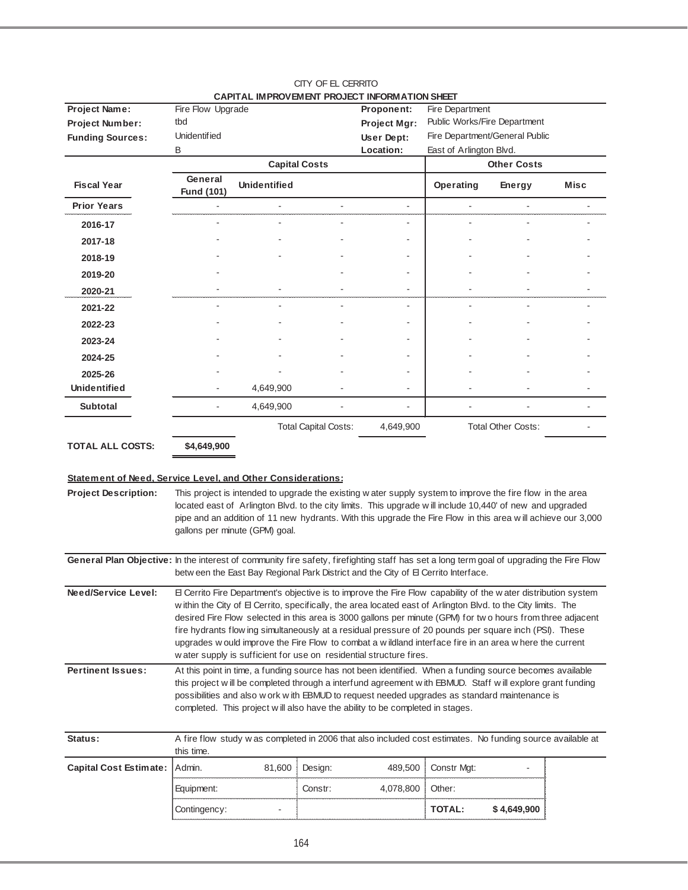CITY OF EL CERRITO

**CAPITAL IMPROVEMENT PROJECT INFORMATION SHEET**

| | | | |
|---|---|---|---|
| **Project Name:** | Fire Flow Upgrade | **Proponent:** | Fire Department |
| **Project Number:** | tbd | **Project Mgr:** | Public Works/Fire Department |
| **Funding Sources:** | Unidentified | **User Dept:** | Fire Department/General Public |
| | B | **Location:** | East of Arlington Blvd. |

| | **Capital Costs** | | | | **Other Costs** | | |
|---|---|---|---|---|---|---|---|
| **Fiscal Year** | **General Fund (101)** | **Unidentified** | | | **Operating** | **Energy** | **Misc** |
| **Prior Years** | - | - | - | - | - | - | - |
| **2016-17** | - | - | - | - | - | - | - |
| **2017-18** | - | - | - | - | - | - | - |
| **2018-19** | - | - | - | - | - | - | - |
| **2019-20** | - | | - | - | - | - | - |
| **2020-21** | - | - | - | - | - | - | - |
| **2021-22** | - | - | - | - | - | - | - |
| **2022-23** | - | - | - | - | - | - | - |
| **2023-24** | - | - | - | - | - | - | - |
| **2024-25** | - | - | - | - | - | - | - |
| **2025-26** | - | - | - | - | - | - | - |
| **Unidentified** | - | 4,649,900 | - | - | - | - | - |
| **Subtotal** | - | 4,649,900 | - | - | - | - | - |
| | | | Total Capital Costs: | 4,649,900 | | Total Other Costs: | - |

**TOTAL ALL COSTS:** **$4,649,900**

**Statement of Need, Service Level, and Other Considerations:**

**Project Description:** This project is intended to upgrade the existing water supply system to improve the fire flow in the area located east of Arlington Blvd. to the city limits. This upgrade will include 10,440' of new and upgraded pipe and an addition of 11 new hydrants. With this upgrade the Fire Flow in this area will achieve our 3,000 gallons per minute (GPM) goal.

**General Plan Objective:** In the interest of community fire safety, firefighting staff has set a long term goal of upgrading the Fire Flow between the East Bay Regional Park District and the City of El Cerrito Interface.

**Need/Service Level:** El Cerrito Fire Department's objective is to improve the Fire Flow capability of the water distribution system within the City of El Cerrito, specifically, the area located east of Arlington Blvd. to the City limits. The desired Fire Flow selected in this area is 3000 gallons per minute (GPM) for two hours from three adjacent fire hydrants flowing simultaneously at a residual pressure of 20 pounds per square inch (PSI). These upgrades would improve the Fire Flow to combat a wildland interface fire in an area where the current water supply is sufficient for use on residential structure fires.

**Pertinent Issues:** At this point in time, a funding source has not been identified. When a funding source becomes available this project will be completed through a interfund agreement with EBMUD. Staff will explore grant funding possibilities and also work with EBMUD to request needed upgrades as standard maintenance is completed. This project will also have the ability to be completed in stages.

**Status:** A fire flow study was completed in 2006 that also included cost estimates. No funding source available at this time.

| **Capital Cost Estimate:** | | | | | | |
|---|---|---|---|---|---|---|
| Admin. | 81,600 | Design: | 489,500 | Constr Mgt: | - |
| Equipment: | | Constr: | 4,078,800 | Other: | |
| Contingency: | - | | | **TOTAL:** | **$ 4,649,900** |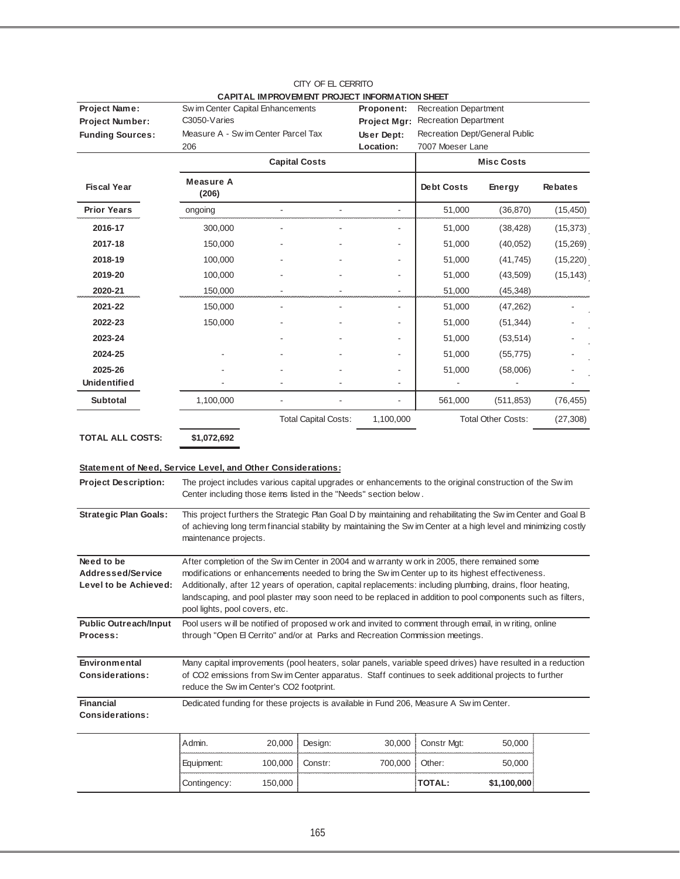CITY OF EL CERRITO

**CAPITAL IMPROVEMENT PROJECT INFORMATION SHEET**

| | | | |
|---|---|---|---|
| **Project Name:** | Swim Center Capital Enhancements | **Proponent:** | Recreation Department |
| **Project Number:** | C3050-Varies | **Project Mgr:** | Recreation Department |
| **Funding Sources:** | Measure A - Swim Center Parcel Tax | **User Dept:** | Recreation Dept/General Public |
| | 206 | **Location:** | 7007 Moeser Lane |

| | **Capital Costs** | | | | **Misc Costs** | | |
|---|---|---|---|---|---|---|---|
| **Fiscal Year** | **Measure A (206)** | | | | **Debt Costs** | **Energy** | **Rebates** |
| **Prior Years** | ongoing | - | - | - | 51,000 | (36,870) | (15,450) |
| **2016-17** | 300,000 | - | - | - | 51,000 | (38,428) | (15,373) |
| **2017-18** | 150,000 | - | - | - | 51,000 | (40,052) | (15,269) |
| **2018-19** | 100,000 | - | - | - | 51,000 | (41,745) | (15,220) |
| **2019-20** | 100,000 | - | - | - | 51,000 | (43,509) | (15,143) |
| **2020-21** | 150,000 | - | - | - | 51,000 | (45,348) | |
| **2021-22** | 150,000 | - | - | - | 51,000 | (47,262) | - |
| **2022-23** | 150,000 | - | - | - | 51,000 | (51,344) | - |
| **2023-24** | | - | - | - | 51,000 | (53,514) | - |
| **2024-25** | - | - | - | - | 51,000 | (55,775) | - |
| **2025-26** | - | - | - | - | 51,000 | (58,006) | - |
| **Unidentified** | - | - | - | - | - | - | - |
| **Subtotal** | 1,100,000 | - | - | - | 561,000 | (511,853) | (76,455) |
| | | | Total Capital Costs: | 1,100,000 | | Total Other Costs: | (27,308) |

**TOTAL ALL COSTS:** **$1,072,692**

**Statement of Need, Service Level, and Other Considerations:**

**Project Description:** The project includes various capital upgrades or enhancements to the original construction of the Swim Center including those items listed in the "Needs" section below.

**Strategic Plan Goals:** This project furthers the Strategic Plan Goal D by maintaining and rehabilitating the Swim Center and Goal B of achieving long term financial stability by maintaining the Swim Center at a high level and minimizing costly maintenance projects.

**Need to be Addressed/Service Level to be Achieved:** After completion of the Swim Center in 2004 and warranty work in 2005, there remained some modifications or enhancements needed to bring the Swim Center up to its highest effectiveness. Additionally, after 12 years of operation, capital replacements: including plumbing, drains, floor heating, landscaping, and pool plaster may soon need to be replaced in addition to pool components such as filters, pool lights, pool covers, etc.

**Public Outreach/Input Process:** Pool users will be notified of proposed work and invited to comment through email, in writing, online through "Open El Cerrito" and/or at Parks and Recreation Commission meetings.

**Environmental Considerations:** Many capital improvements (pool heaters, solar panels, variable speed drives) have resulted in a reduction of $CO_2$ emissions from Swim Center apparatus. Staff continues to seek additional projects to further reduce the Swim Center's $CO_2$ footprint.

**Financial Considerations:** Dedicated funding for these projects is available in Fund 206, Measure A Swim Center.

| | | | | | |
|---|---|---|---|---|---|
| Admin. | 20,000 | Design: | 30,000 | Constr Mgt: | 50,000 |
| Equipment: | 100,000 | Constr: | 700,000 | Other: | 50,000 |
| Contingency: | 150,000 | | | **TOTAL:** | **$1,100,000** |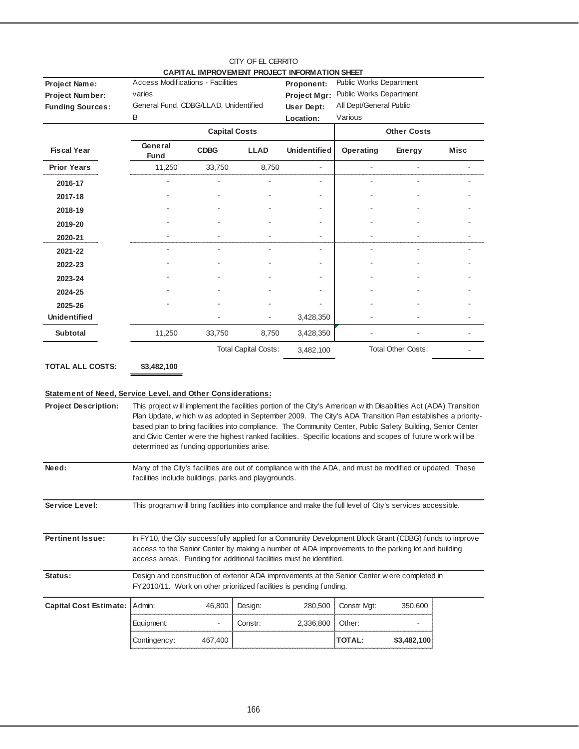CITY OF EL CERRITO

**CAPITAL IMPROVEMENT PROJECT INFORMATION SHEET**

| | | | |
|---|---|---|---|
| **Project Name:** | Access Modifications - Facilities | **Proponent:** | Public Works Department |
| **Project Number:** | varies | **Project Mgr:** | Public Works Department |
| **Funding Sources:** | General Fund, CDBG/LLAD, Unidentified | **User Dept:** | All Dept/General Public |
| | B | **Location:** | Various |

| | Capital Costs | | | | Other Costs | | |
|---|---|---|---|---|---|---|---|
| **Fiscal Year** | **General Fund** | **CDBG** | **LLAD** | **Unidentified** | **Operating** | **Energy** | **Misc** |
| **Prior Years** | 11,250 | 33,750 | 8,750 | - | - | - | - |
| **2016-17** | - | - | - | - | - | - | - |
| **2017-18** | - | - | - | - | - | - | - |
| **2018-19** | - | - | - | - | - | - | - |
| **2019-20** | - | - | - | - | - | - | - |
| **2020-21** | - | - | - | - | - | - | - |
| **2021-22** | - | - | - | - | - | - | - |
| **2022-23** | - | - | - | - | - | - | - |
| **2023-24** | - | - | - | - | - | - | - |
| **2024-25** | - | - | - | - | - | - | - |
| **2025-26** | - | - | - | - | - | - | - |
| **Unidentified** | | - | - | 3,428,350 | - | - | - |
| **Subtotal** | 11,250 | 33,750 | 8,750 | 3,428,350 | - | - | - |
| | | | Total Capital Costs: | 3,482,100 | | Total Other Costs: | - |

**TOTAL ALL COSTS:** **$3,482,100**

**Statement of Need, Service Level, and Other Considerations:**

**Project Description:** This project will implement the facilities portion of the City's American with Disabilities Act (ADA) Transition Plan Update, which was adopted in September 2009. The City's ADA Transition Plan establishes a priority-based plan to bring facilities into compliance. The Community Center, Public Safety Building, Senior Center and Civic Center were the highest ranked facilities. Specific locations and scopes of future work will be determined as funding opportunities arise.

**Need:** Many of the City's facilities are out of compliance with the ADA, and must be modified or updated. These facilities include buildings, parks and playgrounds.

**Service Level:** This program will bring facilities into compliance and make the full level of City's services accessible.

**Pertinent Issue:** In FY10, the City successfully applied for a Community Development Block Grant (CDBG) funds to improve access to the Senior Center by making a number of ADA improvements to the parking lot and building access areas. Funding for additional facilities must be identified.

**Status:** Design and construction of exterior ADA improvements at the Senior Center were completed in FY2010/11. Work on other prioritized facilities is pending funding.

| **Capital Cost Estimate:** | | | | | | |
|---|---|---|---|---|---|---|
| Admin: | 46,800 | Design: | 280,500 | Constr Mgt: | 350,600 |
| Equipment: | - | Constr: | 2,336,800 | Other: | - |
| Contingency: | 467,400 | | | **TOTAL:** | **$3,482,100** |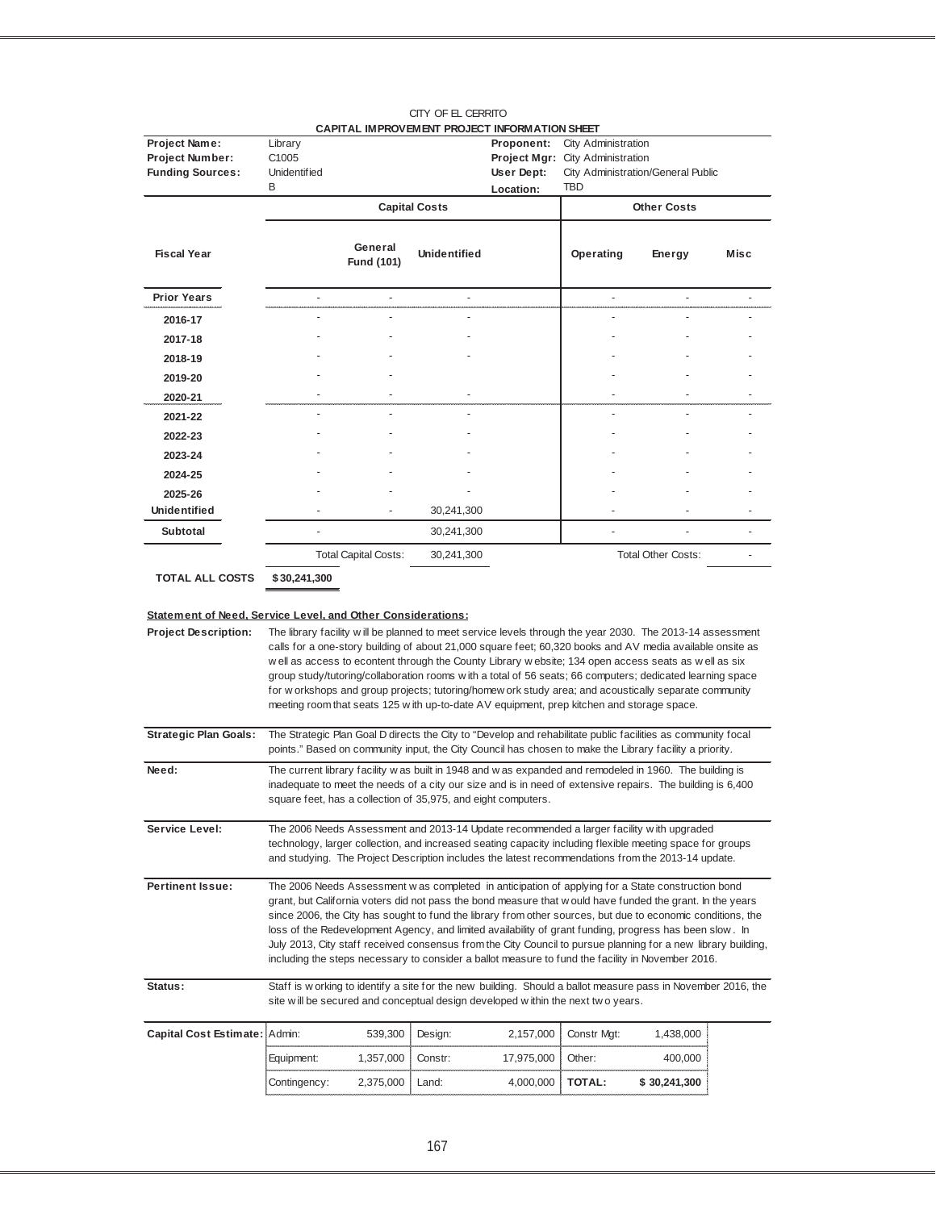CITY OF EL CERRITO

**CAPITAL IMPROVEMENT PROJECT INFORMATION SHEET**

| | | | |
|---|---|---|---|
| **Project Name:** | Library | **Proponent:** | City Administration |
| **Project Number:** | C1005 | **Project Mgr:** | City Administration |
| **Funding Sources:** | Unidentified | **User Dept:** | City Administration/General Public |
| | B | **Location:** | TBD |

| | Capital Costs | | | Other Costs | | |
|---|---|---|---|---|---|---|
| **Fiscal Year** | | **General Fund (101)** | **Unidentified** | **Operating** | **Energy** | **Misc** |
| **Prior Years** | - | - | - | - | - | - |
| **2016-17** | - | - | - | - | - | - |
| **2017-18** | - | - | - | - | - | - |
| **2018-19** | - | - | - | - | - | - |
| **2019-20** | - | - | | - | - | - |
| **2020-21** | - | - | - | - | - | - |
| **2021-22** | - | - | - | - | - | - |
| **2022-23** | - | - | - | - | - | - |
| **2023-24** | - | - | - | - | - | - |
| **2024-25** | - | - | - | - | - | - |
| **2025-26** | - | - | - | - | - | - |
| **Unidentified** | - | - | 30,241,300 | - | - | - |
| **Subtotal** | - | | 30,241,300 | - | - | - |
| | | Total Capital Costs: | 30,241,300 | | Total Other Costs: | - |

**TOTAL ALL COSTS** **$ 30,241,300**

**Statement of Need, Service Level, and Other Considerations:**

**Project Description:** The library facility will be planned to meet service levels through the year 2030. The 2013-14 assessment calls for a one-story building of about 21,000 square feet; 60,320 books and AV media available onsite as well as access to econtent through the County Library website; 134 open access seats as well as six group study/tutoring/collaboration rooms with a total of 56 seats; 66 computers; dedicated learning space for workshops and group projects; tutoring/homework study area; and acoustically separate community meeting room that seats 125 with up-to-date AV equipment, prep kitchen and storage space.

**Strategic Plan Goals:** The Strategic Plan Goal D directs the City to "Develop and rehabilitate public facilities as community focal points." Based on community input, the City Council has chosen to make the Library facility a priority.

**Need:** The current library facility was built in 1948 and was expanded and remodeled in 1960. The building is inadequate to meet the needs of a city our size and is in need of extensive repairs. The building is 6,400 square feet, has a collection of 35,975, and eight computers.

**Service Level:** The 2006 Needs Assessment and 2013-14 Update recommended a larger facility with upgraded technology, larger collection, and increased seating capacity including flexible meeting space for groups and studying. The Project Description includes the latest recommendations from the 2013-14 update.

**Pertinent Issue:** The 2006 Needs Assessment was completed in anticipation of applying for a State construction bond grant, but California voters did not pass the bond measure that would have funded the grant. In the years since 2006, the City has sought to fund the library from other sources, but due to economic conditions, the loss of the Redevelopment Agency, and limited availability of grant funding, progress has been slow. In July 2013, City staff received consensus from the City Council to pursue planning for a new library building, including the steps necessary to consider a ballot measure to fund the facility in November 2016.

**Status:** Staff is working to identify a site for the new building. Should a ballot measure pass in November 2016, the site will be secured and conceptual design developed within the next two years.

| **Capital Cost Estimate:** | | | | | | |
|---|---|---|---|---|---|---|
| Admin: | 539,300 | Design: | 2,157,000 | Constr Mgt: | 1,438,000 |
| Equipment: | 1,357,000 | Constr: | 17,975,000 | Other: | 400,000 |
| Contingency: | 2,375,000 | Land: | 4,000,000 | **TOTAL:** | **$ 30,241,300** |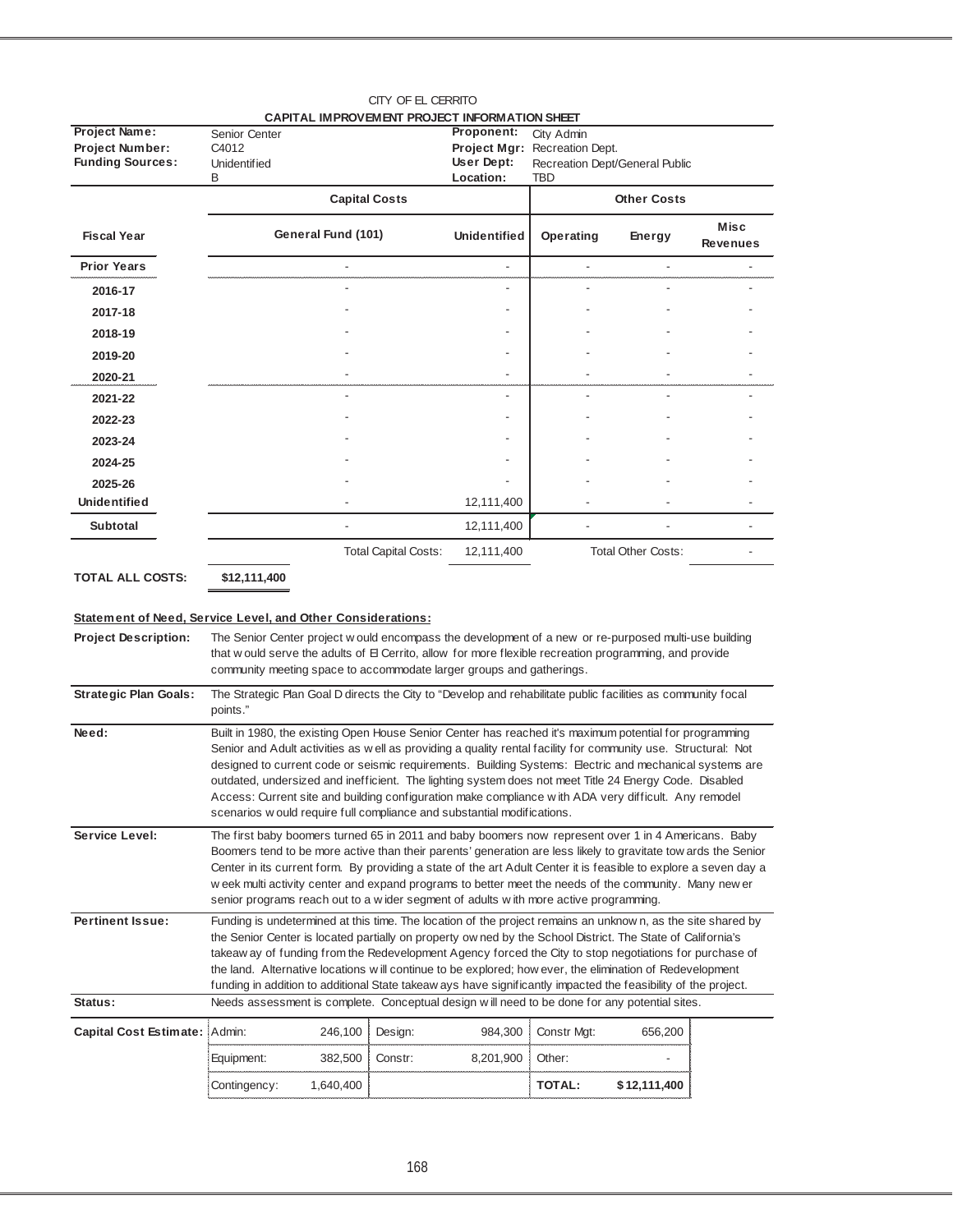CITY OF EL CERRITO

**CAPITAL IMPROVEMENT PROJECT INFORMATION SHEET**

| | | | |
|---|---|---|---|
| **Project Name:** | Senior Center | **Proponent:** | City Admin |
| **Project Number:** | C4012 | **Project Mgr:** | Recreation Dept. |
| **Funding Sources:** | Unidentified | **User Dept:** | Recreation Dept/General Public |
| | B | **Location:** | TBD |

| | Capital Costs | | Other Costs | | |
|---|---|---|---|---|---|
| **Fiscal Year** | **General Fund (101)** | **Unidentified** | **Operating** | **Energy** | **Misc Revenues** |
| **Prior Years** | - | - | - | - | - |
| **2016-17** | - | - | - | - | - |
| **2017-18** | - | - | - | - | - |
| **2018-19** | - | - | - | - | - |
| **2019-20** | - | - | - | - | - |
| **2020-21** | - | - | - | - | - |
| **2021-22** | - | - | - | - | - |
| **2022-23** | - | - | - | - | - |
| **2023-24** | - | - | - | - | - |
| **2024-25** | - | - | - | - | - |
| **2025-26** | - | - | - | - | - |
| **Unidentified** | - | 12,111,400 | - | - | - |
| **Subtotal** | - | 12,111,400 | - | - | - |
| | Total Capital Costs: | 12,111,400 | Total Other Costs: | | - |

**TOTAL ALL COSTS:** **$12,111,400**

**Statement of Need, Service Level, and Other Considerations:**

**Project Description:** The Senior Center project would encompass the development of a new or re-purposed multi-use building that would serve the adults of El Cerrito, allow for more flexible recreation programming, and provide community meeting space to accommodate larger groups and gatherings.

**Strategic Plan Goals:** The Strategic Plan Goal D directs the City to "Develop and rehabilitate public facilities as community focal points."

**Need:** Built in 1980, the existing Open House Senior Center has reached it's maximum potential for programming Senior and Adult activities as well as providing a quality rental facility for community use. Structural: Not designed to current code or seismic requirements. Building Systems: Electric and mechanical systems are outdated, undersized and inefficient. The lighting system does not meet Title 24 Energy Code. Disabled Access: Current site and building configuration make compliance with ADA very difficult. Any remodel scenarios would require full compliance and substantial modifications.

**Service Level:** The first baby boomers turned 65 in 2011 and baby boomers now represent over 1 in 4 Americans. Baby Boomers tend to be more active than their parents' generation are less likely to gravitate towards the Senior Center in its current form. By providing a state of the art Adult Center it is feasible to explore a seven day a week multi activity center and expand programs to better meet the needs of the community. Many newer senior programs reach out to a wider segment of adults with more active programming.

**Pertinent Issue:** Funding is undetermined at this time. The location of the project remains an unknown, as the site shared by the Senior Center is located partially on property owned by the School District. The State of California's takeaway of funding from the Redevelopment Agency forced the City to stop negotiations for purchase of the land. Alternative locations will continue to be explored; however, the elimination of Redevelopment funding in addition to additional State takeaways have significantly impacted the feasibility of the project.

**Status:** Needs assessment is complete. Conceptual design will need to be done for any potential sites.

| **Capital Cost Estimate:** | | | | | | |
|---|---|---|---|---|---|---|
| Admin: | 246,100 | Design: | 984,300 | Constr Mgt: | 656,200 |
| Equipment: | 382,500 | Constr: | 8,201,900 | Other: | - |
| Contingency: | 1,640,400 | | | **TOTAL:** | **$12,111,400** |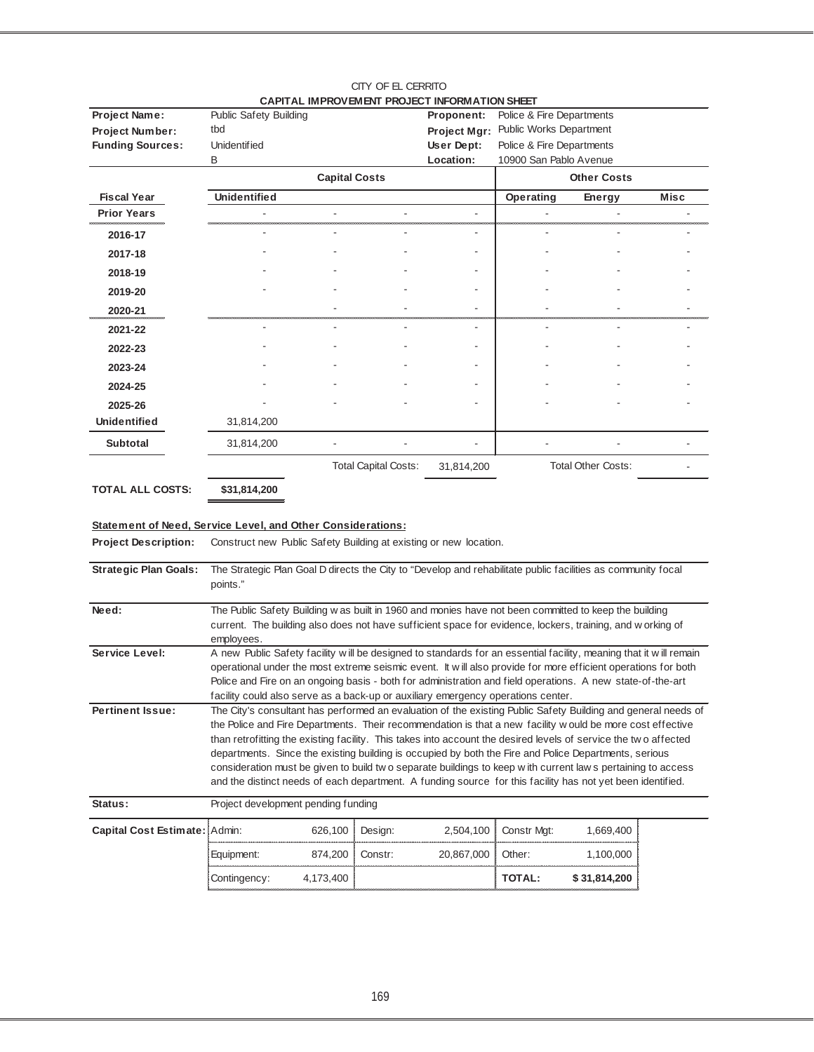CITY OF EL CERRITO

**CAPITAL IMPROVEMENT PROJECT INFORMATION SHEET**

| | | | |
|---|---|---|---|
| **Project Name:** | Public Safety Building | **Proponent:** | Police & Fire Departments |
| **Project Number:** | tbd | **Project Mgr:** | Public Works Department |
| **Funding Sources:** | Unidentified | **User Dept:** | Police & Fire Departments |
| | B | **Location:** | 10900 San Pablo Avenue |

| | **Capital Costs** | | | | **Other Costs** | | |
|---|---|---|---|---|---|---|---|
| **Fiscal Year** | **Unidentified** | | | | **Operating** | **Energy** | **Misc** |
| **Prior Years** | - | - | - | - | - | - | - |
| **2016-17** | - | - | - | - | - | - | - |
| **2017-18** | - | - | - | - | - | - | - |
| **2018-19** | - | - | - | - | - | - | - |
| **2019-20** | - | - | - | - | - | - | - |
| **2020-21** | | - | - | - | - | - | - |
| **2021-22** | - | - | - | - | - | - | - |
| **2022-23** | - | - | - | - | - | - | - |
| **2023-24** | - | - | - | - | - | - | - |
| **2024-25** | - | - | - | - | - | - | - |
| **2025-26** | - | - | - | - | - | - | - |
| **Unidentified** | 31,814,200 | | | | | | |
| **Subtotal** | 31,814,200 | - | - | - | - | - | - |
| | | Total Capital Costs: | | 31,814,200 | | Total Other Costs: | - |

**TOTAL ALL COSTS:** **$31,814,200**

**Statement of Need, Service Level, and Other Considerations:**

**Project Description:** Construct new Public Safety Building at existing or new location.

**Strategic Plan Goals:** The Strategic Plan Goal D directs the City to "Develop and rehabilitate public facilities as community focal points."

**Need:** The Public Safety Building was built in 1960 and monies have not been committed to keep the building current. The building also does not have sufficient space for evidence, lockers, training, and working of employees.

**Service Level:** A new Public Safety facility will be designed to standards for an essential facility, meaning that it will remain operational under the most extreme seismic event. It will also provide for more efficient operations for both Police and Fire on an ongoing basis - both for administration and field operations. A new state-of-the-art facility could also serve as a back-up or auxiliary emergency operations center.

**Pertinent Issue:** The City's consultant has performed an evaluation of the existing Public Safety Building and general needs of the Police and Fire Departments. Their recommendation is that a new facility would be more cost effective than retrofitting the existing facility. This takes into account the desired levels of service the two affected departments. Since the existing building is occupied by both the Fire and Police Departments, serious consideration must be given to build two separate buildings to keep with current laws pertaining to access and the distinct needs of each department. A funding source for this facility has not yet been identified.

**Status:** Project development pending funding

| **Capital Cost Estimate:** | | | | | | |
|---|---|---|---|---|---|---|
| Admin: | 626,100 | Design: | 2,504,100 | Constr Mgt: | 1,669,400 |
| Equipment: | 874,200 | Constr: | 20,867,000 | Other: | 1,100,000 |
| Contingency: | 4,173,400 | | | **TOTAL:** | **$ 31,814,200** |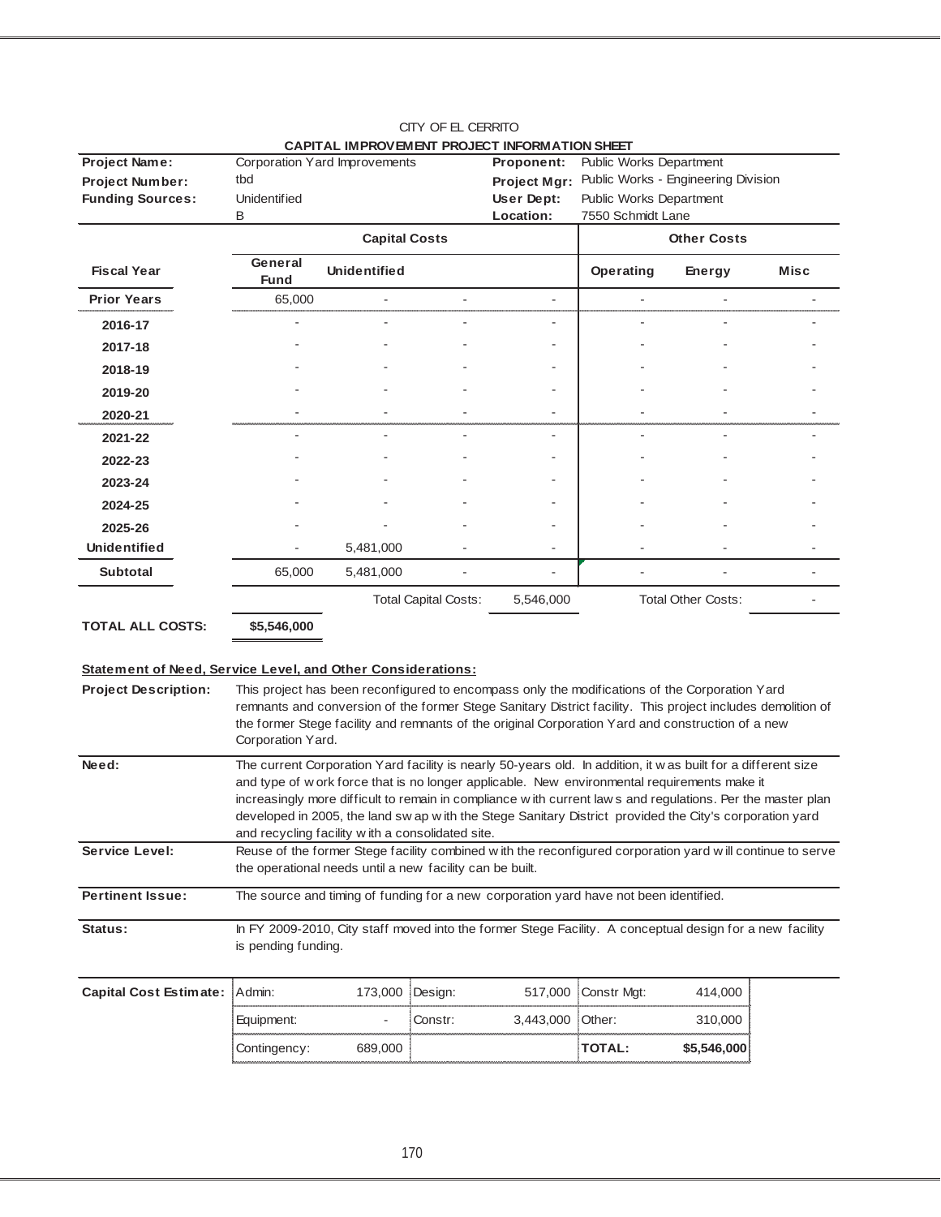CITY OF EL CERRITO

**CAPITAL IMPROVEMENT PROJECT INFORMATION SHEET**

| | | | |
|---|---|---|---|
| **Project Name:** | Corporation Yard Improvements | **Proponent:** | Public Works Department |
| **Project Number:** | tbd | **Project Mgr:** | Public Works - Engineering Division |
| **Funding Sources:** | Unidentified | **User Dept:** | Public Works Department |
| | B | **Location:** | 7550 Schmidt Lane |

| | **Capital Costs** | | | | **Other Costs** | | |
|---|---|---|---|---|---|---|---|
| **Fiscal Year** | **General Fund** | **Unidentified** | | | **Operating** | **Energy** | **Misc** |
| **Prior Years** | 65,000 | - | - | - | - | - | - |
| **2016-17** | - | - | - | - | - | - | - |
| **2017-18** | - | - | - | - | - | - | - |
| **2018-19** | - | - | - | - | - | - | - |
| **2019-20** | - | - | - | - | - | - | - |
| **2020-21** | - | - | - | - | - | - | - |
| **2021-22** | - | - | - | - | - | - | - |
| **2022-23** | - | - | - | - | - | - | - |
| **2023-24** | - | - | - | - | - | - | - |
| **2024-25** | - | - | - | - | - | - | - |
| **2025-26** | - | - | - | - | - | - | - |
| **Unidentified** | - | 5,481,000 | - | - | - | - | - |
| **Subtotal** | 65,000 | 5,481,000 | - | - | - | - | - |
| | | Total Capital Costs: | | 5,546,000 | Total Other Costs: | | - |
| **TOTAL ALL COSTS:** | **$5,546,000** | | | | | | |

**Statement of Need, Service Level, and Other Considerations:**

**Project Description:** This project has been reconfigured to encompass only the modifications of the Corporation Yard remnants and conversion of the former Stege Sanitary District facility. This project includes demolition of the former Stege facility and remnants of the original Corporation Yard and construction of a new Corporation Yard.

**Need:** The current Corporation Yard facility is nearly 50-years old. In addition, it was built for a different size and type of work force that is no longer applicable. New environmental requirements make it increasingly more difficult to remain in compliance with current laws and regulations. Per the master plan developed in 2005, the land swap with the Stege Sanitary District provided the City's corporation yard and recycling facility with a consolidated site.

**Service Level:** Reuse of the former Stege facility combined with the reconfigured corporation yard will continue to serve the operational needs until a new facility can be built.

**Pertinent Issue:** The source and timing of funding for a new corporation yard have not been identified.

**Status:** In FY 2009-2010, City staff moved into the former Stege Facility. A conceptual design for a new facility is pending funding.

| **Capital Cost Estimate:** | | | | | | |
|---|---|---|---|---|---|---|
| | Admin: | 173,000 | Design: | 517,000 | Constr Mgt: | 414,000 |
| | Equipment: | - | Constr: | 3,443,000 | Other: | 310,000 |
| | Contingency: | 689,000 | | | **TOTAL:** | **$5,546,000** |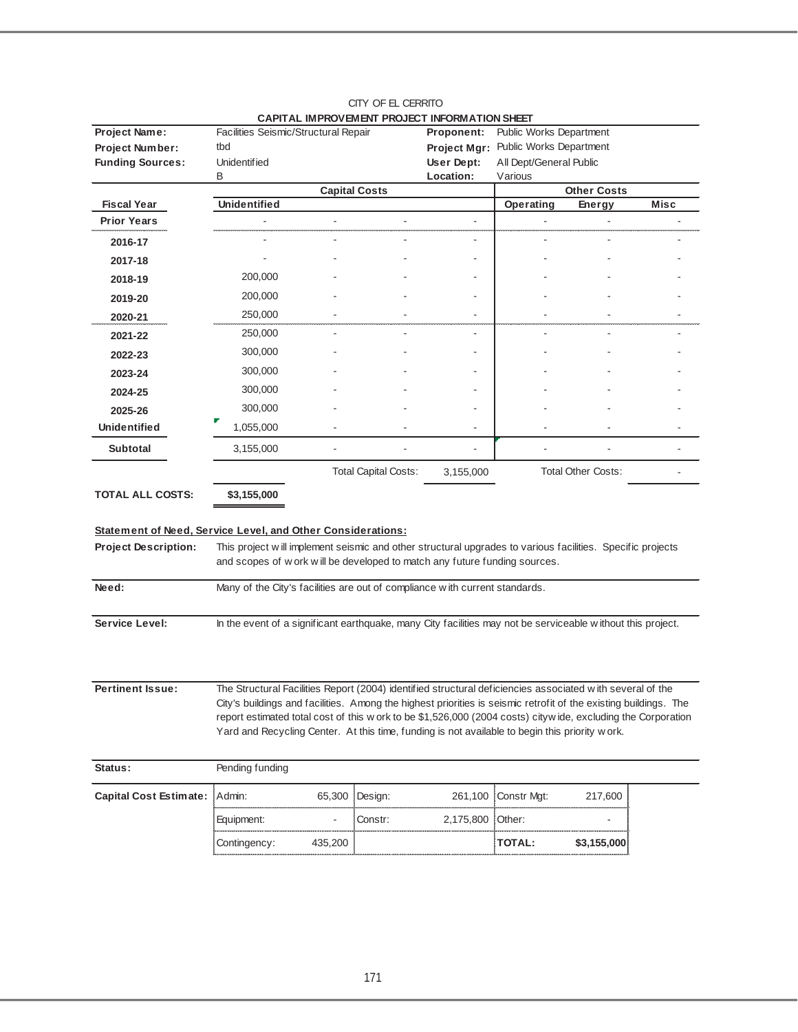CITY OF EL CERRITO

**CAPITAL IMPROVEMENT PROJECT INFORMATION SHEET**

| | | | |
|---|---|---|---|
| **Project Name:** | Facilities Seismic/Structural Repair | **Proponent:** | Public Works Department |
| **Project Number:** | tbd | **Project Mgr:** | Public Works Department |
| **Funding Sources:** | Unidentified | **User Dept:** | All Dept/General Public |
| | B | **Location:** | Various |

| | **Capital Costs** | | | | **Other Costs** | | |
|---|---|---|---|---|---|---|---|
| **Fiscal Year** | **Unidentified** | | | | **Operating** | **Energy** | **Misc** |
| **Prior Years** | - | - | - | - | - | - | - |
| **2016-17** | - | - | - | - | - | - | - |
| **2017-18** | - | - | - | - | - | - | - |
| **2018-19** | 200,000 | - | - | - | - | - | - |
| **2019-20** | 200,000 | - | - | - | - | - | - |
| **2020-21** | 250,000 | - | - | - | - | - | - |
| **2021-22** | 250,000 | - | - | - | - | - | - |
| **2022-23** | 300,000 | - | - | - | - | - | - |
| **2023-24** | 300,000 | - | - | - | - | - | - |
| **2024-25** | 300,000 | - | - | - | - | - | - |
| **2025-26** | 300,000 | - | - | - | - | - | - |
| **Unidentified** | 1,055,000 | - | - | - | - | - | - |
| **Subtotal** | 3,155,000 | - | - | - | - | - | - |
| | | Total Capital Costs: | | 3,155,000 | | Total Other Costs: | - |

**TOTAL ALL COSTS:** **$3,155,000**

**Statement of Need, Service Level, and Other Considerations:**

**Project Description:** This project will implement seismic and other structural upgrades to various facilities. Specific projects and scopes of work will be developed to match any future funding sources.

**Need:** Many of the City's facilities are out of compliance with current standards.

**Service Level:** In the event of a significant earthquake, many City facilities may not be serviceable without this project.

**Pertinent Issue:** The Structural Facilities Report (2004) identified structural deficiencies associated with several of the City's buildings and facilities. Among the highest priorities is seismic retrofit of the existing buildings. The report estimated total cost of this work to be $1,526,000 (2004 costs) citywide, excluding the Corporation Yard and Recycling Center. At this time, funding is not available to begin this priority work.

**Status:** Pending funding

| **Capital Cost Estimate:** | | | | | | |
|---|---|---|---|---|---|---|
| Admin: | 65,300 | Design: | 261,100 | Constr Mgt: | 217,600 |
| Equipment: | - | Constr: | 2,175,800 | Other: | - |
| Contingency: | 435,200 | | | **TOTAL:** | **$3,155,000** |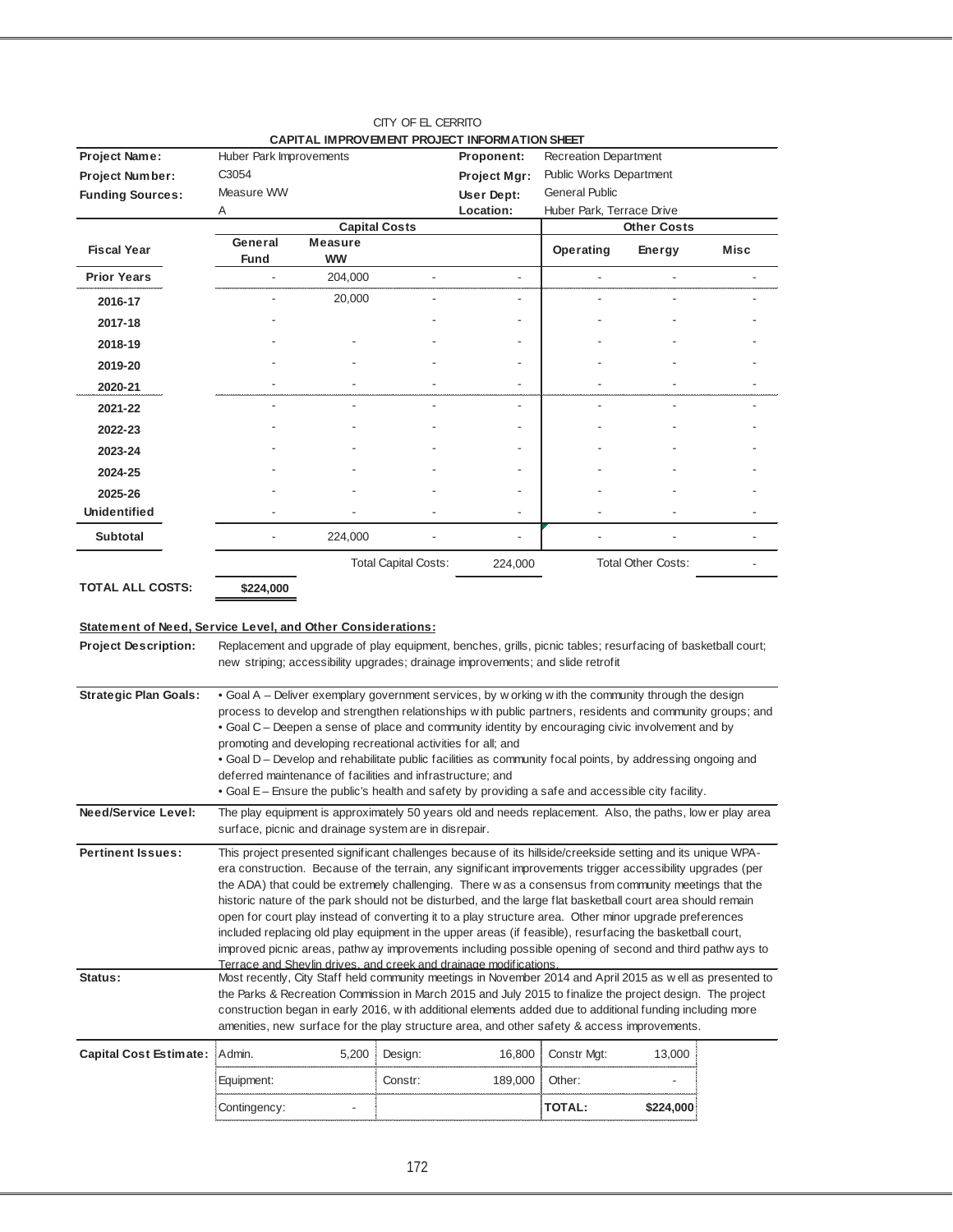CITY OF EL CERRITO

**CAPITAL IMPROVEMENT PROJECT INFORMATION SHEET**

| | | | |
|---|---|---|---|
| **Project Name:** | Huber Park Improvements | **Proponent:** | Recreation Department |
| **Project Number:** | C3054 | **Project Mgr:** | Public Works Department |
| **Funding Sources:** | Measure WW | **User Dept:** | General Public |
| | A | **Location:** | Huber Park, Terrace Drive |

| **Fiscal Year** | **Capital Costs** | | | | **Other Costs** | | |
|---|---|---|---|---|---|---|---|
| | **General Fund** | **Measure WW** | | | **Operating** | **Energy** | **Misc** |
| **Prior Years** | - | 204,000 | - | - | - | - | - |
| **2016-17** | - | 20,000 | - | - | - | - | - |
| **2017-18** | - | - | - | - | - | - | - |
| **2018-19** | - | - | - | - | - | - | - |
| **2019-20** | - | - | - | - | - | - | - |
| **2020-21** | - | - | - | - | - | - | - |
| **2021-22** | - | - | - | - | - | - | - |
| **2022-23** | - | - | - | - | - | - | - |
| **2023-24** | - | - | - | - | - | - | - |
| **2024-25** | - | - | - | - | - | - | - |
| **2025-26** | - | - | - | - | - | - | - |
| **Unidentified** | - | - | - | - | - | - | - |
| **Subtotal** | - | 224,000 | - | - | - | - | - |
| | | | Total Capital Costs: | 224,000 | | Total Other Costs: | - |

**TOTAL ALL COSTS:** **$224,000**

**Statement of Need, Service Level, and Other Considerations:**

**Project Description:** Replacement and upgrade of play equipment, benches, grills, picnic tables; resurfacing of basketball court; new striping; accessibility upgrades; drainage improvements; and slide retrofit

**Strategic Plan Goals:**
- Goal A – Deliver exemplary government services, by working with the community through the design process to develop and strengthen relationships with public partners, residents and community groups; and
- Goal C – Deepen a sense of place and community identity by encouraging civic involvement and by promoting and developing recreational activities for all; and
- Goal D – Develop and rehabilitate public facilities as community focal points, by addressing ongoing and deferred maintenance of facilities and infrastructure; and
- Goal E – Ensure the public's health and safety by providing a safe and accessible city facility.

**Need/Service Level:** The play equipment is approximately 50 years old and needs replacement. Also, the paths, lower play area surface, picnic and drainage system are in disrepair.

**Pertinent Issues:** This project presented significant challenges because of its hillside/creekside setting and its unique WPA-era construction. Because of the terrain, any significant improvements trigger accessibility upgrades (per the ADA) that could be extremely challenging. There was a consensus from community meetings that the historic nature of the park should not be disturbed, and the large flat basketball court area should remain open for court play instead of converting it to a play structure area. Other minor upgrade preferences included replacing old play equipment in the upper areas (if feasible), resurfacing the basketball court, improved picnic areas, pathway improvements including possible opening of second and third pathways to Terrace and Shevlin drives, and creek and drainage modifications.

**Status:** Most recently, City Staff held community meetings in November 2014 and April 2015 as well as presented to the Parks & Recreation Commission in March 2015 and July 2015 to finalize the project design. The project construction began in early 2016, with additional elements added due to additional funding including more amenities, new surface for the play structure area, and other safety & access improvements.

| **Capital Cost Estimate:** | | | | | | |
|---|---|---|---|---|---|---|
| | Admin. | 5,200 | Design: | 16,800 | Constr Mgt: | 13,000 |
| | Equipment: | | Constr: | 189,000 | Other: | - |
| | Contingency: | - | | | **TOTAL:** | **$224,000** |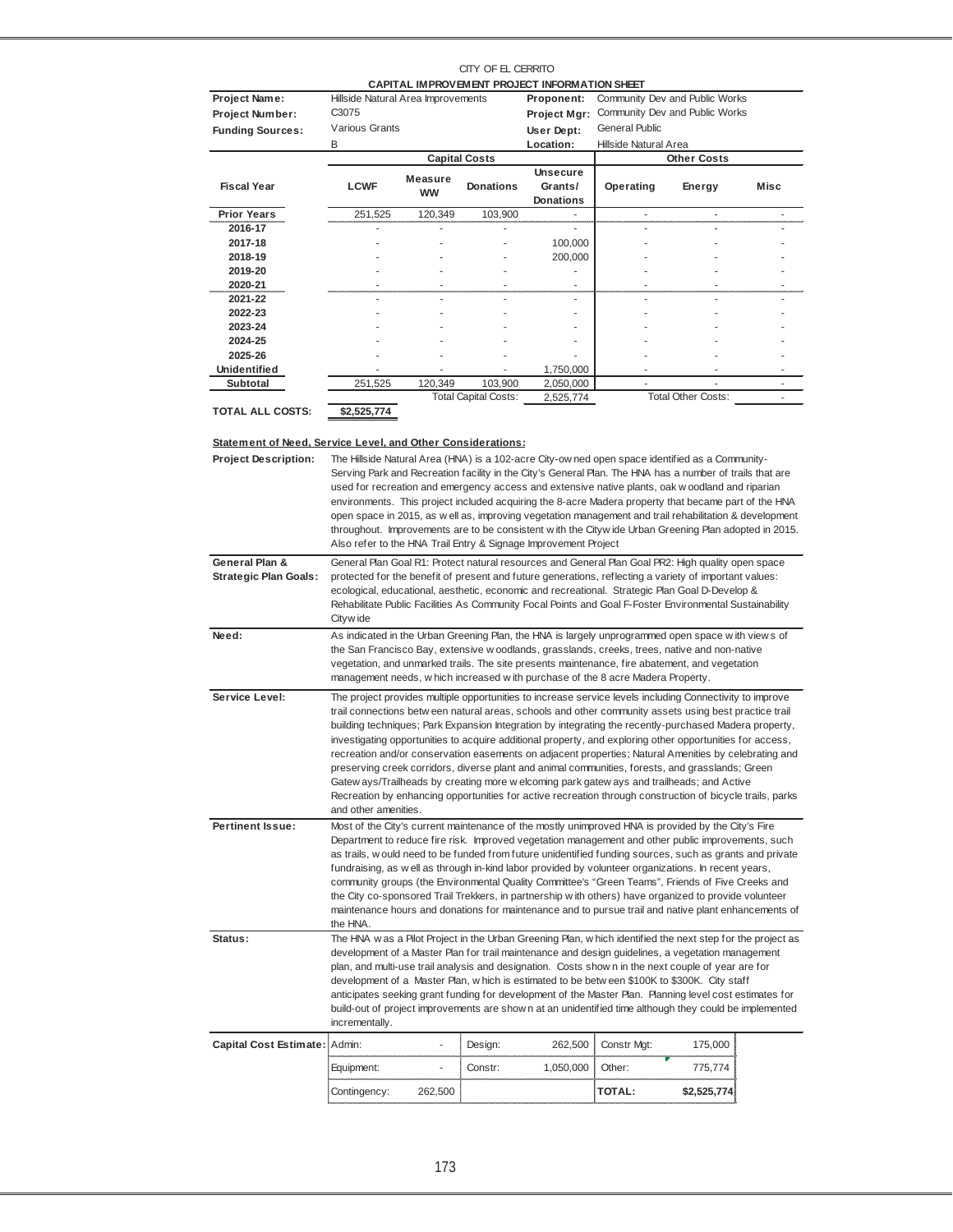CITY OF EL CERRITO

**CAPITAL IMPROVEMENT PROJECT INFORMATION SHEET**

| | | | |
|---|---|---|---|
| **Project Name:** | Hillside Natural Area Improvements | **Proponent:** | Community Dev and Public Works |
| **Project Number:** | C3075 | **Project Mgr:** | Community Dev and Public Works |
| **Funding Sources:** | Various Grants | **User Dept:** | General Public |
| | B | **Location:** | Hillside Natural Area |

| | Capital Costs | | | | Other Costs | | |
|---|---|---|---|---|---|---|---|
| **Fiscal Year** | **LCWF** | **Measure WW** | **Donations** | **Unsecure Grants/ Donations** | **Operating** | **Energy** | **Misc** |
| **Prior Years** | 251,525 | 120,349 | 103,900 | - | - | - | - |
| **2016-17** | - | - | - | - | - | - | - |
| **2017-18** | - | - | - | 100,000 | - | - | - |
| **2018-19** | - | - | - | 200,000 | - | - | - |
| **2019-20** | - | - | - | - | - | - | - |
| **2020-21** | - | - | - | - | - | - | - |
| **2021-22** | - | - | - | - | - | - | - |
| **2022-23** | - | - | - | - | - | - | - |
| **2023-24** | - | - | - | - | - | - | - |
| **2024-25** | - | - | - | - | - | - | - |
| **2025-26** | - | - | - | - | - | - | - |
| **Unidentified** | - | - | - | 1,750,000 | - | - | - |
| **Subtotal** | 251,525 | 120,349 | 103,900 | 2,050,000 | - | - | - |
| | | | Total Capital Costs: | 2,525,774 | | Total Other Costs: | - |

**TOTAL ALL COSTS:** **$2,525,774**

**Statement of Need, Service Level, and Other Considerations:**

**Project Description:** The Hillside Natural Area (HNA) is a 102-acre City-owned open space identified as a Community-Serving Park and Recreation facility in the City's General Plan. The HNA has a number of trails that are used for recreation and emergency access and extensive native plants, oak woodland and riparian environments. This project included acquiring the 8-acre Madera property that became part of the HNA open space in 2015, as well as, improving vegetation management and trail rehabilitation & development throughout. Improvements are to be consistent with the Citywide Urban Greening Plan adopted in 2015. Also refer to the HNA Trail Entry & Signage Improvement Project

**General Plan & Strategic Plan Goals:** General Plan Goal R1: Protect natural resources and General Plan Goal PR2: High quality open space protected for the benefit of present and future generations, reflecting a variety of important values: ecological, educational, aesthetic, economic and recreational. Strategic Plan Goal D-Develop & Rehabilitate Public Facilities As Community Focal Points and Goal F-Foster Environmental Sustainability Citywide

**Need:** As indicated in the Urban Greening Plan, the HNA is largely unprogrammed open space with views of the San Francisco Bay, extensive woodlands, grasslands, creeks, trees, native and non-native vegetation, and unmarked trails. The site presents maintenance, fire abatement, and vegetation management needs, which increased with purchase of the 8 acre Madera Property.

**Service Level:** The project provides multiple opportunities to increase service levels including Connectivity to improve trail connections between natural areas, schools and other community assets using best practice trail building techniques; Park Expansion Integration by integrating the recently-purchased Madera property, investigating opportunities to acquire additional property, and exploring other opportunities for access, recreation and/or conservation easements on adjacent properties; Natural Amenities by celebrating and preserving creek corridors, diverse plant and animal communities, forests, and grasslands; Green Gateways/Trailheads by creating more welcoming park gateways and trailheads; and Active Recreation by enhancing opportunities for active recreation through construction of bicycle trails, parks and other amenities.

**Pertinent Issue:** Most of the City's current maintenance of the mostly unimproved HNA is provided by the City's Fire Department to reduce fire risk. Improved vegetation management and other public improvements, such as trails, would need to be funded from future unidentified funding sources, such as grants and private fundraising, as well as through in-kind labor provided by volunteer organizations. In recent years, community groups (the Environmental Quality Committee's "Green Teams", Friends of Five Creeks and the City co-sponsored Trail Trekkers, in partnership with others) have organized to provide volunteer maintenance hours and donations for maintenance and to pursue trail and native plant enhancements of the HNA.

**Status:** The HNA was a Pilot Project in the Urban Greening Plan, which identified the next step for the project as development of a Master Plan for trail maintenance and design guidelines, a vegetation management plan, and multi-use trail analysis and designation. Costs shown in the next couple of year are for development of a Master Plan, which is estimated to be between \$100K to \$300K. City staff anticipates seeking grant funding for development of the Master Plan. Planning level cost estimates for build-out of project improvements are shown at an unidentified time although they could be implemented incrementally.

| **Capital Cost Estimate:** | | | | | | |
|---|---|---|---|---|---|---|
| | Admin: | - | Design: | 262,500 | Constr Mgt: | 175,000 |
| | Equipment: | - | Constr: | 1,050,000 | Other: | 775,774 |
| | Contingency: | 262,500 | | | **TOTAL:** | **$2,525,774** |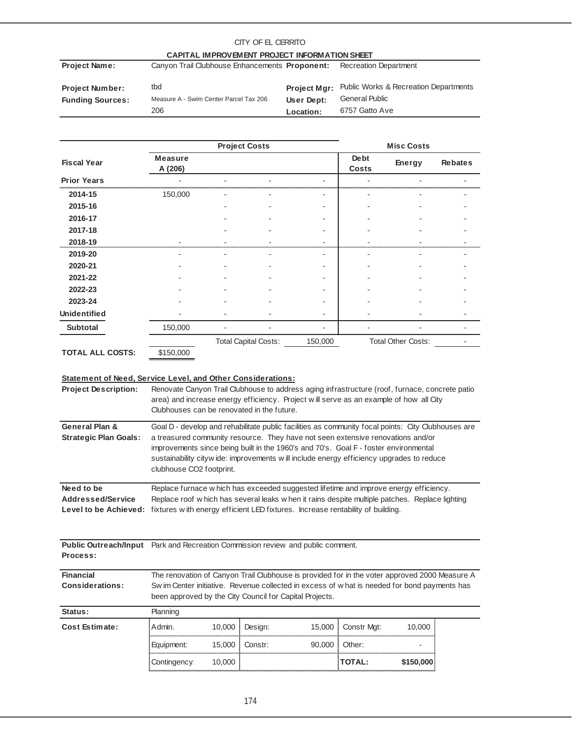CITY OF EL CERRITO

**CAPITAL IMPROVEMENT PROJECT INFORMATION SHEET**

| | | | |
|---|---|---|---|
| **Project Name:** | Canyon Trail Clubhouse Enhancements | **Proponent:** | Recreation Department |
| **Project Number:** | tbd | **Project Mgr:** | Public Works & Recreation Departments |
| **Funding Sources:** | Measure A - Swim Center Parcel Tax 206 | **User Dept:** | General Public |
| | 206 | **Location:** | 6757 Gatto Ave |

| | **Project Costs** | | | | **Misc Costs** | | |
|---|---|---|---|---|---|---|---|
| **Fiscal Year** | **Measure A (206)** | | | | **Debt Costs** | **Energy** | **Rebates** |
| **Prior Years** | - | - | - | - | - | - | - |
| **2014-15** | 150,000 | - | - | - | - | - | - |
| **2015-16** | | - | - | - | - | - | - |
| **2016-17** | | - | - | - | - | - | - |
| **2017-18** | | - | - | - | - | - | - |
| **2018-19** | - | - | - | - | - | - | - |
| **2019-20** | - | - | - | - | - | - | - |
| **2020-21** | - | - | - | - | - | - | - |
| **2021-22** | - | - | - | - | - | - | - |
| **2022-23** | - | - | - | - | - | - | - |
| **2023-24** | - | - | - | - | - | - | - |
| **Unidentified** | - | - | - | - | - | - | - |
| **Subtotal** | 150,000 | - | - | - | - | - | - |
| | | Total Capital Costs: | | 150,000 | Total Other Costs: | | - |
| **TOTAL ALL COSTS:** | $150,000 | | | | | | |

**Statement of Need, Service Level, and Other Considerations:**

**Project Description:** Renovate Canyon Trail Clubhouse to address aging infrastructure (roof, furnace, concrete patio area) and increase energy efficiency. Project will serve as an example of how all City Clubhouses can be renovated in the future.

**General Plan & Strategic Plan Goals:** Goal D - develop and rehabilitate public facilities as community focal points: City Clubhouses are a treasured community resource. They have not seen extensive renovations and/or improvements since being built in the 1960's and 70's. Goal F - foster environmental sustainability citywide: improvements will include energy efficiency upgrades to reduce clubhouse $CO_2$ footprint.

**Need to be Addressed/Service Level to be Achieved:** Replace furnace which has exceeded suggested lifetime and improve energy efficiency. Replace roof which has several leaks when it rains despite multiple patches. Replace lighting fixtures with energy efficient LED fixtures. Increase rentability of building.

**Public Outreach/Input Process:** Park and Recreation Commission review and public comment.

**Financial Considerations:** The renovation of Canyon Trail Clubhouse is provided for in the voter approved 2000 Measure A Swim Center initiative. Revenue collected in excess of what is needed for bond payments has been approved by the City Council for Capital Projects.

**Status:** Planning

**Cost Estimate:**

| | | | | | |
|---|---|---|---|---|---|
| Admin. | 10,000 | Design: | 15,000 | Constr Mgt: | 10,000 |
| Equipment: | 15,000 | Constr: | 90,000 | Other: | - |
| Contingency: | 10,000 | | | **TOTAL:** | **$150,000** |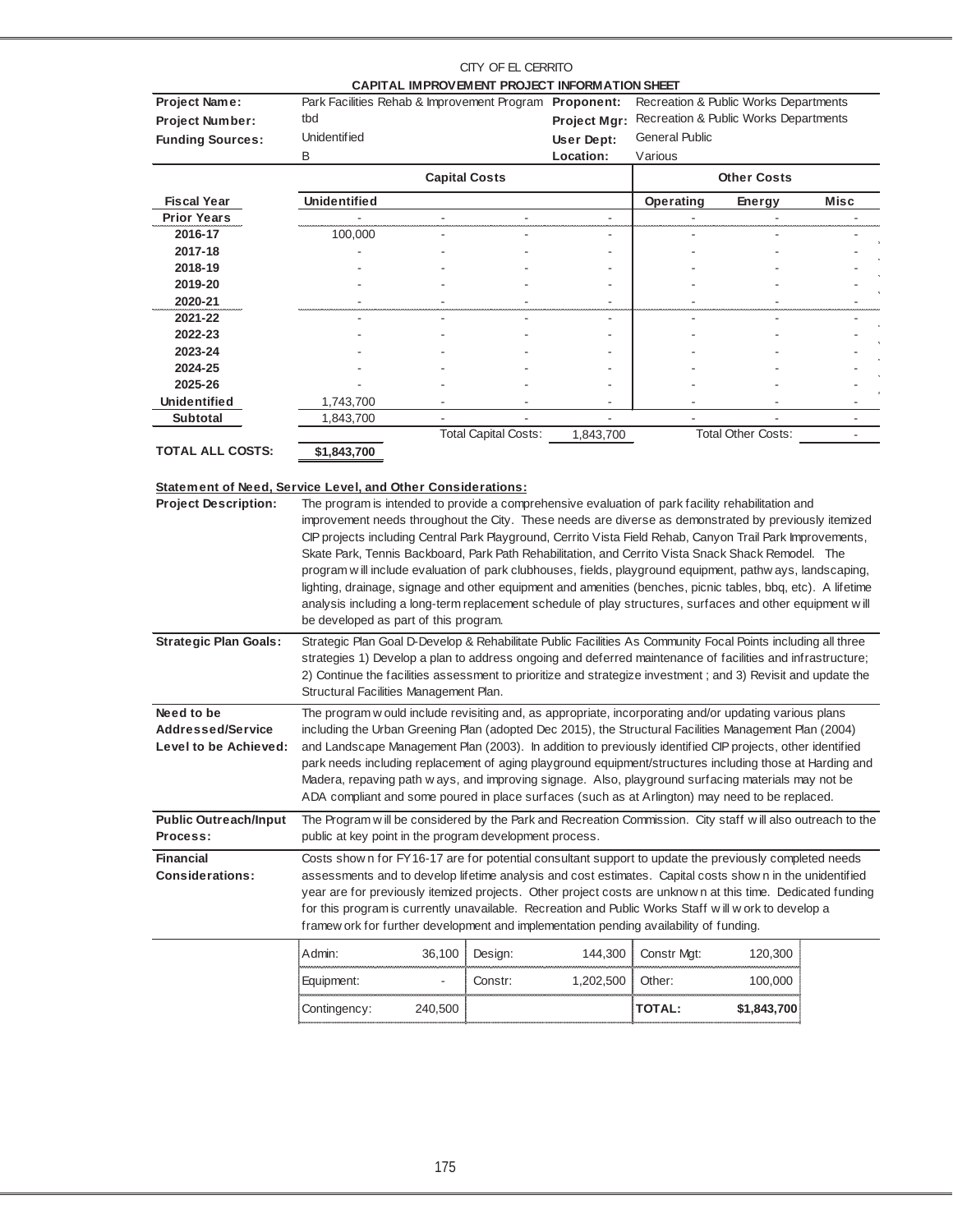CITY OF EL CERRITO

**CAPITAL IMPROVEMENT PROJECT INFORMATION SHEET**

| | | | |
|---|---|---|---|
| **Project Name:** | Park Facilities Rehab & Improvement Program | **Proponent:** | Recreation & Public Works Departments |
| **Project Number:** | tbd | **Project Mgr:** | Recreation & Public Works Departments |
| **Funding Sources:** | Unidentified | **User Dept:** | General Public |
| | B | **Location:** | Various |

| | Capital Costs | | | | Other Costs | | |
|---|---|---|---|---|---|---|---|
| **Fiscal Year** | **Unidentified** | | | | **Operating** | **Energy** | **Misc** |
| **Prior Years** | - | - | - | - | - | - | - |
| **2016-17** | 100,000 | - | - | - | - | - | - |
| **2017-18** | - | - | - | - | - | - | - |
| **2018-19** | - | - | - | - | - | - | - |
| **2019-20** | - | - | - | - | - | - | - |
| **2020-21** | - | - | - | - | - | - | - |
| **2021-22** | - | - | - | - | - | - | - |
| **2022-23** | - | - | - | - | - | - | - |
| **2023-24** | - | - | - | - | - | - | - |
| **2024-25** | - | - | - | - | - | - | - |
| **2025-26** | - | - | - | - | - | - | - |
| **Unidentified** | 1,743,700 | - | - | - | - | - | - |
| **Subtotal** | 1,843,700 | - | - | - | - | - | - |
| | | | Total Capital Costs: | 1,843,700 | | Total Other Costs: | - |
| **TOTAL ALL COSTS:** | **$1,843,700** | | | | | | |

**Statement of Need, Service Level, and Other Considerations:**

**Project Description:** The program is intended to provide a comprehensive evaluation of park facility rehabilitation and improvement needs throughout the City. These needs are diverse as demonstrated by previously itemized CIP projects including Central Park Playground, Cerrito Vista Field Rehab, Canyon Trail Park Improvements, Skate Park, Tennis Backboard, Park Path Rehabilitation, and Cerrito Vista Snack Shack Remodel. The program will include evaluation of park clubhouses, fields, playground equipment, pathways, landscaping, lighting, drainage, signage and other equipment and amenities (benches, picnic tables, bbq, etc). A lifetime analysis including a long-term replacement schedule of play structures, surfaces and other equipment will be developed as part of this program.

**Strategic Plan Goals:** Strategic Plan Goal D-Develop & Rehabilitate Public Facilities As Community Focal Points including all three strategies 1) Develop a plan to address ongoing and deferred maintenance of facilities and infrastructure; 2) Continue the facilities assessment to prioritize and strategize investment ; and 3) Revisit and update the Structural Facilities Management Plan.

**Need to be Addressed/Service Level to be Achieved:** The program would include revisiting and, as appropriate, incorporating and/or updating various plans including the Urban Greening Plan (adopted Dec 2015), the Structural Facilities Management Plan (2004) and Landscape Management Plan (2003). In addition to previously identified CIP projects, other identified park needs including replacement of aging playground equipment/structures including those at Harding and Madera, repaving path ways, and improving signage. Also, playground surfacing materials may not be ADA compliant and some poured in place surfaces (such as at Arlington) may need to be replaced.

**Public Outreach/Input Process:** The Program will be considered by the Park and Recreation Commission. City staff will also outreach to the public at key point in the program development process.

**Financial Considerations:** Costs shown for FY16-17 are for potential consultant support to update the previously completed needs assessments and to develop lifetime analysis and cost estimates. Capital costs shown in the unidentified year are for previously itemized projects. Other project costs are unknown at this time. Dedicated funding for this program is currently unavailable. Recreation and Public Works Staff will work to develop a framework for further development and implementation pending availability of funding.

| | | | | | |
|---|---|---|---|---|---|
| Admin: | 36,100 | Design: | 144,300 | Constr Mgt: | 120,300 |
| Equipment: | - | Constr: | 1,202,500 | Other: | 100,000 |
| Contingency: | 240,500 | | | **TOTAL:** | **$1,843,700** |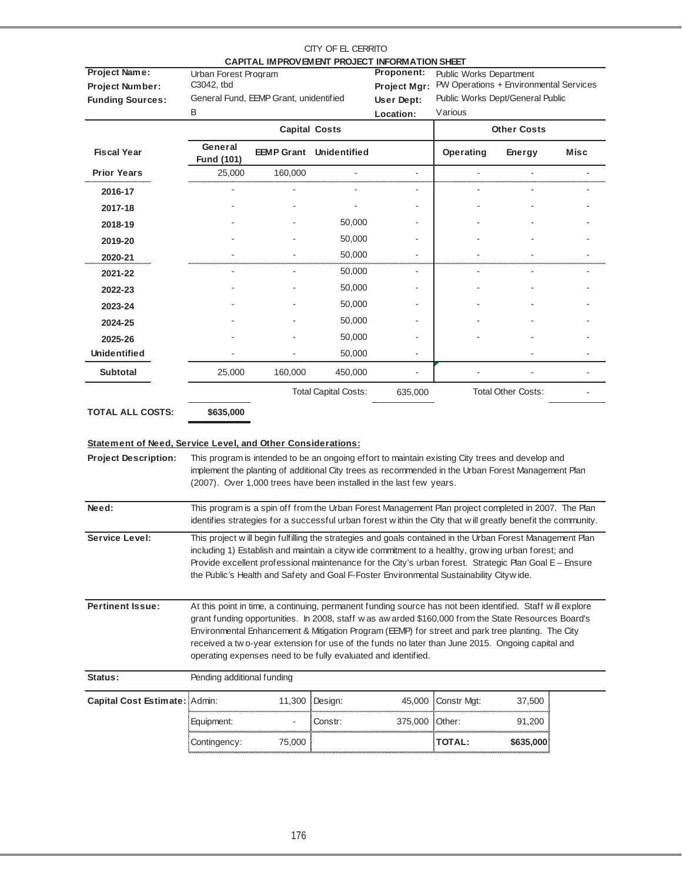CITY OF EL CERRITO

**CAPITAL IMPROVEMENT PROJECT INFORMATION SHEET**

| | | | |
|---|---|---|---|
| **Project Name:** | Urban Forest Program | **Proponent:** | Public Works Department |
| **Project Number:** | C3042, tbd | **Project Mgr:** | PW Operations + Environmental Services |
| **Funding Sources:** | General Fund, EEMP Grant, unidentified | **User Dept:** | Public Works Dept/General Public |
| | B | **Location:** | Various |

| Fiscal Year | Capital Costs | | | | Other Costs | | |
|---|---|---|---|---|---|---|---|
| | **General Fund (101)** | **EEMP Grant** | **Unidentified** | | **Operating** | **Energy** | **Misc** |
| **Prior Years** | 25,000 | 160,000 | - | - | - | - | - |
| **2016-17** | - | - | - | - | - | - | - |
| **2017-18** | - | - | - | - | - | - | - |
| **2018-19** | - | - | 50,000 | - | - | - | - |
| **2019-20** | - | - | 50,000 | - | - | - | - |
| **2020-21** | - | - | 50,000 | - | - | - | - |
| **2021-22** | - | - | 50,000 | - | - | - | - |
| **2022-23** | - | - | 50,000 | - | - | - | - |
| **2023-24** | - | - | 50,000 | - | - | - | - |
| **2024-25** | - | - | 50,000 | - | - | - | - |
| **2025-26** | - | - | 50,000 | - | - | - | - |
| **Unidentified** | - | - | 50,000 | - | | - | - |
| **Subtotal** | 25,000 | 160,000 | 450,000 | - | - | - | - |
| | | | Total Capital Costs: | 635,000 | Total Other Costs: | | - |

**TOTAL ALL COSTS:** **$635,000**

**Statement of Need, Service Level, and Other Considerations:**

**Project Description:** This program is intended to be an ongoing effort to maintain existing City trees and develop and implement the planting of additional City trees as recommended in the Urban Forest Management Plan (2007). Over 1,000 trees have been installed in the last few years.

**Need:** This program is a spin off from the Urban Forest Management Plan project completed in 2007. The Plan identifies strategies for a successful urban forest within the City that will greatly benefit the community.

**Service Level:** This project will begin fulfilling the strategies and goals contained in the Urban Forest Management Plan including 1) Establish and maintain a citywide commitment to a healthy, growing urban forest; and Provide excellent professional maintenance for the City's urban forest. Strategic Plan Goal E – Ensure the Public's Health and Safety and Goal F-Foster Environmental Sustainability Citywide.

**Pertinent Issue:** At this point in time, a continuing, permanent funding source has not been identified. Staff will explore grant funding opportunities. In 2008, staff was awarded $160,000 from the State Resources Board's Environmental Enhancement & Mitigation Program (EEMP) for street and park tree planting. The City received a two-year extension for use of the funds no later than June 2015. Ongoing capital and operating expenses need to be fully evaluated and identified.

**Status:** Pending additional funding

**Capital Cost Estimate:**

| | | | | | |
|---|---|---|---|---|---|
| Admin: | 11,300 | Design: | 45,000 | Constr Mgt: | 37,500 |
| Equipment: | - | Constr: | 375,000 | Other: | 91,200 |
| Contingency: | 75,000 | | | **TOTAL:** | **$635,000** |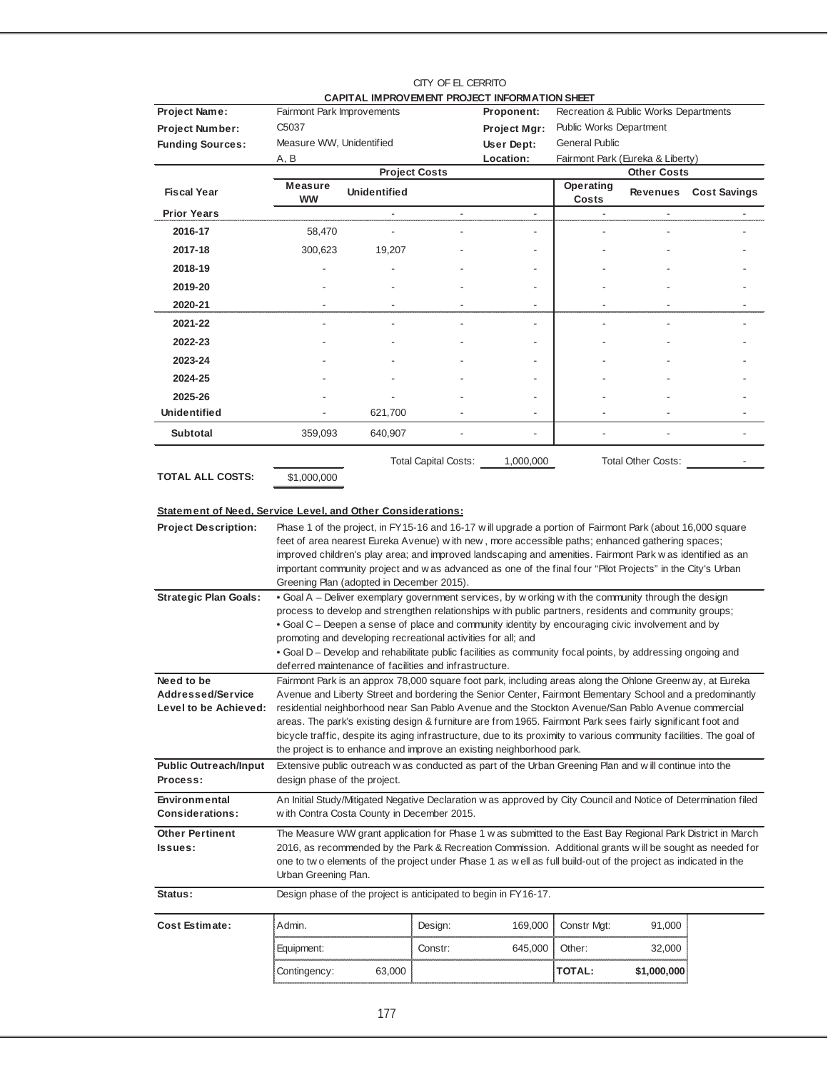CITY OF EL CERRITO

**CAPITAL IMPROVEMENT PROJECT INFORMATION SHEET**

| | | | |
|---|---|---|---|
| **Project Name:** | Fairmont Park Improvements | **Proponent:** | Recreation & Public Works Departments |
| **Project Number:** | C5037 | **Project Mgr:** | Public Works Department |
| **Funding Sources:** | Measure WW, Unidentified | **User Dept:** | General Public |
| | A, B | **Location:** | Fairmont Park (Eureka & Liberty) |

| | Project Costs | | | | Other Costs | | |
|---|---|---|---|---|---|---|---|
| **Fiscal Year** | **Measure WW** | **Unidentified** | | | **Operating Costs** | **Revenues** | **Cost Savings** |
| **Prior Years** | | - | - | - | - | - | - |
| **2016-17** | 58,470 | - | - | - | - | - | - |
| **2017-18** | 300,623 | 19,207 | - | - | - | - | - |
| **2018-19** | - | - | - | - | - | - | - |
| **2019-20** | - | - | - | - | - | - | - |
| **2020-21** | - | - | - | - | - | - | - |
| **2021-22** | - | - | - | - | - | - | - |
| **2022-23** | - | - | - | - | - | - | - |
| **2023-24** | - | - | - | - | - | - | - |
| **2024-25** | - | - | - | - | - | - | - |
| **2025-26** | - | - | - | - | - | - | - |
| **Unidentified** | - | 621,700 | - | - | - | - | - |
| **Subtotal** | 359,093 | 640,907 | - | - | - | - | - |

Total Capital Costs: 1,000,000 Total Other Costs: -

**TOTAL ALL COSTS:** $1,000,000

**Statement of Need, Service Level, and Other Considerations:**

**Project Description:** Phase 1 of the project, in FY15-16 and 16-17 will upgrade a portion of Fairmont Park (about 16,000 square feet of area nearest Eureka Avenue) with new, more accessible paths; enhanced gathering spaces; improved children's play area; and improved landscaping and amenities. Fairmont Park was identified as an important community project and was advanced as one of the final four "Pilot Projects" in the City's Urban Greening Plan (adopted in December 2015).

**Strategic Plan Goals:**
- Goal A – Deliver exemplary government services, by working with the community through the design process to develop and strengthen relationships with public partners, residents and community groups;
- Goal C – Deepen a sense of place and community identity by encouraging civic involvement and by promoting and developing recreational activities for all; and
- Goal D – Develop and rehabilitate public facilities as community focal points, by addressing ongoing and deferred maintenance of facilities and infrastructure.

**Need to be Addressed/Service Level to be Achieved:** Fairmont Park is an approx 78,000 square foot park, including areas along the Ohlone Greenway, at Eureka Avenue and Liberty Street and bordering the Senior Center, Fairmont Elementary School and a predominantly residential neighborhood near San Pablo Avenue and the Stockton Avenue/San Pablo Avenue commercial areas. The park's existing design & furniture are from 1965. Fairmont Park sees fairly significant foot and bicycle traffic, despite its aging infrastructure, due to its proximity to various community facilities. The goal of the project is to enhance and improve an existing neighborhood park.

**Public Outreach/Input Process:** Extensive public outreach was conducted as part of the Urban Greening Plan and will continue into the design phase of the project.

**Environmental Considerations:** An Initial Study/Mitigated Negative Declaration was approved by City Council and Notice of Determination filed with Contra Costa County in December 2015.

**Other Pertinent Issues:** The Measure WW grant application for Phase 1 was submitted to the East Bay Regional Park District in March 2016, as recommended by the Park & Recreation Commission. Additional grants will be sought as needed for one to two elements of the project under Phase 1 as well as full build-out of the project as indicated in the Urban Greening Plan.

**Status:** Design phase of the project is anticipated to begin in FY16-17.

**Cost Estimate:**

| | | | | | |
|---|---|---|---|---|---|
| Admin. | | Design: | 169,000 | Constr Mgt: | 91,000 |
| Equipment: | | Constr: | 645,000 | Other: | 32,000 |
| Contingency: | 63,000 | | | **TOTAL:** | **$1,000,000** |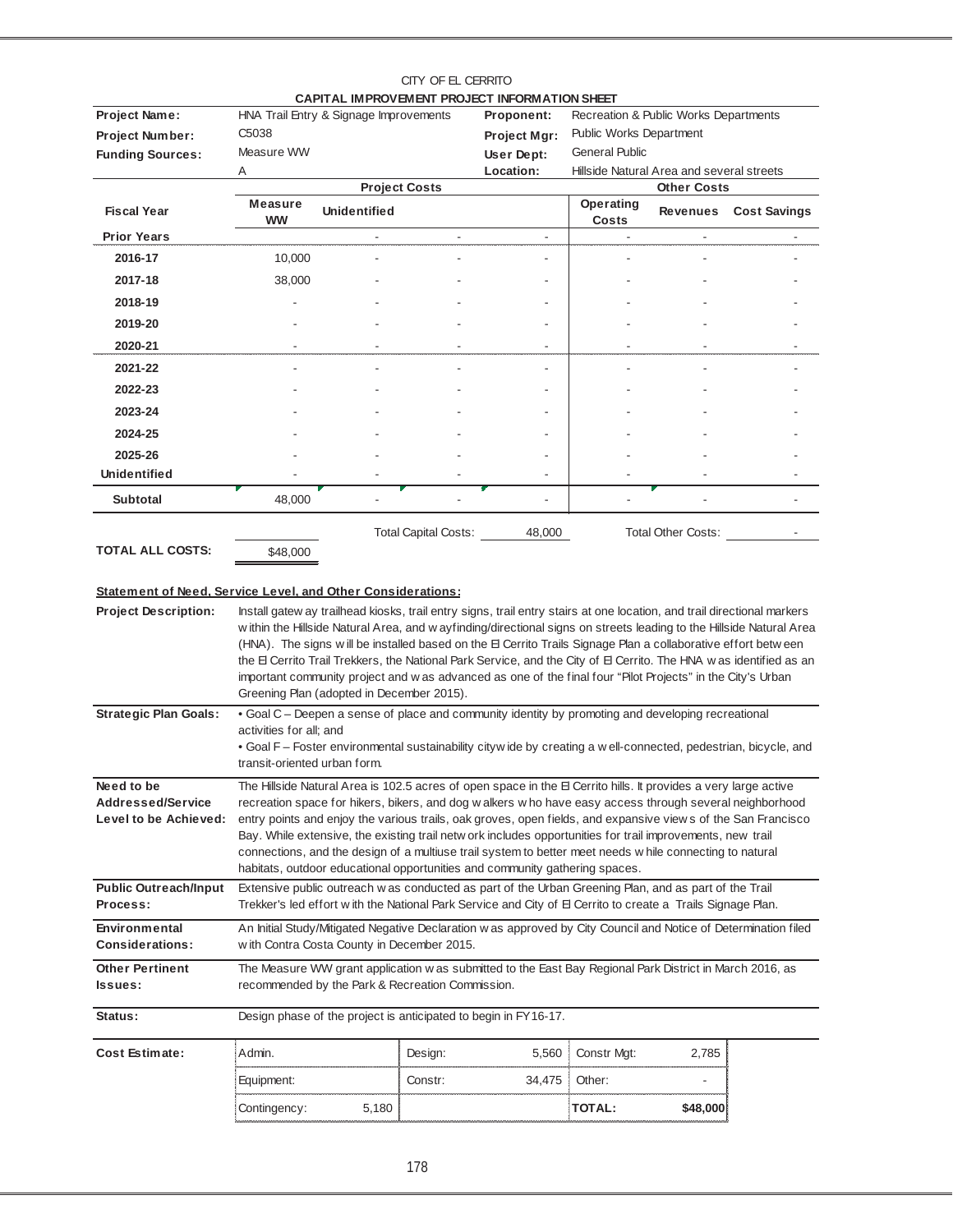CITY OF EL CERRITO

**CAPITAL IMPROVEMENT PROJECT INFORMATION SHEET**

| | | | |
|---|---|---|---|
| **Project Name:** | HNA Trail Entry & Signage Improvements | **Proponent:** | Recreation & Public Works Departments |
| **Project Number:** | C5038 | **Project Mgr:** | Public Works Department |
| **Funding Sources:** | Measure WW | **User Dept:** | General Public |
| | A | **Location:** | Hillside Natural Area and several streets |

| | Project Costs | | | | Other Costs | | |
|---|---|---|---|---|---|---|---|
| **Fiscal Year** | **Measure WW** | **Unidentified** | | | **Operating Costs** | **Revenues** | **Cost Savings** |
| **Prior Years** | | - | - | - | - | - | - |
| **2016-17** | 10,000 | - | - | - | - | - | - |
| **2017-18** | 38,000 | - | - | - | - | - | - |
| **2018-19** | - | - | - | - | - | - | - |
| **2019-20** | - | - | - | - | - | - | - |
| **2020-21** | - | - | - | - | - | - | - |
| **2021-22** | - | - | - | - | - | - | - |
| **2022-23** | - | - | - | - | - | - | - |
| **2023-24** | - | - | - | - | - | - | - |
| **2024-25** | - | - | - | - | - | - | - |
| **2025-26** | - | - | - | - | - | - | - |
| **Unidentified** | - | - | - | - | - | - | - |
| **Subtotal** | 48,000 | - | - | - | - | - | - |

Total Capital Costs: 48,000 Total Other Costs: -

**TOTAL ALL COSTS:** $48,000

**Statement of Need, Service Level, and Other Considerations:**

| | |
|---|---|
| **Project Description:** | Install gateway trailhead kiosks, trail entry signs, trail entry stairs at one location, and trail directional markers within the Hillside Natural Area, and wayfinding/directional signs on streets leading to the Hillside Natural Area (HNA). The signs will be installed based on the El Cerrito Trails Signage Plan a collaborative effort between the El Cerrito Trail Trekkers, the National Park Service, and the City of El Cerrito. The HNA was identified as an important community project and was advanced as one of the final four "Pilot Projects" in the City's Urban Greening Plan (adopted in December 2015). |
| **Strategic Plan Goals:** | • Goal C – Deepen a sense of place and community identity by promoting and developing recreational activities for all; and<br>• Goal F – Foster environmental sustainability citywide by creating a well-connected, pedestrian, bicycle, and transit-oriented urban form. |
| **Need to be Addressed/Service Level to be Achieved:** | The Hillside Natural Area is 102.5 acres of open space in the El Cerrito hills. It provides a very large active recreation space for hikers, bikers, and dog walkers who have easy access through several neighborhood entry points and enjoy the various trails, oak groves, open fields, and expansive views of the San Francisco Bay. While extensive, the existing trail network includes opportunities for trail improvements, new trail connections, and the design of a multiuse trail system to better meet needs while connecting to natural habitats, outdoor educational opportunities and community gathering spaces. |
| **Public Outreach/Input Process:** | Extensive public outreach was conducted as part of the Urban Greening Plan, and as part of the Trail Trekker's led effort with the National Park Service and City of El Cerrito to create a Trails Signage Plan. |
| **Environmental Considerations:** | An Initial Study/Mitigated Negative Declaration was approved by City Council and Notice of Determination filed with Contra Costa County in December 2015. |
| **Other Pertinent Issues:** | The Measure WW grant application was submitted to the East Bay Regional Park District in March 2016, as recommended by the Park & Recreation Commission. |
| **Status:** | Design phase of the project is anticipated to begin in FY16-17. |

**Cost Estimate:**

| | | | | | |
|---|---|---|---|---|---|
| Admin. | | Design: | 5,560 | Constr Mgt: | 2,785 |
| Equipment: | | Constr: | 34,475 | Other: | - |
| Contingency: | 5,180 | | | **TOTAL:** | **$48,000** |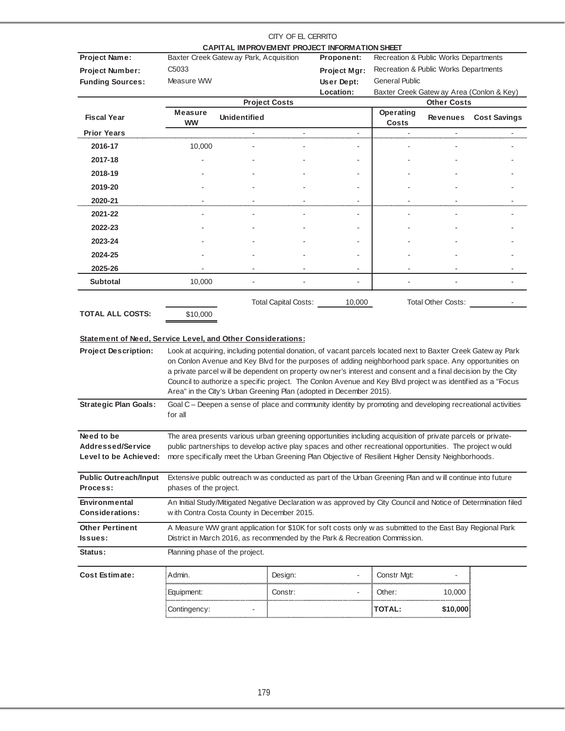CITY OF EL CERRITO

**CAPITAL IMPROVEMENT PROJECT INFORMATION SHEET**

| | | | |
|---|---|---|---|
| **Project Name:** | Baxter Creek Gateway Park, Acquisition | **Proponent:** | Recreation & Public Works Departments |
| **Project Number:** | C5033 | **Project Mgr:** | Recreation & Public Works Departments |
| **Funding Sources:** | Measure WW | **User Dept:** | General Public |
| | | **Location:** | Baxter Creek Gateway Area (Conlon & Key) |

| | Project Costs | | | | Other Costs | | |
|---|---|---|---|---|---|---|---|
| **Fiscal Year** | **Measure WW** | **Unidentified** | | | **Operating Costs** | **Revenues** | **Cost Savings** |
| **Prior Years** | | - | - | - | - | - | - |
| **2016-17** | 10,000 | - | - | - | - | - | - |
| **2017-18** | - | - | - | - | - | - | - |
| **2018-19** | - | - | - | - | - | - | - |
| **2019-20** | - | - | - | - | - | - | - |
| **2020-21** | - | - | - | - | - | - | - |
| **2021-22** | - | - | - | - | - | - | - |
| **2022-23** | - | - | - | - | - | - | - |
| **2023-24** | - | - | - | - | - | - | - |
| **2024-25** | - | - | - | - | - | - | - |
| **2025-26** | - | - | - | - | - | - | - |
| **Subtotal** | 10,000 | - | - | - | - | - | - |

Total Capital Costs: 10,000 &nbsp;&nbsp;&nbsp; Total Other Costs: -

**TOTAL ALL COSTS:** $10,000

**Statement of Need, Service Level, and Other Considerations:**

**Project Description:** Look at acquiring, including potential donation, of vacant parcels located next to Baxter Creek Gateway Park on Conlon Avenue and Key Blvd for the purposes of adding neighborhood park space. Any opportunities on a private parcel will be dependent on property owner's interest and consent and a final decision by the City Council to authorize a specific project. The Conlon Avenue and Key Blvd project was identified as a "Focus Area" in the City's Urban Greening Plan (adopted in December 2015).

**Strategic Plan Goals:** Goal C – Deepen a sense of place and community identity by promoting and developing recreational activities for all

**Need to be Addressed/Service Level to be Achieved:** The area presents various urban greening opportunities including acquisition of private parcels or private-public partnerships to develop active play spaces and other recreational opportunities. The project would more specifically meet the Urban Greening Plan Objective of Resilient Higher Density Neighborhoods.

**Public Outreach/Input Process:** Extensive public outreach was conducted as part of the Urban Greening Plan and will continue into future phases of the project.

**Environmental Considerations:** An Initial Study/Mitigated Negative Declaration was approved by City Council and Notice of Determination filed with Contra Costa County in December 2015.

**Other Pertinent Issues:** A Measure WW grant application for $10K for soft costs only was submitted to the East Bay Regional Park District in March 2016, as recommended by the Park & Recreation Commission.

**Status:** Planning phase of the project.

**Cost Estimate:**

| | | | | | |
|---|---|---|---|---|---|
| Admin. | | Design: | - | Constr Mgt: | - |
| Equipment: | | Constr: | - | Other: | 10,000 |
| Contingency: | - | | | **TOTAL:** | **$10,000** |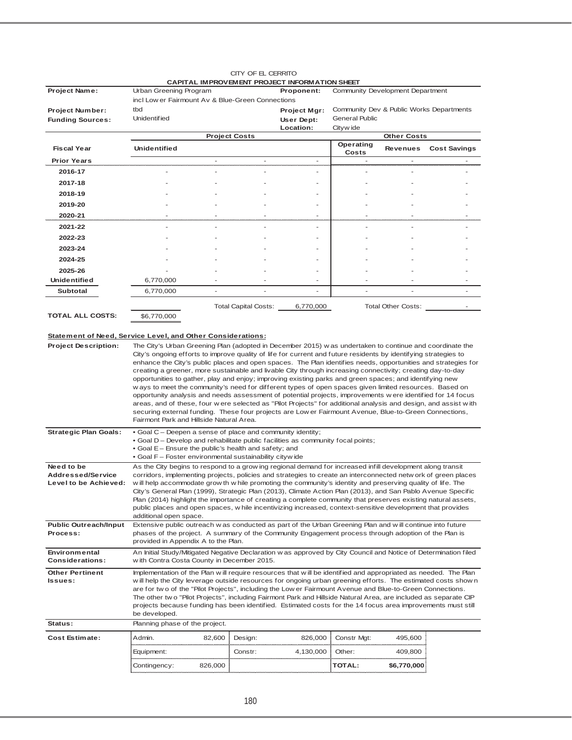CITY OF EL CERRITO

**CAPITAL IMPROVEMENT PROJECT INFORMATION SHEET**

| | | | |
|---|---|---|---|
| **Project Name:** | Urban Greening Program incl Lower Fairmount Av & Blue-Green Connections | **Proponent:** | Community Development Department |
| **Project Number:** | tbd | **Project Mgr:** | Community Dev & Public Works Departments |
| **Funding Sources:** | Unidentified | **User Dept:** | General Public |
| | | **Location:** | Citywide |

| | Project Costs | | | | Other Costs | | |
|---|---|---|---|---|---|---|---|
| **Fiscal Year** | **Unidentified** | | | | **Operating Costs** | **Revenues** | **Cost Savings** |
| **Prior Years** | | - | - | - | - | - | - |
| **2016-17** | - | - | - | - | - | - | - |
| **2017-18** | - | - | - | - | - | - | - |
| **2018-19** | - | - | - | - | - | - | - |
| **2019-20** | - | - | - | - | - | - | - |
| **2020-21** | - | - | - | - | - | - | - |
| **2021-22** | - | - | - | - | - | - | - |
| **2022-23** | - | - | - | - | - | - | - |
| **2023-24** | - | - | - | - | - | - | - |
| **2024-25** | - | - | - | - | - | - | - |
| **2025-26** | - | - | - | - | - | - | - |
| **Unidentified** | 6,770,000 | - | - | - | - | - | - |
| **Subtotal** | 6,770,000 | - | - | - | - | - | - |
| | | Total Capital Costs: | | 6,770,000 | Total Other Costs: | | - |
| **TOTAL ALL COSTS:** | $6,770,000 | | | | | | |

**Statement of Need, Service Level, and Other Considerations:**

**Project Description:** The City's Urban Greening Plan (adopted in December 2015) was undertaken to continue and coordinate the City's ongoing efforts to improve quality of life for current and future residents by identifying strategies to enhance the City's public places and open spaces. The Plan identifies needs, opportunities and strategies for creating a greener, more sustainable and livable City through increasing connectivity; creating day-to-day opportunities to gather, play and enjoy; improving existing parks and green spaces; and identifying new ways to meet the community's need for different types of open spaces given limited resources. Based on opportunity analysis and needs assessment of potential projects, improvements were identified for 14 focus areas, and of these, four were selected as "Pilot Projects" for additional analysis and design, and assist with securing external funding. These four projects are Lower Fairmont Avenue, Blue-to-Green Connections, Fairmont Park and Hillside Natural Area.

**Strategic Plan Goals:**
- Goal C – Deepen a sense of place and community identity;
- Goal D – Develop and rehabilitate public facilities as community focal points;
- Goal E – Ensure the public's health and safety; and
- Goal F – Foster environmental sustainability citywide

**Need to be Addressed/Service Level to be Achieved:** As the City begins to respond to a growing regional demand for increased infill development along transit corridors, implementing projects, policies and strategies to create an interconnected network of green places will help accommodate growth while promoting the community's identity and preserving quality of life. The City's General Plan (1999), Strategic Plan (2013), Climate Action Plan (2013), and San Pablo Avenue Specific Plan (2014) highlight the importance of creating a complete community that preserves existing natural assets, public places and open spaces, while incentivizing increased, context-sensitive development that provides additional open space.

**Public Outreach/Input Process:** Extensive public outreach was conducted as part of the Urban Greening Plan and will continue into future phases of the project. A summary of the Community Engagement process through adoption of the Plan is provided in Appendix A to the Plan.

**Environmental Considerations:** An Initial Study/Mitigated Negative Declaration was approved by City Council and Notice of Determination filed with Contra Costa County in December 2015.

**Other Pertinent Issues:** Implementation of the Plan will require resources that will be identified and appropriated as needed. The Plan will help the City leverage outside resources for ongoing urban greening efforts. The estimated costs shown are for two of the "Pilot Projects", including the Lower Fairmount Avenue and Blue-to-Green Connections. The other two "Pilot Projects", including Fairmont Park and Hillside Natural Area, are included as separate CIP projects because funding has been identified. Estimated costs for the 14 focus area improvements must still be developed.

**Status:** Planning phase of the project.

**Cost Estimate:**

| | | | | | |
|---|---|---|---|---|---|
| Admin. | 82,600 | Design: | 826,000 | Constr Mgt: | 495,600 |
| Equipment: | | Constr: | 4,130,000 | Other: | 409,800 |
| Contingency: | 826,000 | | | **TOTAL:** | **$6,770,000** |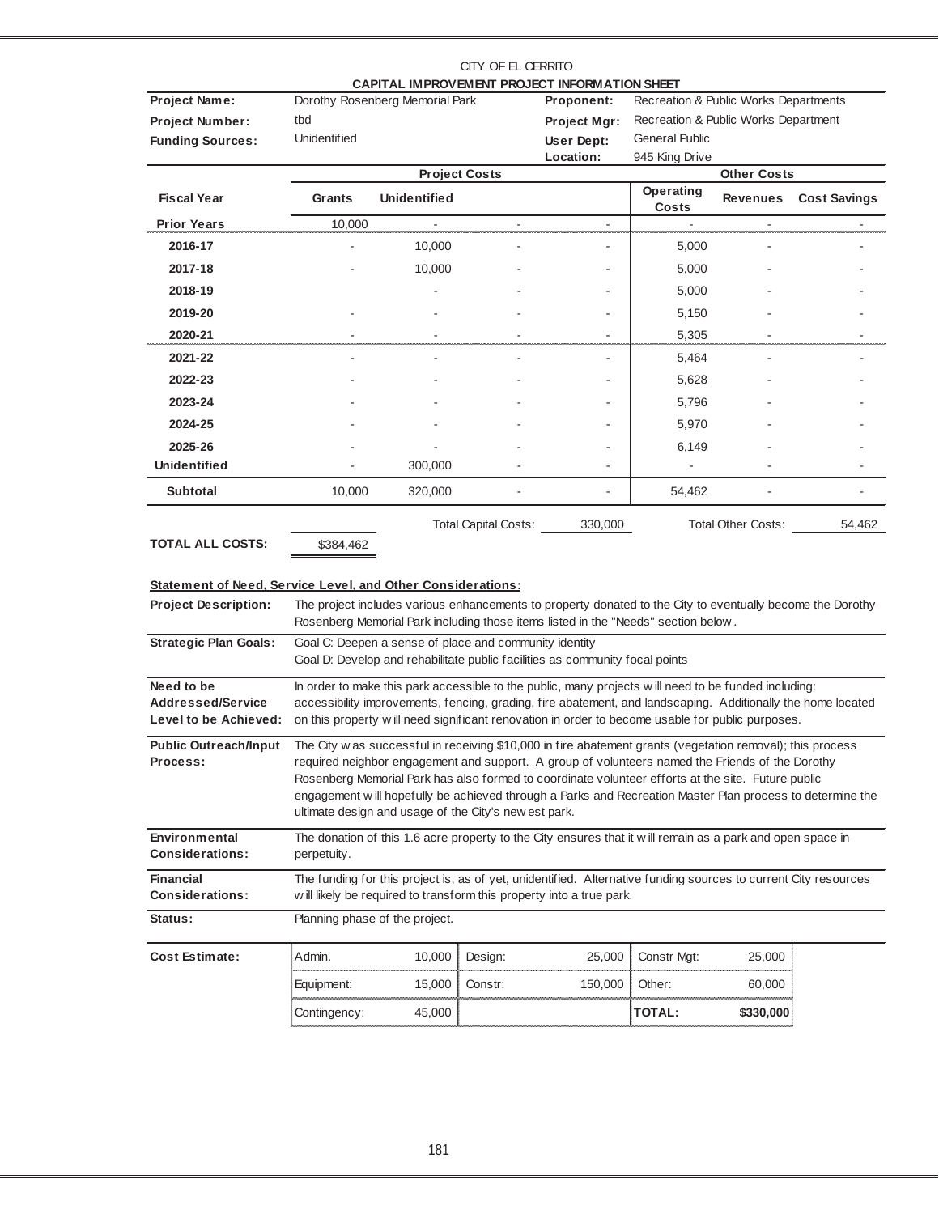CITY OF EL CERRITO

**CAPITAL IMPROVEMENT PROJECT INFORMATION SHEET**

| | | | |
|---|---|---|---|
| **Project Name:** | Dorothy Rosenberg Memorial Park | **Proponent:** | Recreation & Public Works Departments |
| **Project Number:** | tbd | **Project Mgr:** | Recreation & Public Works Department |
| **Funding Sources:** | Unidentified | **User Dept:** | General Public |
| | | **Location:** | 945 King Drive |

| | **Project Costs** | | | | **Other Costs** | | |
|---|---|---|---|---|---|---|---|
| **Fiscal Year** | **Grants** | **Unidentified** | | | **Operating Costs** | **Revenues** | **Cost Savings** |
| **Prior Years** | 10,000 | - | - | - | - | - | - |
| **2016-17** | - | 10,000 | - | - | 5,000 | - | - |
| **2017-18** | - | 10,000 | - | - | 5,000 | - | - |
| **2018-19** | | - | - | - | 5,000 | - | - |
| **2019-20** | - | - | - | - | 5,150 | - | - |
| **2020-21** | - | - | - | - | 5,305 | - | - |
| **2021-22** | - | - | - | - | 5,464 | - | - |
| **2022-23** | - | - | - | - | 5,628 | - | - |
| **2023-24** | - | - | - | - | 5,796 | - | - |
| **2024-25** | - | - | - | - | 5,970 | - | - |
| **2025-26** | - | - | - | - | 6,149 | - | - |
| **Unidentified** | - | 300,000 | - | - | - | - | - |
| **Subtotal** | 10,000 | 320,000 | - | - | 54,462 | - | - |

Total Capital Costs: 330,000 Total Other Costs: 54,462

**TOTAL ALL COSTS:** $384,462

**Statement of Need, Service Level, and Other Considerations:**

| | |
|---|---|
| **Project Description:** | The project includes various enhancements to property donated to the City to eventually become the Dorothy Rosenberg Memorial Park including those items listed in the "Needs" section below. |
| **Strategic Plan Goals:** | Goal C: Deepen a sense of place and community identity<br>Goal D: Develop and rehabilitate public facilities as community focal points |
| **Need to be Addressed/Service Level to be Achieved:** | In order to make this park accessible to the public, many projects will need to be funded including: accessibility improvements, fencing, grading, fire abatement, and landscaping. Additionally the home located on this property will need significant renovation in order to become usable for public purposes. |
| **Public Outreach/Input Process:** | The City was successful in receiving $10,000 in fire abatement grants (vegetation removal); this process required neighbor engagement and support. A group of volunteers named the Friends of the Dorothy Rosenberg Memorial Park has also formed to coordinate volunteer efforts at the site. Future public engagement will hopefully be achieved through a Parks and Recreation Master Plan process to determine the ultimate design and usage of the City's newest park. |
| **Environmental Considerations:** | The donation of this 1.6 acre property to the City ensures that it will remain as a park and open space in perpetuity. |
| **Financial Considerations:** | The funding for this project is, as of yet, unidentified. Alternative funding sources to current City resources will likely be required to transform this property into a true park. |
| **Status:** | Planning phase of the project. |

**Cost Estimate:**

| | | | | | |
|---|---|---|---|---|---|
| Admin. | 10,000 | Design: | 25,000 | Constr Mgt: | 25,000 |
| Equipment: | 15,000 | Constr: | 150,000 | Other: | 60,000 |
| Contingency: | 45,000 | | | **TOTAL:** | **$330,000** |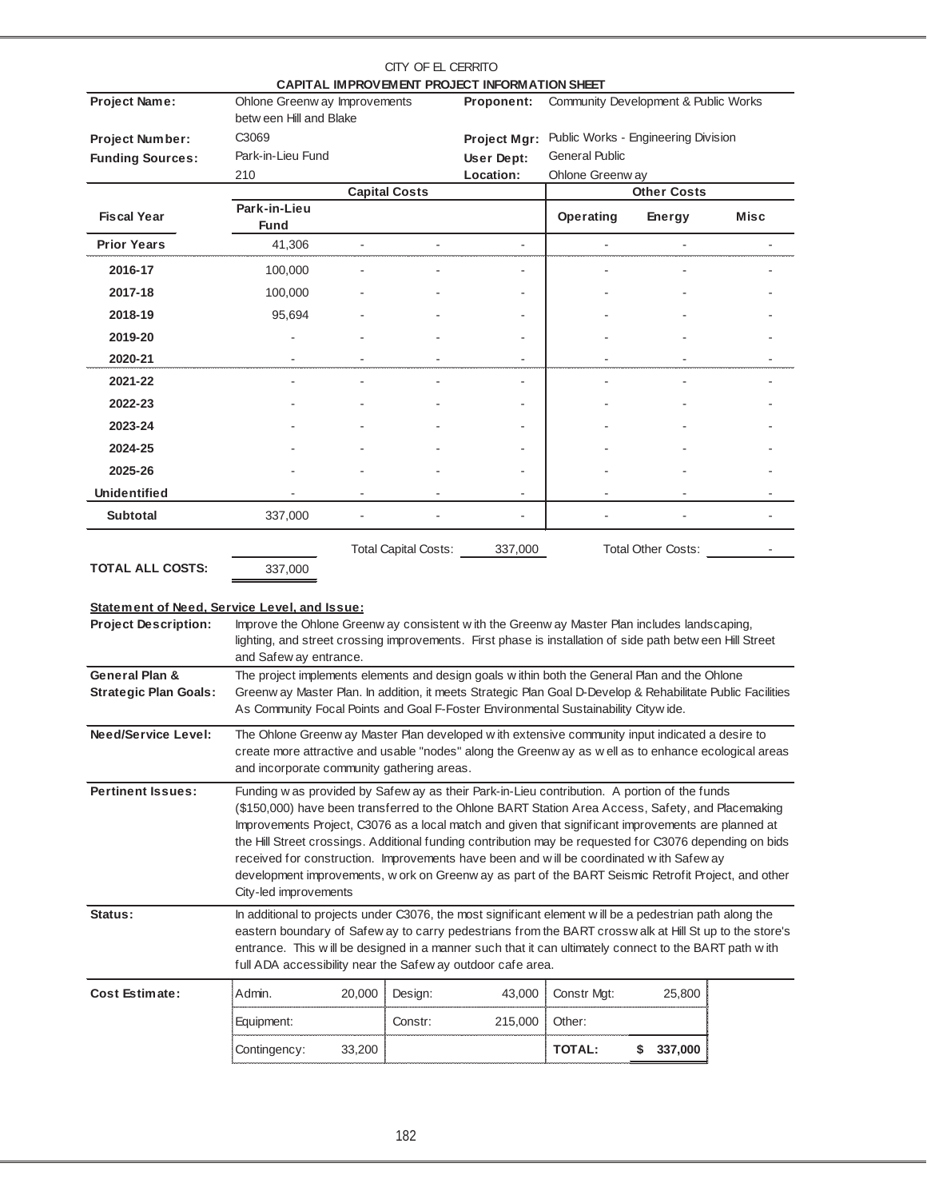CITY OF EL CERRITO

**CAPITAL IMPROVEMENT PROJECT INFORMATION SHEET**

| | | | |
|---|---|---|---|
| **Project Name:** | Ohlone Greenway Improvements between Hill and Blake | **Proponent:** | Community Development & Public Works |
| **Project Number:** | C3069 | **Project Mgr:** | Public Works - Engineering Division |
| **Funding Sources:** | Park-in-Lieu Fund | **User Dept:** | General Public |
| | 210 | **Location:** | Ohlone Greenway |

| | Capital Costs | | | | Other Costs | | |
|---|---|---|---|---|---|---|---|
| **Fiscal Year** | **Park-in-Lieu Fund** | | | | **Operating** | **Energy** | **Misc** |
| **Prior Years** | 41,306 | - | - | - | - | - | - |
| **2016-17** | 100,000 | - | - | - | - | - | - |
| **2017-18** | 100,000 | - | - | - | - | - | - |
| **2018-19** | 95,694 | - | - | - | - | - | - |
| **2019-20** | - | - | - | - | - | - | - |
| **2020-21** | - | - | - | - | - | - | - |
| **2021-22** | - | - | - | - | - | - | - |
| **2022-23** | - | - | - | - | - | - | - |
| **2023-24** | - | - | - | - | - | - | - |
| **2024-25** | - | - | - | - | - | - | - |
| **2025-26** | - | - | - | - | - | - | - |
| **Unidentified** | - | - | - | - | - | - | - |
| **Subtotal** | 337,000 | - | - | - | - | - | - |

Total Capital Costs: 337,000 | Total Other Costs: -

**TOTAL ALL COSTS:** 337,000

**Statement of Need, Service Level, and Issue:**

**Project Description:** Improve the Ohlone Greenway consistent with the Greenway Master Plan includes landscaping, lighting, and street crossing improvements. First phase is installation of side path between Hill Street and Safeway entrance.

**General Plan & Strategic Plan Goals:** The project implements elements and design goals within both the General Plan and the Ohlone Greenway Master Plan. In addition, it meets Strategic Plan Goal D-Develop & Rehabilitate Public Facilities As Community Focal Points and Goal F-Foster Environmental Sustainability Citywide.

**Need/Service Level:** The Ohlone Greenway Master Plan developed with extensive community input indicated a desire to create more attractive and usable "nodes" along the Greenway as well as to enhance ecological areas and incorporate community gathering areas.

**Pertinent Issues:** Funding was provided by Safeway as their Park-in-Lieu contribution. A portion of the funds ($150,000) have been transferred to the Ohlone BART Station Area Access, Safety, and Placemaking Improvements Project, C3076 as a local match and given that significant improvements are planned at the Hill Street crossings. Additional funding contribution may be requested for C3076 depending on bids received for construction. Improvements have been and will be coordinated with Safeway development improvements, work on Greenway as part of the BART Seismic Retrofit Project, and other City-led improvements

**Status:** In additional to projects under C3076, the most significant element will be a pedestrian path along the eastern boundary of Safeway to carry pedestrians from the BART crosswalk at Hill St up to the store's entrance. This will be designed in a manner such that it can ultimately connect to the BART path with full ADA accessibility near the Safeway outdoor cafe area.

**Cost Estimate:**

| | | | | | |
|---|---|---|---|---|---|
| Admin. | 20,000 | Design: | 43,000 | Constr Mgt: | 25,800 |
| Equipment: | | Constr: | 215,000 | Other: | |
| Contingency: | 33,200 | | | **TOTAL:** | **$ 337,000** |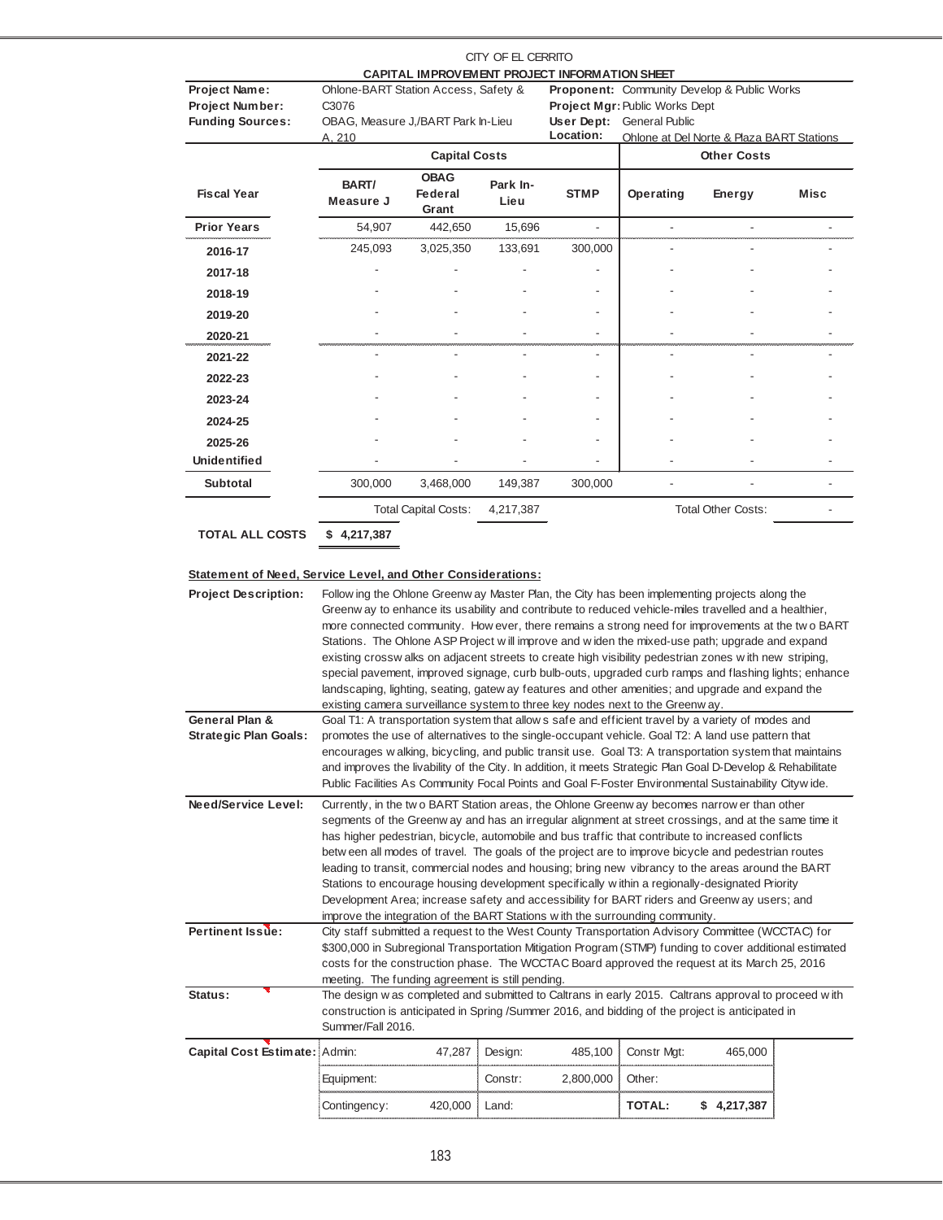CITY OF EL CERRITO

**CAPITAL IMPROVEMENT PROJECT INFORMATION SHEET**

| | | | |
|---|---|---|---|
| **Project Name:** | Ohlone-BART Station Access, Safety & | **Proponent:** | Community Develop & Public Works |
| **Project Number:** | C3076 | **Project Mgr:** | Public Works Dept |
| **Funding Sources:** | OBAG, Measure J,/BART Park In-Lieu A, 210 | **User Dept:** | General Public |
| | | **Location:** | Ohlone at Del Norte & Plaza BART Stations |

| | Capital Costs | | | | Other Costs | | |
|---|---|---|---|---|---|---|---|
| **Fiscal Year** | **BART/ Measure J** | **OBAG Federal Grant** | **Park In-Lieu** | **STMP** | **Operating** | **Energy** | **Misc** |
| **Prior Years** | 54,907 | 442,650 | 15,696 | - | - | - | - |
| **2016-17** | 245,093 | 3,025,350 | 133,691 | 300,000 | - | - | - |
| **2017-18** | - | - | - | - | - | - | - |
| **2018-19** | - | - | - | - | - | - | - |
| **2019-20** | - | - | - | - | - | - | - |
| **2020-21** | - | - | - | - | - | - | - |
| **2021-22** | - | - | - | - | - | - | - |
| **2022-23** | - | - | - | - | - | - | - |
| **2023-24** | - | - | - | - | - | - | - |
| **2024-25** | - | - | - | - | - | - | - |
| **2025-26** | - | - | - | - | - | - | - |
| **Unidentified** | - | - | - | - | - | - | - |
| **Subtotal** | 300,000 | 3,468,000 | 149,387 | 300,000 | - | - | - |
| | | Total Capital Costs: | 4,217,387 | | | Total Other Costs: | - |
| **TOTAL ALL COSTS** | **$ 4,217,387** | | | | | | |

**Statement of Need, Service Level, and Other Considerations:**

**Project Description:** Following the Ohlone Greenway Master Plan, the City has been implementing projects along the Greenway to enhance its usability and contribute to reduced vehicle-miles travelled and a healthier, more connected community. However, there remains a strong need for improvements at the two BART Stations. The Ohlone ASP Project will improve and widen the mixed-use path; upgrade and expand existing crosswalks on adjacent streets to create high visibility pedestrian zones with new striping, special pavement, improved signage, curb bulb-outs, upgraded curb ramps and flashing lights; enhance landscaping, lighting, seating, gateway features and other amenities; and upgrade and expand the existing camera surveillance system to three key nodes next to the Greenway.

**General Plan & Strategic Plan Goals:** Goal T1: A transportation system that allows safe and efficient travel by a variety of modes and promotes the use of alternatives to the single-occupant vehicle. Goal T2: A land use pattern that encourages walking, bicycling, and public transit use. Goal T3: A transportation system that maintains and improves the livability of the City. In addition, it meets Strategic Plan Goal D-Develop & Rehabilitate Public Facilities As Community Focal Points and Goal F-Foster Environmental Sustainability Citywide.

**Need/Service Level:** Currently, in the two BART Station areas, the Ohlone Greenway becomes narrower than other segments of the Greenway and has an irregular alignment at street crossings, and at the same time it has higher pedestrian, bicycle, automobile and bus traffic that contribute to increased conflicts between all modes of travel. The goals of the project are to improve bicycle and pedestrian routes leading to transit, commercial nodes and housing; bring new vibrancy to the areas around the BART Stations to encourage housing development specifically within a regionally-designated Priority Development Area; increase safety and accessibility for BART riders and Greenway users; and improve the integration of the BART Stations with the surrounding community.

**Pertinent Issue:** City staff submitted a request to the West County Transportation Advisory Committee (WCCTAC) for $300,000 in Subregional Transportation Mitigation Program (STMP) funding to cover additional estimated costs for the construction phase. The WCCTAC Board approved the request at its March 25, 2016 meeting. The funding agreement is still pending.

**Status:** The design was completed and submitted to Caltrans in early 2015. Caltrans approval to proceed with construction is anticipated in Spring /Summer 2016, and bidding of the project is anticipated in Summer/Fall 2016.

| **Capital Cost Estimate:** | | | | | | |
|---|---|---|---|---|---|---|
| | Admin: | 47,287 | Design: | 485,100 | Constr Mgt: | 465,000 |
| | Equipment: | | Constr: | 2,800,000 | Other: | |
| | Contingency: | 420,000 | Land: | | **TOTAL:** | **$ 4,217,387** |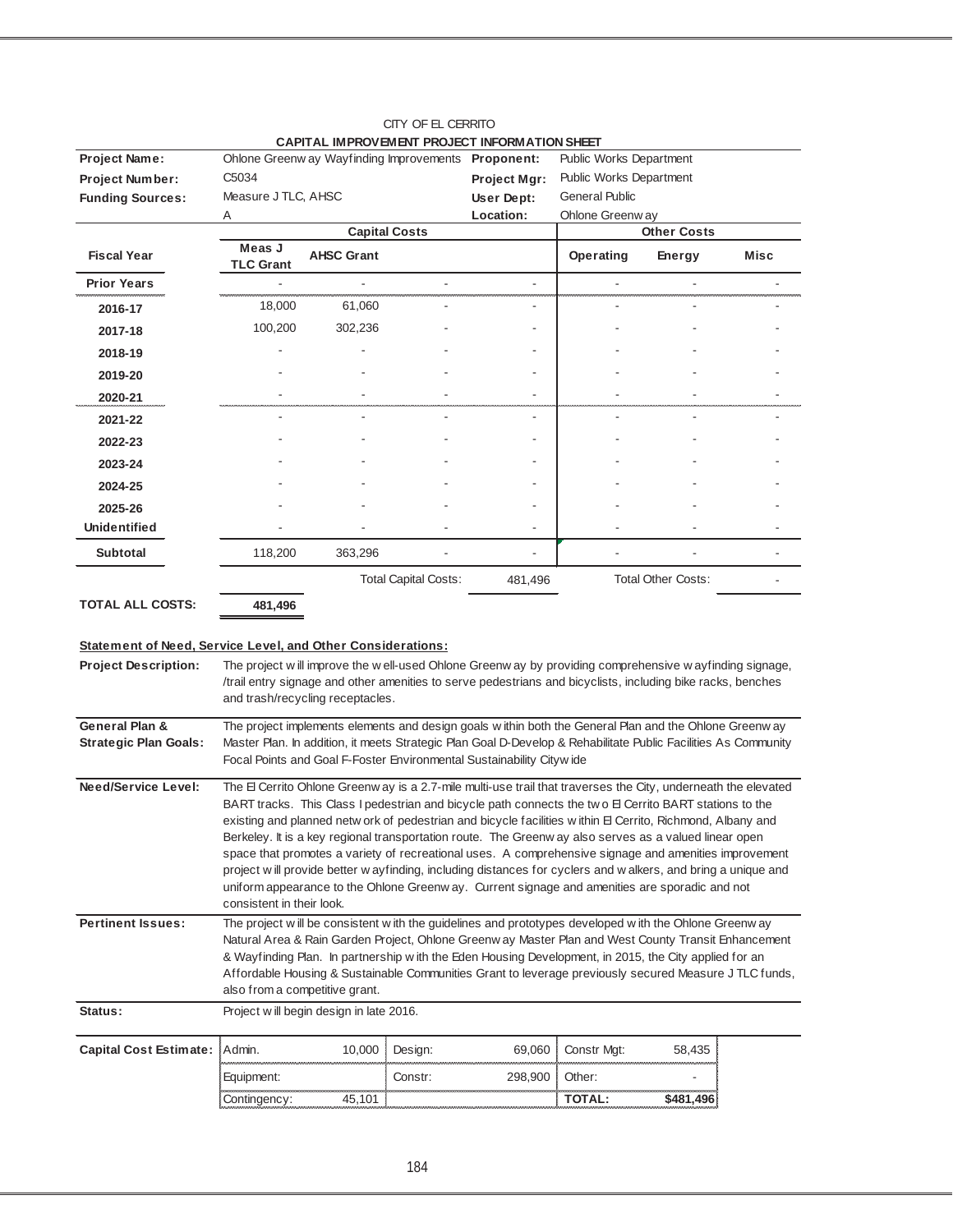CITY OF EL CERRITO

**CAPITAL IMPROVEMENT PROJECT INFORMATION SHEET**

| | | | |
|---|---|---|---|
| **Project Name:** | Ohlone Greenway Wayfinding Improvements | **Proponent:** | Public Works Department |
| **Project Number:** | C5034 | **Project Mgr:** | Public Works Department |
| **Funding Sources:** | Measure J TLC, AHSC | **User Dept:** | General Public |
| | A | **Location:** | Ohlone Greenway |

| **Fiscal Year** | **Capital Costs** Meas J TLC Grant | AHSC Grant | | | **Other Costs** Operating | Energy | Misc |
|---|---|---|---|---|---|---|---|
| **Prior Years** | - | - | - | - | - | - | - |
| **2016-17** | 18,000 | 61,060 | - | - | - | - | - |
| **2017-18** | 100,200 | 302,236 | - | - | - | - | - |
| **2018-19** | - | - | - | - | - | - | - |
| **2019-20** | - | - | - | - | - | - | - |
| **2020-21** | - | - | - | - | - | - | - |
| **2021-22** | - | - | - | - | - | - | - |
| **2022-23** | - | - | - | - | - | - | - |
| **2023-24** | - | - | - | - | - | - | - |
| **2024-25** | - | - | - | - | - | - | - |
| **2025-26** | - | - | - | - | - | - | - |
| **Unidentified** | - | - | - | - | - | - | - |
| **Subtotal** | 118,200 | 363,296 | - | - | - | - | - |
| | | | Total Capital Costs: | 481,496 | | Total Other Costs: | - |
| **TOTAL ALL COSTS:** | **481,496** | | | | | | |

**Statement of Need, Service Level, and Other Considerations:**

**Project Description:** The project will improve the well-used Ohlone Greenway by providing comprehensive wayfinding signage, /trail entry signage and other amenities to serve pedestrians and bicyclists, including bike racks, benches and trash/recycling receptacles.

**General Plan & Strategic Plan Goals:** The project implements elements and design goals within both the General Plan and the Ohlone Greenway Master Plan. In addition, it meets Strategic Plan Goal D-Develop & Rehabilitate Public Facilities As Community Focal Points and Goal F-Foster Environmental Sustainability Citywide

**Need/Service Level:** The El Cerrito Ohlone Greenway is a 2.7-mile multi-use trail that traverses the City, underneath the elevated BART tracks. This Class I pedestrian and bicycle path connects the two El Cerrito BART stations to the existing and planned network of pedestrian and bicycle facilities within El Cerrito, Richmond, Albany and Berkeley. It is a key regional transportation route. The Greenway also serves as a valued linear open space that promotes a variety of recreational uses. A comprehensive signage and amenities improvement project will provide better wayfinding, including distances for cyclers and walkers, and bring a unique and uniform appearance to the Ohlone Greenway. Current signage and amenities are sporadic and not consistent in their look.

**Pertinent Issues:** The project will be consistent with the guidelines and prototypes developed with the Ohlone Greenway Natural Area & Rain Garden Project, Ohlone Greenway Master Plan and West County Transit Enhancement & Wayfinding Plan. In partnership with the Eden Housing Development, in 2015, the City applied for an Affordable Housing & Sustainable Communities Grant to leverage previously secured Measure J TLC funds, also from a competitive grant.

**Status:** Project will begin design in late 2016.

| **Capital Cost Estimate:** | | | | | | |
|---|---|---|---|---|---|---|
| Admin. | 10,000 | Design: | 69,060 | Constr Mgt: | 58,435 |
| Equipment: | | Constr: | 298,900 | Other: | - |
| Contingency: | 45,101 | | | **TOTAL:** | **$481,496** |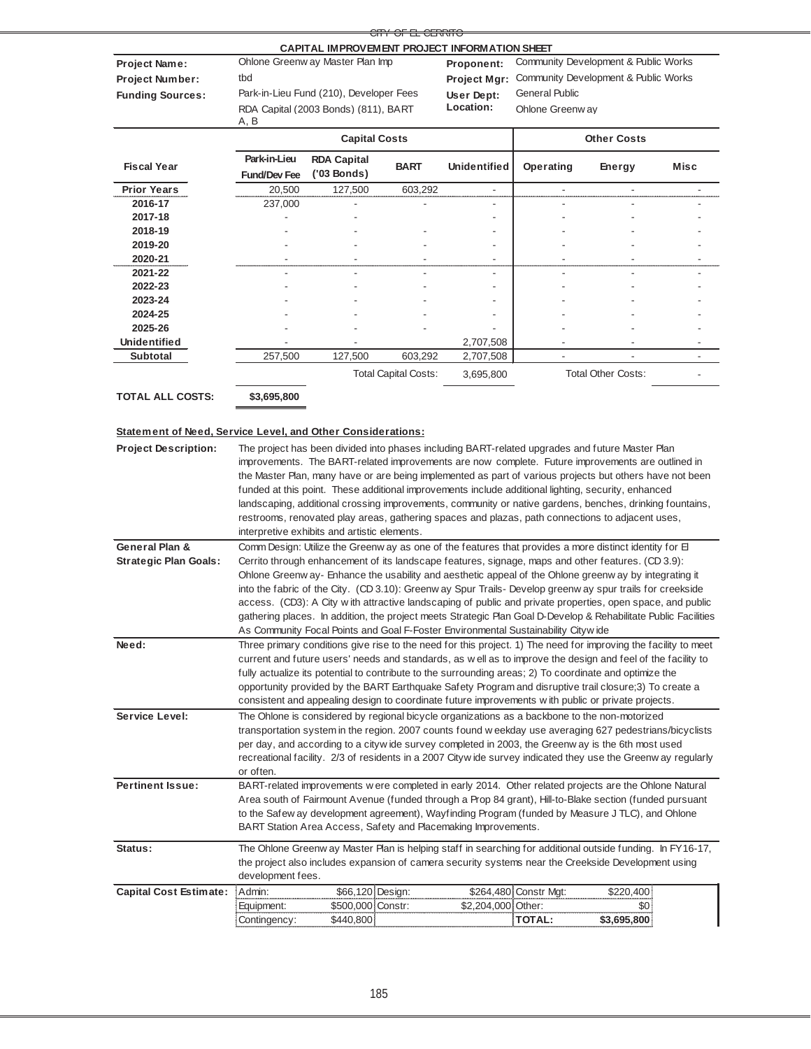CITY OF EL CERRITO

## CAPITAL IMPROVEMENT PROJECT INFORMATION SHEET

| | | | |
|---|---|---|---|
| **Project Name:** | Ohlone Greenway Master Plan Imp | **Proponent:** | Community Development & Public Works |
| **Project Number:** | tbd | **Project Mgr:** | Community Development & Public Works |
| **Funding Sources:** | Park-in-Lieu Fund (210), Developer Fees | **User Dept:** | General Public |
| | RDA Capital (2003 Bonds) (811), BART A, B | **Location:** | Ohlone Greenway |

| Fiscal Year | Capital Costs | | | | Other Costs | | |
|---|---|---|---|---|---|---|---|
| | **Park-in-Lieu Fund/Dev Fee** | **RDA Capital ('03 Bonds)** | **BART** | **Unidentified** | **Operating** | **Energy** | **Misc** |
| **Prior Years** | 20,500 | 127,500 | 603,292 | - | - | - | - |
| **2016-17** | 237,000 | - | - | - | - | - | - |
| **2017-18** | - | - | | - | - | - | - |
| **2018-19** | - | - | - | - | - | - | - |
| **2019-20** | - | - | - | - | - | - | - |
| **2020-21** | - | - | - | - | - | - | - |
| **2021-22** | - | - | - | - | - | - | - |
| **2022-23** | - | - | - | - | - | - | - |
| **2023-24** | - | - | - | - | - | - | - |
| **2024-25** | - | - | - | - | - | - | - |
| **2025-26** | - | - | - | - | - | - | - |
| **Unidentified** | - | - | | 2,707,508 | - | - | - |
| **Subtotal** | 257,500 | 127,500 | 603,292 | 2,707,508 | - | - | - |
| | | | Total Capital Costs: | 3,695,800 | | Total Other Costs: | - |

**TOTAL ALL COSTS:** **$3,695,800**

### Statement of Need, Service Level, and Other Considerations:

**Project Description:** The project has been divided into phases including BART-related upgrades and future Master Plan improvements. The BART-related improvements are now complete. Future improvements are outlined in the Master Plan, many have or are being implemented as part of various projects but others have not been funded at this point. These additional improvements include additional lighting, security, enhanced landscaping, additional crossing improvements, community or native gardens, benches, drinking fountains, restrooms, renovated play areas, gathering spaces and plazas, path connections to adjacent uses, interpretive exhibits and artistic elements.

**General Plan & Strategic Plan Goals:** Comm Design: Utilize the Greenway as one of the features that provides a more distinct identity for El Cerrito through enhancement of its landscape features, signage, maps and other features. (CD 3.9): Ohlone Greenway- Enhance the usability and aesthetic appeal of the Ohlone greenway by integrating it into the fabric of the City. (CD 3.10): Greenway Spur Trails- Develop greenway spur trails for creekside access. (CD3): A City with attractive landscaping of public and private properties, open space, and public gathering places. In addition, the project meets Strategic Plan Goal D-Develop & Rehabilitate Public Facilities As Community Focal Points and Goal F-Foster Environmental Sustainability Citywide

**Need:** Three primary conditions give rise to the need for this project. 1) The need for improving the facility to meet current and future users' needs and standards, as well as to improve the design and feel of the facility to fully actualize its potential to contribute to the surrounding areas; 2) To coordinate and optimize the opportunity provided by the BART Earthquake Safety Program and disruptive trail closure;3) To create a consistent and appealing design to coordinate future improvements with public or private projects.

**Service Level:** The Ohlone is considered by regional bicycle organizations as a backbone to the non-motorized transportation system in the region. 2007 counts found weekday use averaging 627 pedestrians/bicyclists per day, and according to a citywide survey completed in 2003, the Greenway is the 6th most used recreational facility. 2/3 of residents in a 2007 Citywide survey indicated they use the Greenway regularly or often.

**Pertinent Issue:** BART-related improvements were completed in early 2014. Other related projects are the Ohlone Natural Area south of Fairmount Avenue (funded through a Prop 84 grant), Hill-to-Blake section (funded pursuant to the Safeway development agreement), Wayfinding Program (funded by Measure J TLC), and Ohlone BART Station Area Access, Safety and Placemaking Improvements.

**Status:** The Ohlone Greenway Master Plan is helping staff in searching for additional outside funding. In FY16-17, the project also includes expansion of camera security systems near the Creekside Development using development fees.

**Capital Cost Estimate:**

| | | | | | |
|---|---|---|---|---|---|
| Admin: | $66,120 | Design: | $264,480 | Constr Mgt: | $220,400 |
| Equipment: | $500,000 | Constr: | $2,204,000 | Other: | $0 |
| Contingency: | $440,800 | | | **TOTAL:** | **$3,695,800** |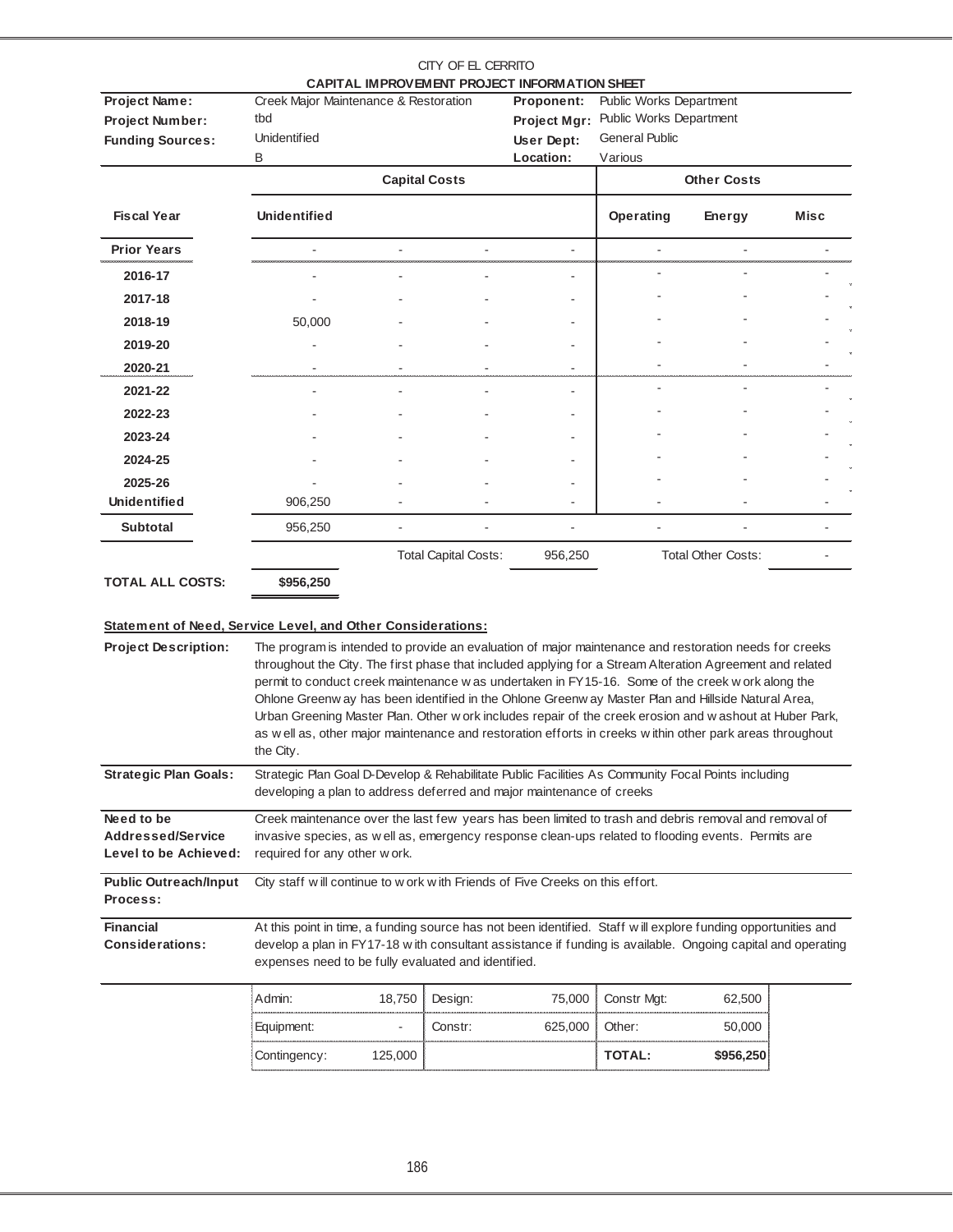CITY OF EL CERRITO

**CAPITAL IMPROVEMENT PROJECT INFORMATION SHEET**

| | | | |
|---|---|---|---|
| **Project Name:** | Creek Major Maintenance & Restoration | **Proponent:** | Public Works Department |
| **Project Number:** | tbd | **Project Mgr:** | Public Works Department |
| **Funding Sources:** | Unidentified | **User Dept:** | General Public |
| | B | **Location:** | Various |

| | Capital Costs | | | | Other Costs | | |
|---|---|---|---|---|---|---|---|
| **Fiscal Year** | **Unidentified** | | | | **Operating** | **Energy** | **Misc** |
| **Prior Years** | - | - | - | - | - | - | - |
| **2016-17** | - | - | - | - | - | - | - |
| **2017-18** | - | - | - | - | - | - | - |
| **2018-19** | 50,000 | - | - | - | - | - | - |
| **2019-20** | - | - | - | - | - | - | - |
| **2020-21** | - | - | - | - | - | - | - |
| **2021-22** | - | - | - | - | - | - | - |
| **2022-23** | - | - | - | - | - | - | - |
| **2023-24** | - | - | - | - | - | - | - |
| **2024-25** | - | - | - | - | - | - | - |
| **2025-26** | - | - | - | - | - | - | - |
| **Unidentified** | 906,250 | - | - | - | - | - | - |
| **Subtotal** | 956,250 | - | - | - | - | - | - |
| | | | Total Capital Costs: | 956,250 | | Total Other Costs: | - |
| **TOTAL ALL COSTS:** | **$956,250** | | | | | | |

**Statement of Need, Service Level, and Other Considerations:**

**Project Description:** The program is intended to provide an evaluation of major maintenance and restoration needs for creeks throughout the City. The first phase that included applying for a Stream Alteration Agreement and related permit to conduct creek maintenance was undertaken in FY15-16. Some of the creek work along the Ohlone Greenway has been identified in the Ohlone Greenway Master Plan and Hillside Natural Area, Urban Greening Master Plan. Other work includes repair of the creek erosion and washout at Huber Park, as well as, other major maintenance and restoration efforts in creeks within other park areas throughout the City.

**Strategic Plan Goals:** Strategic Plan Goal D-Develop & Rehabilitate Public Facilities As Community Focal Points including developing a plan to address deferred and major maintenance of creeks

**Need to be Addressed/Service Level to be Achieved:** Creek maintenance over the last few years has been limited to trash and debris removal and removal of invasive species, as well as, emergency response clean-ups related to flooding events. Permits are required for any other work.

**Public Outreach/Input Process:** City staff will continue to work with Friends of Five Creeks on this effort.

**Financial Considerations:** At this point in time, a funding source has not been identified. Staff will explore funding opportunities and develop a plan in FY17-18 with consultant assistance if funding is available. Ongoing capital and operating expenses need to be fully evaluated and identified.

| | | | | | |
|---|---|---|---|---|---|
| Admin: | 18,750 | Design: | 75,000 | Constr Mgt: | 62,500 |
| Equipment: | - | Constr: | 625,000 | Other: | 50,000 |
| Contingency: | 125,000 | | | **TOTAL:** | **$956,250** |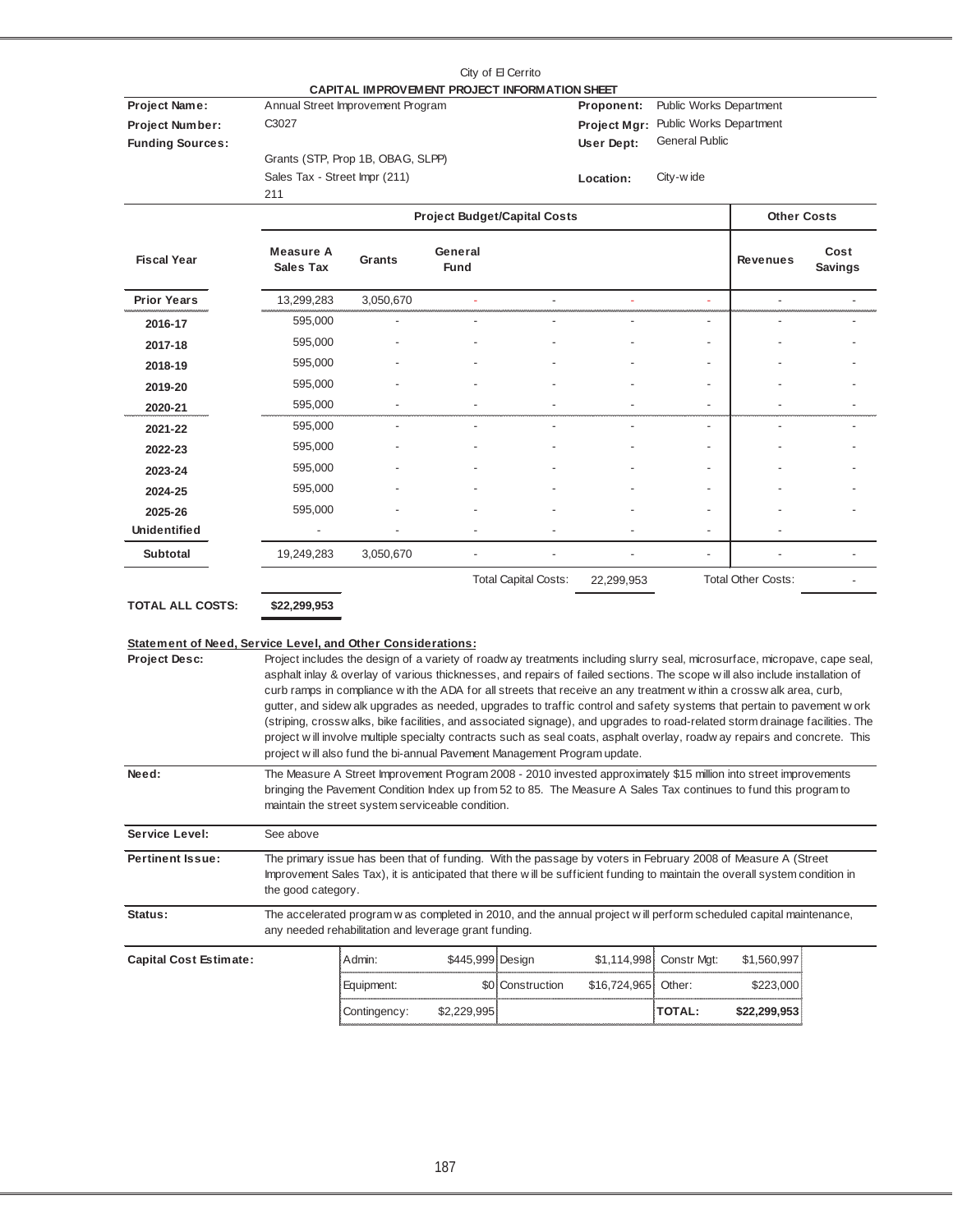City of El Cerrito

**CAPITAL IMPROVEMENT PROJECT INFORMATION SHEET**

| | | | |
|---|---|---|---|
| **Project Name:** | Annual Street Improvement Program | **Proponent:** | Public Works Department |
| **Project Number:** | C3027 | **Project Mgr:** | Public Works Department |
| **Funding Sources:** | | **User Dept:** | General Public |
| | Grants (STP, Prop 1B, OBAG, SLPP) | | |
| | Sales Tax - Street Impr (211) | **Location:** | City-wide |
| | 211 | | |

| | Project Budget/Capital Costs | | | | | | Other Costs | |
|---|---|---|---|---|---|---|---|---|
| **Fiscal Year** | **Measure A Sales Tax** | **Grants** | **General Fund** | | | | **Revenues** | **Cost Savings** |
| **Prior Years** | 13,299,283 | 3,050,670 | - | - | - | - | - | - |
| **2016-17** | 595,000 | - | - | - | - | - | - | - |
| **2017-18** | 595,000 | - | - | - | - | - | - | - |
| **2018-19** | 595,000 | - | - | - | - | - | - | - |
| **2019-20** | 595,000 | - | - | - | - | - | - | - |
| **2020-21** | 595,000 | - | - | - | - | - | - | - |
| **2021-22** | 595,000 | - | - | - | - | - | - | - |
| **2022-23** | 595,000 | - | - | - | - | - | - | - |
| **2023-24** | 595,000 | - | - | - | - | - | - | - |
| **2024-25** | 595,000 | - | - | - | - | - | - | - |
| **2025-26** | 595,000 | - | - | - | - | - | - | - |
| **Unidentified** | - | - | - | - | - | - | - | |
| **Subtotal** | 19,249,283 | 3,050,670 | - | - | - | - | - | - |
| | | | | Total Capital Costs: | 22,299,953 | | Total Other Costs: | - |

**TOTAL ALL COSTS:** **$22,299,953**

**Statement of Need, Service Level, and Other Considerations:**

**Project Desc:** Project includes the design of a variety of roadway treatments including slurry seal, microsurface, micropave, cape seal, asphalt inlay & overlay of various thicknesses, and repairs of failed sections. The scope will also include installation of curb ramps in compliance with the ADA for all streets that receive an any treatment within a crosswalk area, curb, gutter, and sidewalk upgrades as needed, upgrades to traffic control and safety systems that pertain to pavement work (striping, crosswalks, bike facilities, and associated signage), and upgrades to road-related storm drainage facilities. The project will involve multiple specialty contracts such as seal coats, asphalt overlay, roadway repairs and concrete. This project will also fund the bi-annual Pavement Management Program update.

**Need:** The Measure A Street Improvement Program 2008 - 2010 invested approximately $15 million into street improvements bringing the Pavement Condition Index up from 52 to 85. The Measure A Sales Tax continues to fund this program to maintain the street system serviceable condition.

**Service Level:** See above

**Pertinent Issue:** The primary issue has been that of funding. With the passage by voters in February 2008 of Measure A (Street Improvement Sales Tax), it is anticipated that there will be sufficient funding to maintain the overall system condition in the good category.

**Status:** The accelerated program was completed in 2010, and the annual project will perform scheduled capital maintenance, any needed rehabilitation and leverage grant funding.

**Capital Cost Estimate:**

| | | | | | |
|---|---|---|---|---|---|
| Admin: | $445,999 | Design | $1,114,998 | Constr Mgt: | $1,560,997 |
| Equipment: | $0 | Construction | $16,724,965 | Other: | $223,000 |
| Contingency: | $2,229,995 | | | **TOTAL:** | **$22,299,953** |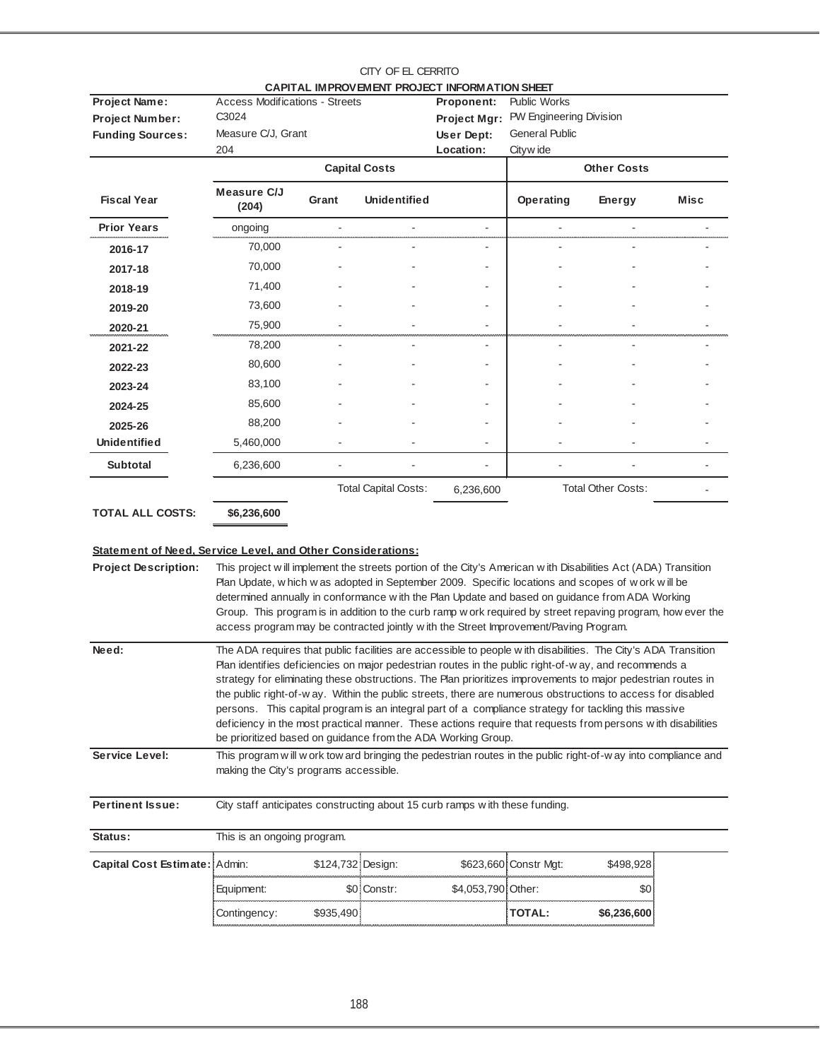CITY OF EL CERRITO

**CAPITAL IMPROVEMENT PROJECT INFORMATION SHEET**

| | | | |
|---|---|---|---|
| **Project Name:** | Access Modifications - Streets | **Proponent:** | Public Works |
| **Project Number:** | C3024 | **Project Mgr:** | PW Engineering Division |
| **Funding Sources:** | Measure C/J, Grant | **User Dept:** | General Public |
| | 204 | **Location:** | Citywide |

| | Capital Costs | | | | Other Costs | | |
|---|---|---|---|---|---|---|---|
| **Fiscal Year** | **Measure C/J (204)** | **Grant** | **Unidentified** | | **Operating** | **Energy** | **Misc** |
| **Prior Years** | ongoing | - | - | - | - | - | - |
| **2016-17** | 70,000 | - | - | - | - | - | - |
| **2017-18** | 70,000 | - | - | - | - | - | - |
| **2018-19** | 71,400 | - | - | - | - | - | - |
| **2019-20** | 73,600 | - | - | - | - | - | - |
| **2020-21** | 75,900 | - | - | - | - | - | - |
| **2021-22** | 78,200 | - | - | - | - | - | - |
| **2022-23** | 80,600 | - | - | - | - | - | - |
| **2023-24** | 83,100 | - | - | - | - | - | - |
| **2024-25** | 85,600 | - | - | - | - | - | - |
| **2025-26** | 88,200 | - | - | - | - | - | - |
| **Unidentified** | 5,460,000 | - | - | - | - | - | - |
| **Subtotal** | 6,236,600 | - | - | - | - | - | - |
| | | | Total Capital Costs: | 6,236,600 | | Total Other Costs: | - |
| **TOTAL ALL COSTS:** | **$6,236,600** | | | | | | |

**Statement of Need, Service Level, and Other Considerations:**

**Project Description:** This project will implement the streets portion of the City's American with Disabilities Act (ADA) Transition Plan Update, which was adopted in September 2009. Specific locations and scopes of work will be determined annually in conformance with the Plan Update and based on guidance from ADA Working Group. This program is in addition to the curb ramp work required by street repaving program, however the access program may be contracted jointly with the Street Improvement/Paving Program.

**Need:** The ADA requires that public facilities are accessible to people with disabilities. The City's ADA Transition Plan identifies deficiencies on major pedestrian routes in the public right-of-way, and recommends a strategy for eliminating these obstructions. The Plan prioritizes improvements to major pedestrian routes in the public right-of-way. Within the public streets, there are numerous obstructions to access for disabled persons. This capital program is an integral part of a compliance strategy for tackling this massive deficiency in the most practical manner. These actions require that requests from persons with disabilities be prioritized based on guidance from the ADA Working Group.

**Service Level:** This program will work toward bringing the pedestrian routes in the public right-of-way into compliance and making the City's programs accessible.

**Pertinent Issue:** City staff anticipates constructing about 15 curb ramps with these funding.

**Status:** This is an ongoing program.

| **Capital Cost Estimate:** | | | | | | |
|---|---|---|---|---|---|---|
| | Admin: | $124,732 | Design: | $623,660 | Constr Mgt: | $498,928 |
| | Equipment: | $0 | Constr: | $4,053,790 | Other: | $0 |
| | Contingency: | $935,490 | | | **TOTAL:** | **$6,236,600** |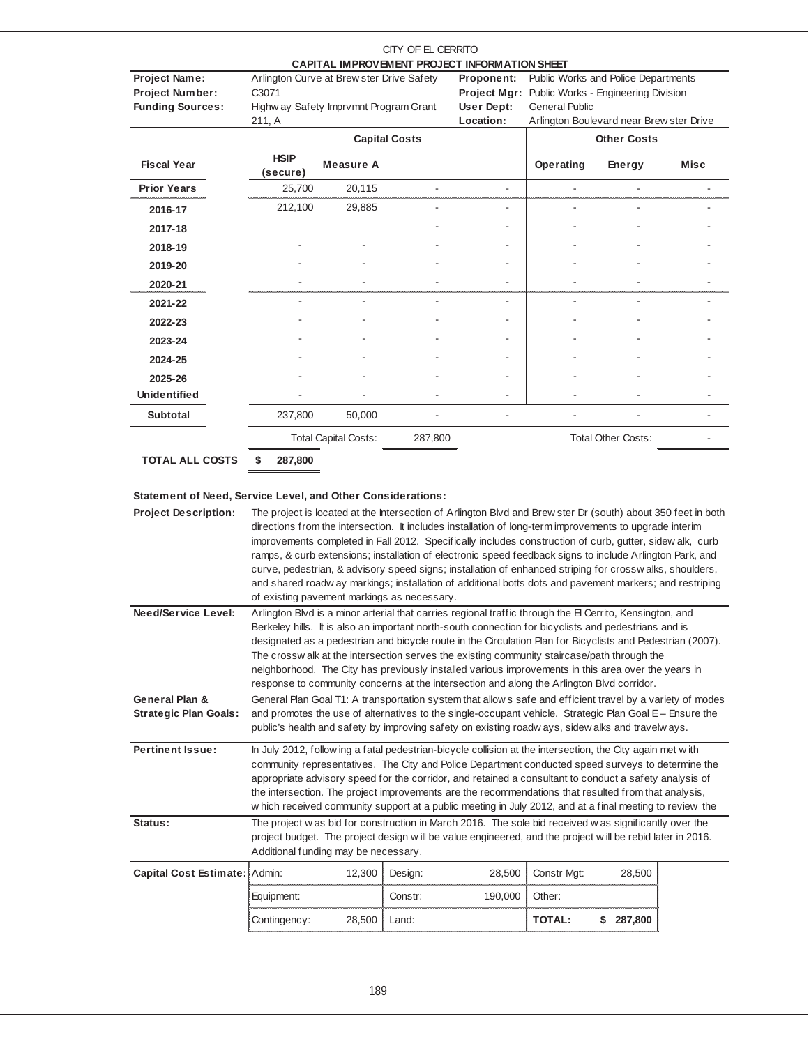CITY OF EL CERRITO

**CAPITAL IMPROVEMENT PROJECT INFORMATION SHEET**

| | | | |
|---|---|---|---|
| **Project Name:** | Arlington Curve at Brewster Drive Safety | **Proponent:** | Public Works and Police Departments |
| **Project Number:** | C3071 | **Project Mgr:** | Public Works - Engineering Division |
| **Funding Sources:** | Highway Safety Imprvmnt Program Grant 211, A | **User Dept:** | General Public |
| | | **Location:** | Arlington Boulevard near Brewster Drive |

| | Capital Costs | | | | Other Costs | | |
|---|---|---|---|---|---|---|---|
| **Fiscal Year** | **HSIP (secure)** | **Measure A** | | | **Operating** | **Energy** | **Misc** |
| **Prior Years** | 25,700 | 20,115 | - | - | - | - | - |
| **2016-17** | 212,100 | 29,885 | - | - | - | - | - |
| **2017-18** | | | - | - | - | - | - |
| **2018-19** | - | - | - | - | - | - | - |
| **2019-20** | - | - | - | - | - | - | - |
| **2020-21** | - | - | - | - | - | - | - |
| **2021-22** | - | - | - | - | - | - | - |
| **2022-23** | - | - | - | - | - | - | - |
| **2023-24** | - | - | - | - | - | - | - |
| **2024-25** | - | - | - | - | - | - | - |
| **2025-26** | - | - | - | - | - | - | - |
| **Unidentified** | - | - | - | - | - | - | - |
| **Subtotal** | 237,800 | 50,000 | - | - | - | - | - |
| | | Total Capital Costs: | 287,800 | | | Total Other Costs: | - |
| **TOTAL ALL COSTS** | **$ 287,800** | | | | | | |

**Statement of Need, Service Level, and Other Considerations:**

**Project Description:** The project is located at the Intersection of Arlington Blvd and Brewster Dr (south) about 350 feet in both directions from the intersection. It includes installation of long-term improvements to upgrade interim improvements completed in Fall 2012. Specifically includes construction of curb, gutter, sidewalk, curb ramps, & curb extensions; installation of electronic speed feedback signs to include Arlington Park, and curve, pedestrian, & advisory speed signs; installation of enhanced striping for crosswalks, shoulders, and shared roadway markings; installation of additional botts dots and pavement markers; and restriping of existing pavement markings as necessary.

**Need/Service Level:** Arlington Blvd is a minor arterial that carries regional traffic through the El Cerrito, Kensington, and Berkeley hills. It is also an important north-south connection for bicyclists and pedestrians and is designated as a pedestrian and bicycle route in the Circulation Plan for Bicyclists and Pedestrian (2007). The crosswalk at the intersection serves the existing community staircase/path through the neighborhood. The City has previously installed various improvements in this area over the years in response to community concerns at the intersection and along the Arlington Blvd corridor.

**General Plan & Strategic Plan Goals:** General Plan Goal T1: A transportation system that allows safe and efficient travel by a variety of modes and promotes the use of alternatives to the single-occupant vehicle. Strategic Plan Goal E – Ensure the public's health and safety by improving safety on existing roadways, sidewalks and travelways.

**Pertinent Issue:** In July 2012, following a fatal pedestrian-bicycle collision at the intersection, the City again met with community representatives. The City and Police Department conducted speed surveys to determine the appropriate advisory speed for the corridor, and retained a consultant to conduct a safety analysis of the intersection. The project improvements are the recommendations that resulted from that analysis, which received community support at a public meeting in July 2012, and at a final meeting to review the

**Status:** The project was bid for construction in March 2016. The sole bid received was significantly over the project budget. The project design will be value engineered, and the project will be rebid later in 2016. Additional funding may be necessary.

| **Capital Cost Estimate:** | | | | | | |
|---|---|---|---|---|---|---|
| Admin: | 12,300 | Design: | 28,500 | Constr Mgt: | 28,500 |
| Equipment: | | Constr: | 190,000 | Other: | |
| Contingency: | 28,500 | Land: | | **TOTAL:** | **$ 287,800** |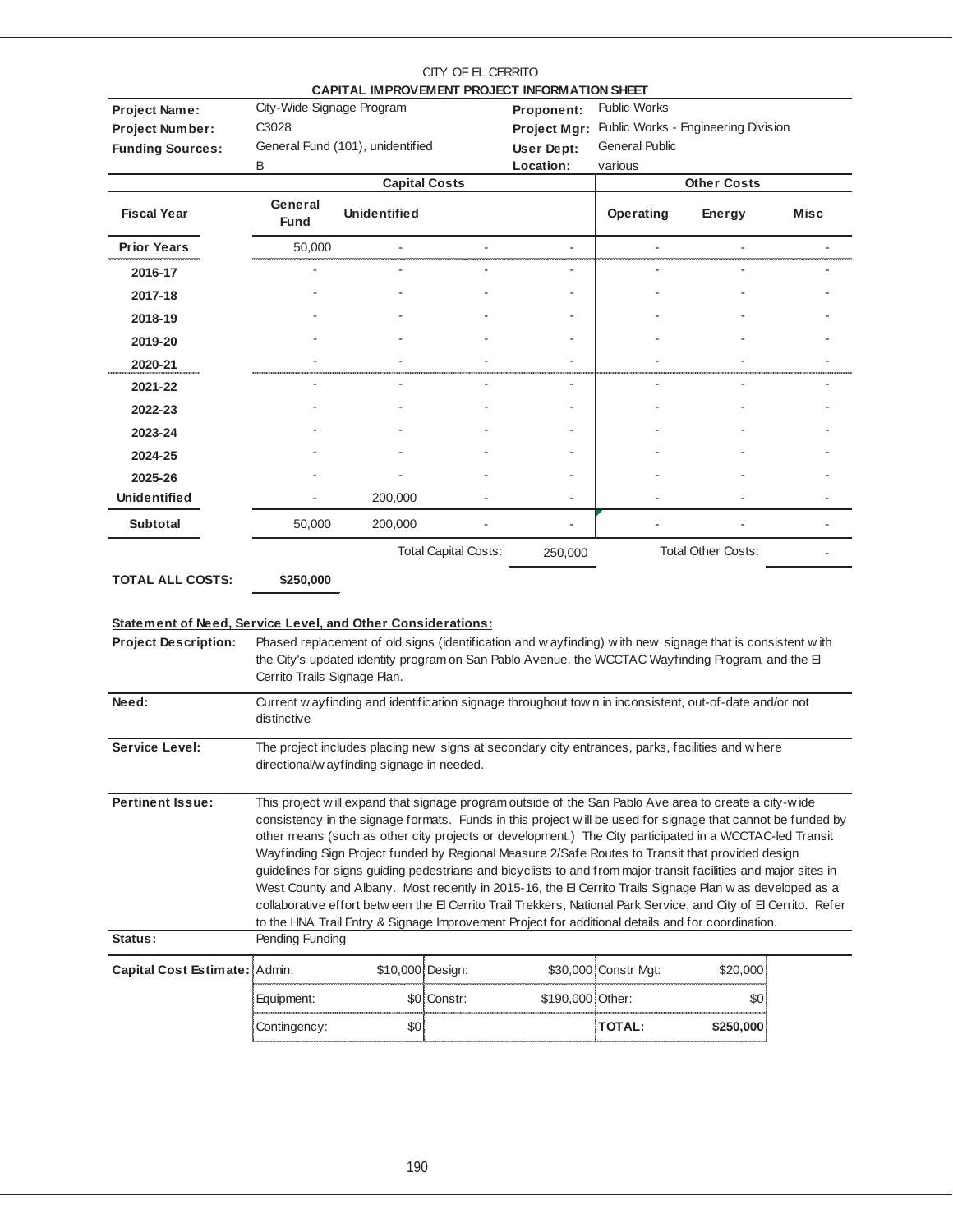CITY OF EL CERRITO

**CAPITAL IMPROVEMENT PROJECT INFORMATION SHEET**

| | | | |
|---|---|---|---|
| **Project Name:** | City-Wide Signage Program | **Proponent:** | Public Works |
| **Project Number:** | C3028 | **Project Mgr:** | Public Works - Engineering Division |
| **Funding Sources:** | General Fund (101), unidentified | **User Dept:** | General Public |
| | B | **Location:** | various |

| | Capital Costs | | | | Other Costs | | |
|---|---|---|---|---|---|---|---|
| **Fiscal Year** | **General Fund** | **Unidentified** | | | **Operating** | **Energy** | **Misc** |
| **Prior Years** | 50,000 | - | - | - | - | - | - |
| **2016-17** | - | - | - | - | - | - | - |
| **2017-18** | - | - | - | - | - | - | - |
| **2018-19** | - | - | - | - | - | - | - |
| **2019-20** | - | - | - | - | - | - | - |
| **2020-21** | - | - | - | - | - | - | - |
| **2021-22** | - | - | - | - | - | - | - |
| **2022-23** | - | - | - | - | - | - | - |
| **2023-24** | - | - | - | - | - | - | - |
| **2024-25** | - | - | - | - | - | - | - |
| **2025-26** | - | - | - | - | - | - | - |
| **Unidentified** | - | 200,000 | - | - | - | - | - |
| **Subtotal** | 50,000 | 200,000 | - | - | - | - | - |
| | | | Total Capital Costs: | 250,000 | | Total Other Costs: | - |

**TOTAL ALL COSTS:** **$250,000**

**Statement of Need, Service Level, and Other Considerations:**

**Project Description:** Phased replacement of old signs (identification and wayfinding) with new signage that is consistent with the City's updated identity program on San Pablo Avenue, the WCCTAC Wayfinding Program, and the El Cerrito Trails Signage Plan.

**Need:** Current wayfinding and identification signage throughout town in inconsistent, out-of-date and/or not distinctive

**Service Level:** The project includes placing new signs at secondary city entrances, parks, facilities and where directional/wayfinding signage in needed.

**Pertinent Issue:** This project will expand that signage program outside of the San Pablo Ave area to create a city-wide consistency in the signage formats. Funds in this project will be used for signage that cannot be funded by other means (such as other city projects or development.) The City participated in a WCCTAC-led Transit Wayfinding Sign Project funded by Regional Measure 2/Safe Routes to Transit that provided design guidelines for signs guiding pedestrians and bicyclists to and from major transit facilities and major sites in West County and Albany. Most recently in 2015-16, the El Cerrito Trails Signage Plan was developed as a collaborative effort between the El Cerrito Trail Trekkers, National Park Service, and City of El Cerrito. Refer to the HNA Trail Entry & Signage Improvement Project for additional details and for coordination.

**Status:** Pending Funding

| **Capital Cost Estimate:** | | | | | | |
|---|---|---|---|---|---|---|
| | Admin: | $10,000 | Design: | $30,000 | Constr Mgt: | $20,000 |
| | Equipment: | $0 | Constr: | $190,000 | Other: | $0 |
| | Contingency: | $0 | | | **TOTAL:** | **$250,000** |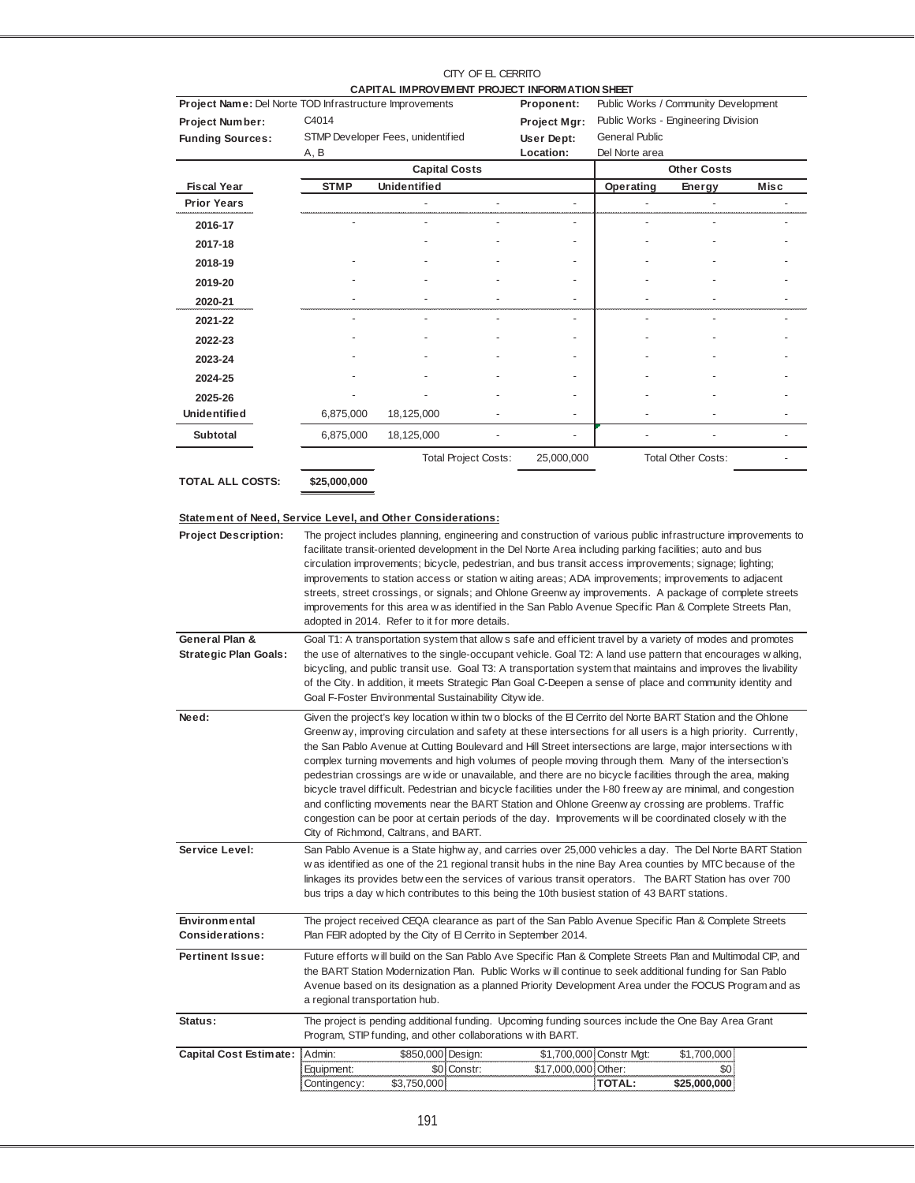CITY OF EL CERRITO

**CAPITAL IMPROVEMENT PROJECT INFORMATION SHEET**

| | | | |
|---|---|---|---|
| **Project Name:** Del Norte TOD Infrastructure Improvements | | **Proponent:** | Public Works / Community Development |
| **Project Number:** | C4014 | **Project Mgr:** | Public Works - Engineering Division |
| **Funding Sources:** | STMP Developer Fees, unidentified | **User Dept:** | General Public |
| | A, B | **Location:** | Del Norte area |

| | Capital Costs | | | | Other Costs | | |
|---|---|---|---|---|---|---|---|
| **Fiscal Year** | **STMP** | **Unidentified** | | | **Operating** | **Energy** | **Misc** |
| **Prior Years** | | - | - | - | - | - | - |
| **2016-17** | - | - | - | - | - | - | - |
| **2017-18** | | - | - | - | - | - | - |
| **2018-19** | - | - | - | - | - | - | - |
| **2019-20** | - | - | - | - | - | - | - |
| **2020-21** | - | - | - | - | - | - | - |
| **2021-22** | - | - | - | - | - | - | - |
| **2022-23** | - | - | - | - | - | - | - |
| **2023-24** | - | - | - | - | - | - | - |
| **2024-25** | - | - | - | - | - | - | - |
| **2025-26** | - | - | - | - | - | - | - |
| **Unidentified** | 6,875,000 | 18,125,000 | - | - | - | - | - |
| **Subtotal** | 6,875,000 | 18,125,000 | - | - | - | - | - |
| | | | Total Project Costs: | 25,000,000 | | Total Other Costs: | - |

**TOTAL ALL COSTS:** **$25,000,000**

**Statement of Need, Service Level, and Other Considerations:**

**Project Description:** The project includes planning, engineering and construction of various public infrastructure improvements to facilitate transit-oriented development in the Del Norte Area including parking facilities; auto and bus circulation improvements; bicycle, pedestrian, and bus transit access improvements; signage; lighting; improvements to station access or station waiting areas; ADA improvements; improvements to adjacent streets, street crossings, or signals; and Ohlone Greenway improvements. A package of complete streets improvements for this area was identified in the San Pablo Avenue Specific Plan & Complete Streets Plan, adopted in 2014. Refer to it for more details.

**General Plan & Strategic Plan Goals:** Goal T1: A transportation system that allows safe and efficient travel by a variety of modes and promotes the use of alternatives to the single-occupant vehicle. Goal T2: A land use pattern that encourages walking, bicycling, and public transit use. Goal T3: A transportation system that maintains and improves the livability of the City. In addition, it meets Strategic Plan Goal C-Deepen a sense of place and community identity and Goal F-Foster Environmental Sustainability Citywide.

**Need:** Given the project's key location within two blocks of the El Cerrito del Norte BART Station and the Ohlone Greenway, improving circulation and safety at these intersections for all users is a high priority. Currently, the San Pablo Avenue at Cutting Boulevard and Hill Street intersections are large, major intersections with complex turning movements and high volumes of people moving through them. Many of the intersection's pedestrian crossings are wide or unavailable, and there are no bicycle facilities through the area, making bicycle travel difficult. Pedestrian and bicycle facilities under the I-80 freeway are minimal, and congestion and conflicting movements near the BART Station and Ohlone Greenway crossing are problems. Traffic congestion can be poor at certain periods of the day. Improvements will be coordinated closely with the City of Richmond, Caltrans, and BART.

**Service Level:** San Pablo Avenue is a State highway, and carries over 25,000 vehicles a day. The Del Norte BART Station was identified as one of the 21 regional transit hubs in the nine Bay Area counties by MTC because of the linkages its provides between the services of various transit operators. The BART Station has over 700 bus trips a day which contributes to this being the 10th busiest station of 43 BART stations.

**Environmental Considerations:** The project received CEQA clearance as part of the San Pablo Avenue Specific Plan & Complete Streets Plan FEIR adopted by the City of El Cerrito in September 2014.

**Pertinent Issue:** Future efforts will build on the San Pablo Ave Specific Plan & Complete Streets Plan and Multimodal CIP, and the BART Station Modernization Plan. Public Works will continue to seek additional funding for San Pablo Avenue based on its designation as a planned Priority Development Area under the FOCUS Program and as a regional transportation hub.

**Status:** The project is pending additional funding. Upcoming funding sources include the One Bay Area Grant Program, STIP funding, and other collaborations with BART.

**Capital Cost Estimate:**

| | | | | | |
|---|---|---|---|---|---|
| Admin: | $850,000 | Design: | $1,700,000 | Constr Mgt: | $1,700,000 |
| Equipment: | $0 | Constr: | $17,000,000 | Other: | $0 |
| Contingency: | $3,750,000 | | | **TOTAL:** | **$25,000,000** |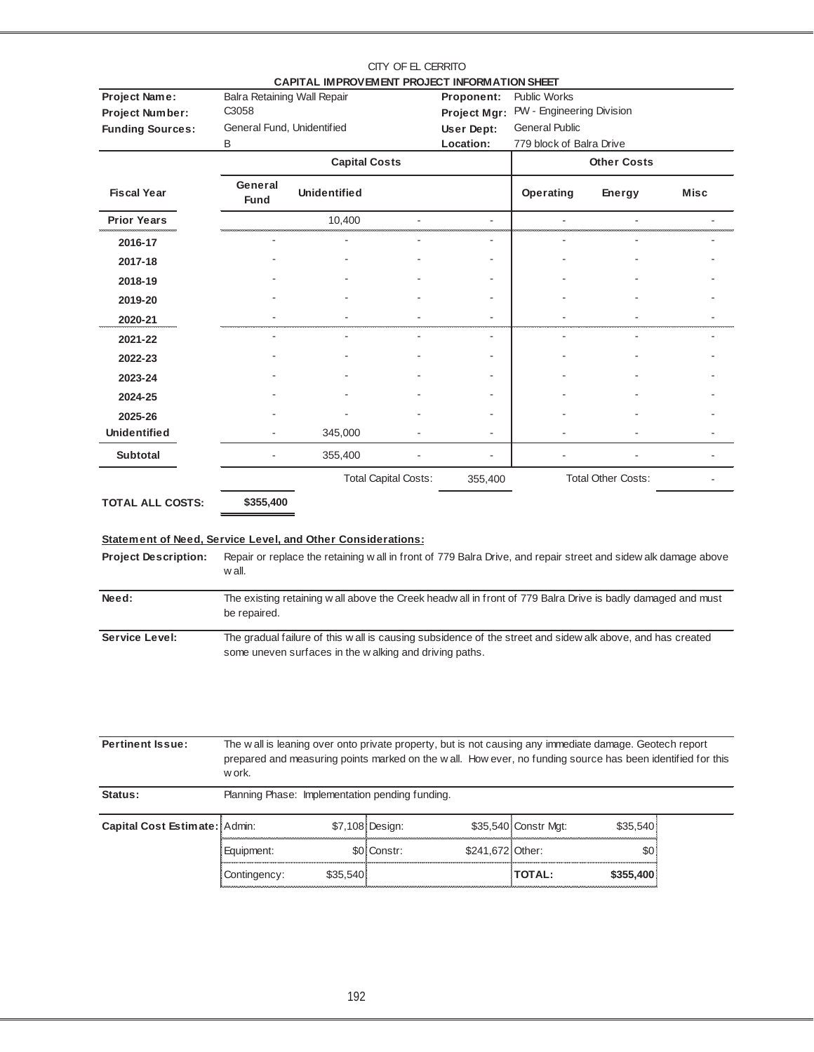CITY OF EL CERRITO

**CAPITAL IMPROVEMENT PROJECT INFORMATION SHEET**

| | | | |
|---|---|---|---|
| **Project Name:** | Balra Retaining Wall Repair | **Proponent:** | Public Works |
| **Project Number:** | C3058 | **Project Mgr:** | PW - Engineering Division |
| **Funding Sources:** | General Fund, Unidentified | **User Dept:** | General Public |
| | B | **Location:** | 779 block of Balra Drive |

| | Capital Costs | | | | Other Costs | | |
|---|---|---|---|---|---|---|---|
| **Fiscal Year** | **General Fund** | **Unidentified** | | | **Operating** | **Energy** | **Misc** |
| **Prior Years** | | 10,400 | - | - | - | - | - |
| **2016-17** | - | - | - | - | - | - | - |
| **2017-18** | - | - | - | - | - | - | - |
| **2018-19** | - | - | - | - | - | - | - |
| **2019-20** | - | - | - | - | - | - | - |
| **2020-21** | - | - | - | - | - | - | - |
| **2021-22** | - | - | - | - | - | - | - |
| **2022-23** | - | - | - | - | - | - | - |
| **2023-24** | - | - | - | - | - | - | - |
| **2024-25** | - | - | - | - | - | - | - |
| **2025-26** | - | - | - | - | - | - | - |
| **Unidentified** | - | 345,000 | - | - | - | - | - |
| **Subtotal** | - | 355,400 | - | - | - | - | - |
| | | | Total Capital Costs: | 355,400 | | Total Other Costs: | - |

**TOTAL ALL COSTS:** **$355,400**

**Statement of Need, Service Level, and Other Considerations:**

**Project Description:** Repair or replace the retaining wall in front of 779 Balra Drive, and repair street and sidewalk damage above wall.

**Need:** The existing retaining wall above the Creek headwall in front of 779 Balra Drive is badly damaged and must be repaired.

**Service Level:** The gradual failure of this wall is causing subsidence of the street and sidewalk above, and has created some uneven surfaces in the walking and driving paths.

**Pertinent Issue:** The wall is leaning over onto private property, but is not causing any immediate damage. Geotech report prepared and measuring points marked on the wall. However, no funding source has been identified for this work.

**Status:** Planning Phase: Implementation pending funding.

| **Capital Cost Estimate:** | | | | | | |
|---|---|---|---|---|---|---|
| | Admin: | $7,108 | Design: | $35,540 | Constr Mgt: | $35,540 |
| | Equipment: | $0 | Constr: | $241,672 | Other: | $0 |
| | Contingency: | $35,540 | | | **TOTAL:** | **$355,400** |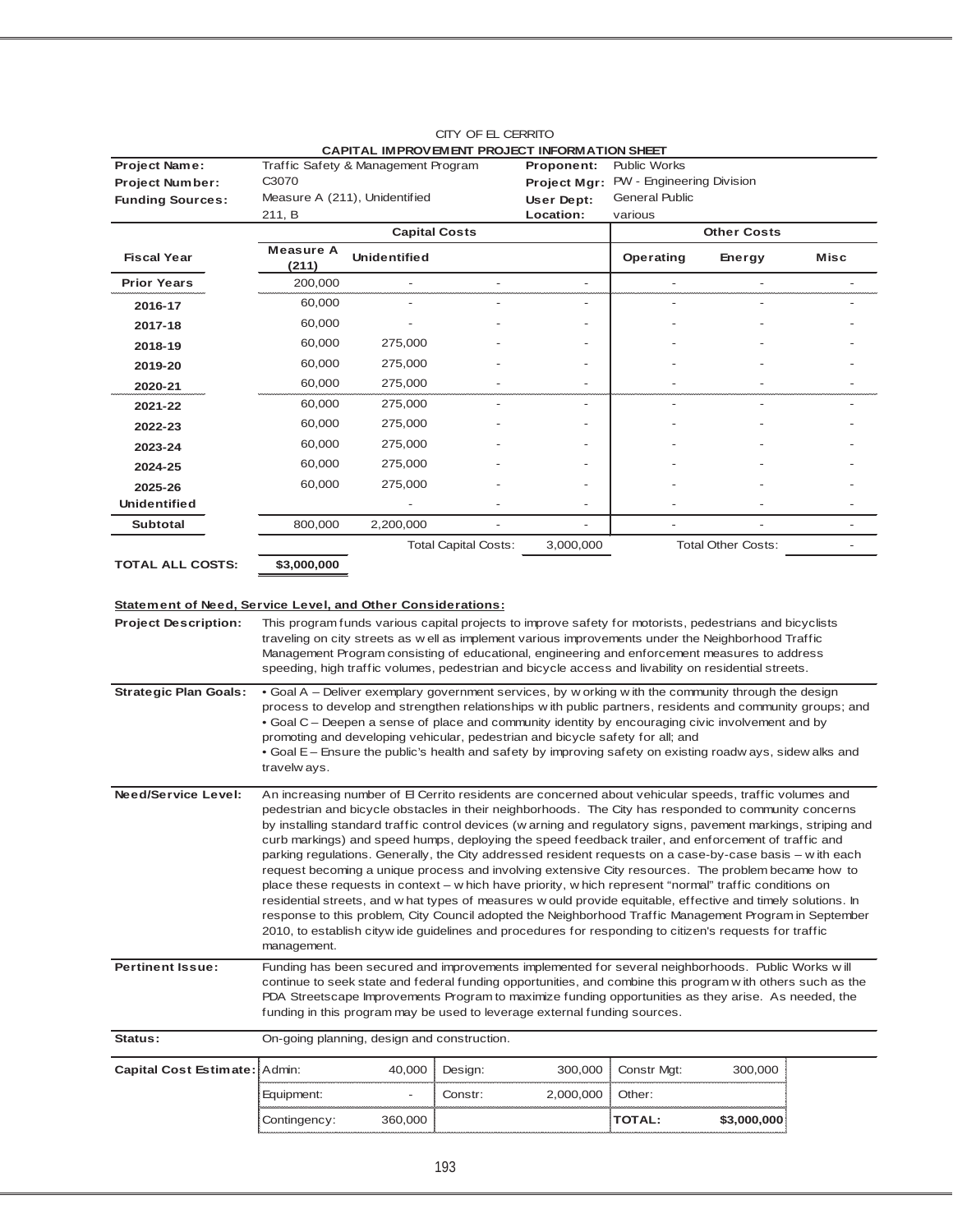CITY OF EL CERRITO

**CAPITAL IMPROVEMENT PROJECT INFORMATION SHEET**

| | | | |
|---|---|---|---|
| **Project Name:** | Traffic Safety & Management Program | **Proponent:** | Public Works |
| **Project Number:** | C3070 | **Project Mgr:** | PW - Engineering Division |
| **Funding Sources:** | Measure A (211), Unidentified | **User Dept:** | General Public |
| | 211, B | **Location:** | various |

| | Capital Costs | | | | Other Costs | | |
|---|---|---|---|---|---|---|---|
| **Fiscal Year** | **Measure A (211)** | **Unidentified** | | | **Operating** | **Energy** | **Misc** |
| **Prior Years** | 200,000 | - | - | - | - | - | - |
| **2016-17** | 60,000 | - | - | - | - | - | - |
| **2017-18** | 60,000 | - | - | - | - | - | - |
| **2018-19** | 60,000 | 275,000 | - | - | - | - | - |
| **2019-20** | 60,000 | 275,000 | - | - | - | - | - |
| **2020-21** | 60,000 | 275,000 | - | - | - | - | - |
| **2021-22** | 60,000 | 275,000 | - | - | - | - | - |
| **2022-23** | 60,000 | 275,000 | - | - | - | - | - |
| **2023-24** | 60,000 | 275,000 | - | - | - | - | - |
| **2024-25** | 60,000 | 275,000 | - | - | - | - | - |
| **2025-26** | 60,000 | 275,000 | - | - | - | - | - |
| **Unidentified** | | - | - | - | - | - | - |
| **Subtotal** | 800,000 | 2,200,000 | - | - | - | - | - |
| | | | Total Capital Costs: | 3,000,000 | | Total Other Costs: | - |
| **TOTAL ALL COSTS:** | **$3,000,000** | | | | | | |

**Statement of Need, Service Level, and Other Considerations:**

**Project Description:** This program funds various capital projects to improve safety for motorists, pedestrians and bicyclists traveling on city streets as well as implement various improvements under the Neighborhood Traffic Management Program consisting of educational, engineering and enforcement measures to address speeding, high traffic volumes, pedestrian and bicycle access and livability on residential streets.

**Strategic Plan Goals:**
- Goal A – Deliver exemplary government services, by working with the community through the design process to develop and strengthen relationships with public partners, residents and community groups; and
- Goal C – Deepen a sense of place and community identity by encouraging civic involvement and by promoting and developing vehicular, pedestrian and bicycle safety for all; and
- Goal E – Ensure the public's health and safety by improving safety on existing roadways, sidewalks and travelways.

**Need/Service Level:** An increasing number of El Cerrito residents are concerned about vehicular speeds, traffic volumes and pedestrian and bicycle obstacles in their neighborhoods. The City has responded to community concerns by installing standard traffic control devices (warning and regulatory signs, pavement markings, striping and curb markings) and speed humps, deploying the speed feedback trailer, and enforcement of traffic and parking regulations. Generally, the City addressed resident requests on a case-by-case basis – with each request becoming a unique process and involving extensive City resources. The problem became how to place these requests in context – which have priority, which represent "normal" traffic conditions on residential streets, and what types of measures would provide equitable, effective and timely solutions. In response to this problem, City Council adopted the Neighborhood Traffic Management Program in September 2010, to establish citywide guidelines and procedures for responding to citizen's requests for traffic management.

**Pertinent Issue:** Funding has been secured and improvements implemented for several neighborhoods. Public Works will continue to seek state and federal funding opportunities, and combine this program with others such as the PDA Streetscape Improvements Program to maximize funding opportunities as they arise. As needed, the funding in this program may be used to leverage external funding sources.

**Status:** On-going planning, design and construction.

| **Capital Cost Estimate:** | | | | | | |
|---|---|---|---|---|---|---|
| Admin: | 40,000 | Design: | 300,000 | Constr Mgt: | 300,000 |
| Equipment: | - | Constr: | 2,000,000 | Other: | |
| Contingency: | 360,000 | | | **TOTAL:** | **$3,000,000** |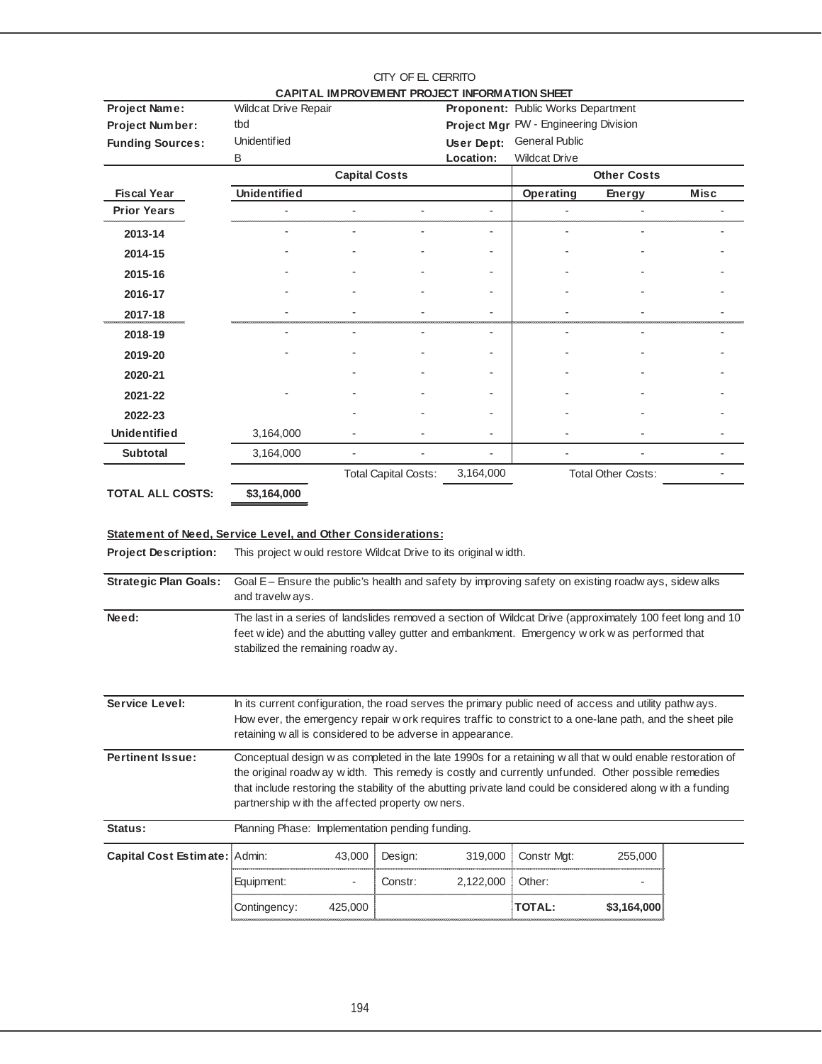CITY OF EL CERRITO

**CAPITAL IMPROVEMENT PROJECT INFORMATION SHEET**

| | | | |
|---|---|---|---|
| **Project Name:** | Wildcat Drive Repair | **Proponent:** | Public Works Department |
| **Project Number:** | tbd | **Project Mgr** | PW - Engineering Division |
| **Funding Sources:** | Unidentified | **User Dept:** | General Public |
| | B | **Location:** | Wildcat Drive |

| | Capital Costs | | | | Other Costs | | |
|---|---|---|---|---|---|---|---|
| **Fiscal Year** | **Unidentified** | | | | **Operating** | **Energy** | **Misc** |
| **Prior Years** | - | - | - | - | - | - | - |
| **2013-14** | - | - | - | - | - | - | - |
| **2014-15** | - | - | - | - | - | - | - |
| **2015-16** | - | - | - | - | - | - | - |
| **2016-17** | - | - | - | - | - | - | - |
| **2017-18** | - | - | - | - | - | - | - |
| **2018-19** | - | - | - | - | - | - | - |
| **2019-20** | - | - | - | - | - | - | - |
| **2020-21** | | - | - | - | - | - | - |
| **2021-22** | - | - | - | - | - | - | - |
| **2022-23** | | - | - | - | - | - | - |
| **Unidentified** | 3,164,000 | - | - | - | - | - | - |
| **Subtotal** | 3,164,000 | - | - | - | - | - | - |
| | | Total Capital Costs: | | 3,164,000 | Total Other Costs: | | - |

**TOTAL ALL COSTS:** **$3,164,000**

**Statement of Need, Service Level, and Other Considerations:**

**Project Description:** This project would restore Wildcat Drive to its original width.

**Strategic Plan Goals:** Goal E – Ensure the public's health and safety by improving safety on existing roadways, sidewalks and travelways.

**Need:** The last in a series of landslides removed a section of Wildcat Drive (approximately 100 feet long and 10 feet wide) and the abutting valley gutter and embankment. Emergency work was performed that stabilized the remaining roadway.

**Service Level:** In its current configuration, the road serves the primary public need of access and utility pathways. However, the emergency repair work requires traffic to constrict to a one-lane path, and the sheet pile retaining wall is considered to be adverse in appearance.

**Pertinent Issue:** Conceptual design was completed in the late 1990s for a retaining wall that would enable restoration of the original roadway width. This remedy is costly and currently unfunded. Other possible remedies that include restoring the stability of the abutting private land could be considered along with a funding partnership with the affected property owners.

**Status:** Planning Phase: Implementation pending funding.

**Capital Cost Estimate:**

| | | | | | |
|---|---|---|---|---|---|
| Admin: | 43,000 | Design: | 319,000 | Constr Mgt: | 255,000 |
| Equipment: | - | Constr: | 2,122,000 | Other: | - |
| Contingency: | 425,000 | | | **TOTAL:** | **$3,164,000** |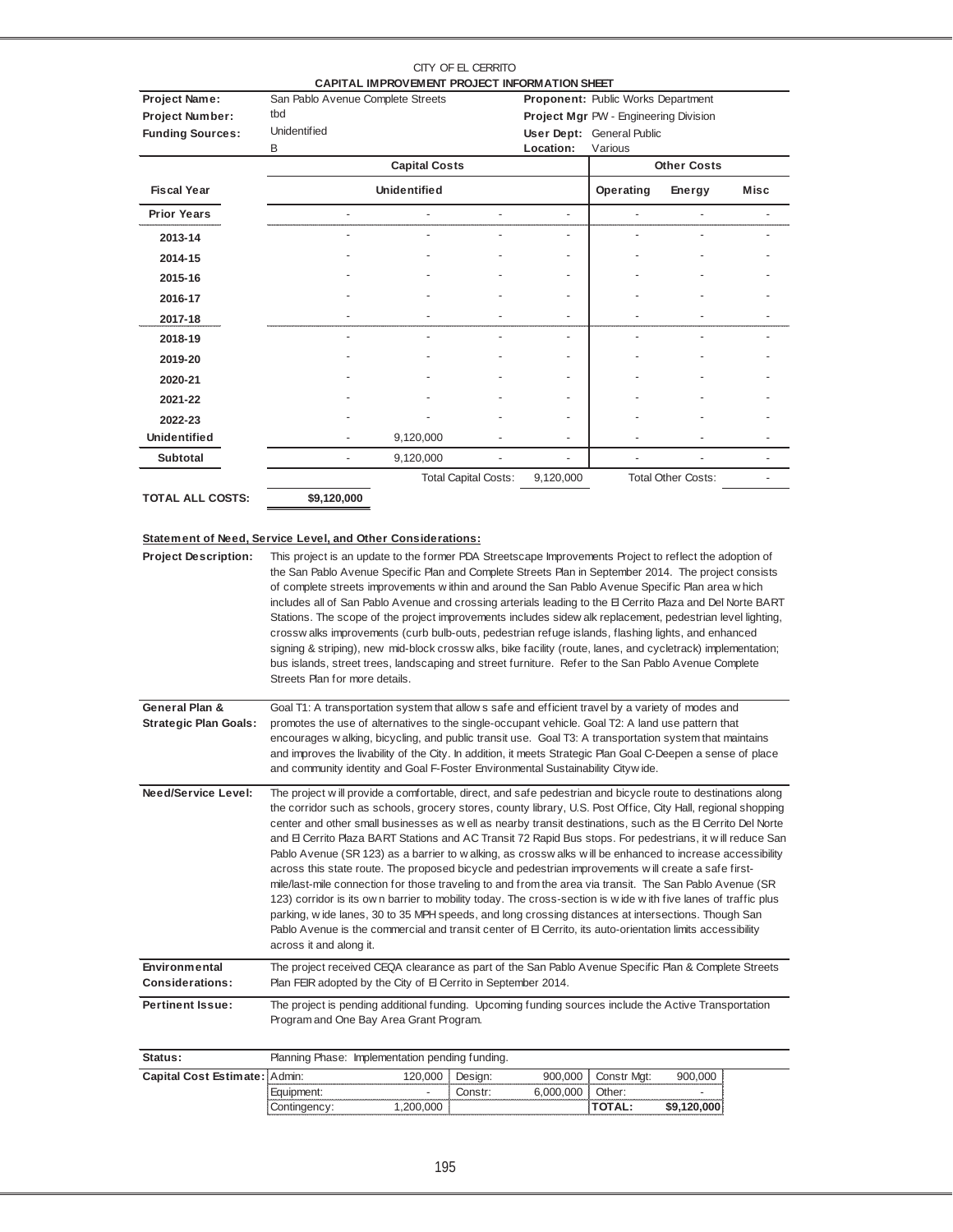CITY OF EL CERRITO
**CAPITAL IMPROVEMENT PROJECT INFORMATION SHEET**

| | | | |
|---|---|---|---|
| **Project Name:** | San Pablo Avenue Complete Streets | **Proponent:** | Public Works Department |
| **Project Number:** | tbd | **Project Mgr** | PW - Engineering Division |
| **Funding Sources:** | Unidentified | **User Dept:** | General Public |
| | B | **Location:** | Various |

| | Capital Costs | | | | Other Costs | | |
|---|---|---|---|---|---|---|---|
| **Fiscal Year** | | **Unidentified** | | | **Operating** | **Energy** | **Misc** |
| **Prior Years** | - | - | - | - | - | - | - |
| **2013-14** | - | - | - | - | - | - | - |
| **2014-15** | - | - | - | - | - | - | - |
| **2015-16** | - | - | - | - | - | - | - |
| **2016-17** | - | - | - | - | - | - | - |
| **2017-18** | - | - | - | - | - | - | - |
| **2018-19** | - | - | - | - | - | - | - |
| **2019-20** | - | - | - | - | - | - | - |
| **2020-21** | - | - | - | - | - | - | - |
| **2021-22** | - | - | - | - | - | - | - |
| **2022-23** | - | - | - | - | - | - | - |
| **Unidentified** | - | 9,120,000 | - | - | - | - | - |
| **Subtotal** | - | 9,120,000 | - | - | - | - | - |
| | | Total Capital Costs: | | 9,120,000 | Total Other Costs: | | - |
| **TOTAL ALL COSTS:** | **$9,120,000** | | | | | | |

**Statement of Need, Service Level, and Other Considerations:**

**Project Description:** This project is an update to the former PDA Streetscape Improvements Project to reflect the adoption of the San Pablo Avenue Specific Plan and Complete Streets Plan in September 2014. The project consists of complete streets improvements within and around the San Pablo Avenue Specific Plan area which includes all of San Pablo Avenue and crossing arterials leading to the El Cerrito Plaza and Del Norte BART Stations. The scope of the project improvements includes sidewalk replacement, pedestrian level lighting, crosswalks improvements (curb bulb-outs, pedestrian refuge islands, flashing lights, and enhanced signing & striping), new mid-block crosswalks, bike facility (route, lanes, and cycletrack) implementation; bus islands, street trees, landscaping and street furniture. Refer to the San Pablo Avenue Complete Streets Plan for more details.

**General Plan & Strategic Plan Goals:** Goal T1: A transportation system that allows safe and efficient travel by a variety of modes and promotes the use of alternatives to the single-occupant vehicle. Goal T2: A land use pattern that encourages walking, bicycling, and public transit use. Goal T3: A transportation system that maintains and improves the livability of the City. In addition, it meets Strategic Plan Goal C-Deepen a sense of place and community identity and Goal F-Foster Environmental Sustainability Citywide.

**Need/Service Level:** The project will provide a comfortable, direct, and safe pedestrian and bicycle route to destinations along the corridor such as schools, grocery stores, county library, U.S. Post Office, City Hall, regional shopping center and other small businesses as well as nearby transit destinations, such as the El Cerrito Del Norte and El Cerrito Plaza BART Stations and AC Transit 72 Rapid Bus stops. For pedestrians, it will reduce San Pablo Avenue (SR 123) as a barrier to walking, as crosswalks will be enhanced to increase accessibility across this state route. The proposed bicycle and pedestrian improvements will create a safe first-mile/last-mile connection for those traveling to and from the area via transit. The San Pablo Avenue (SR 123) corridor is its own barrier to mobility today. The cross-section is wide with five lanes of traffic plus parking, wide lanes, 30 to 35 MPH speeds, and long crossing distances at intersections. Though San Pablo Avenue is the commercial and transit center of El Cerrito, its auto-orientation limits accessibility across it and along it.

**Environmental Considerations:** The project received CEQA clearance as part of the San Pablo Avenue Specific Plan & Complete Streets Plan FEIR adopted by the City of El Cerrito in September 2014.

**Pertinent Issue:** The project is pending additional funding. Upcoming funding sources include the Active Transportation Program and One Bay Area Grant Program.

**Status:** Planning Phase: Implementation pending funding.

| **Capital Cost Estimate:** | | | | | | |
|---|---|---|---|---|---|---|
| Admin: | 120,000 | Design: | 900,000 | Constr Mgt: | 900,000 |
| Equipment: | - | Constr: | 6,000,000 | Other: | - |
| Contingency: | 1,200,000 | | | **TOTAL:** | **$9,120,000** |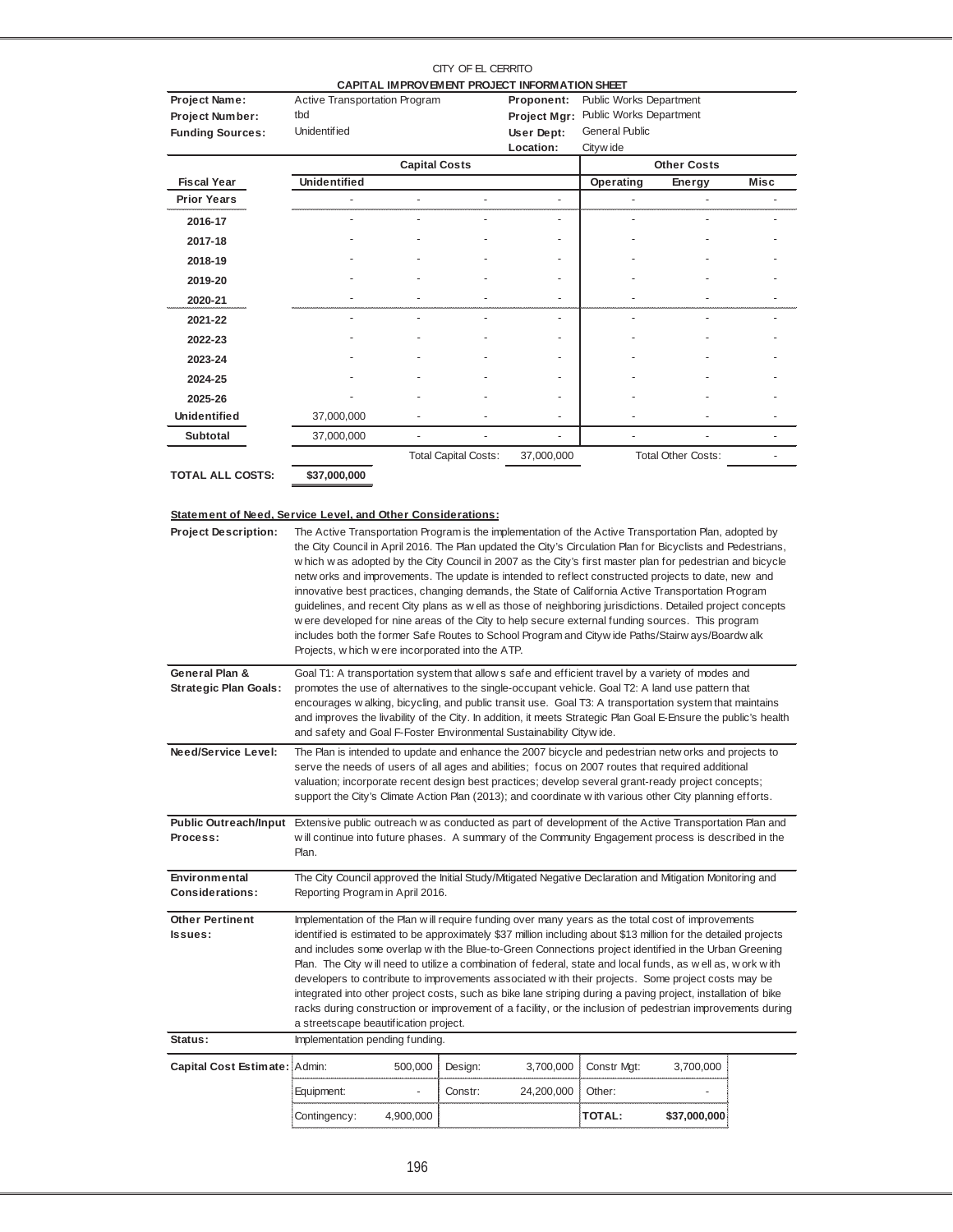CITY OF EL CERRITO

**CAPITAL IMPROVEMENT PROJECT INFORMATION SHEET**

| | | | |
|---|---|---|---|
| **Project Name:** | Active Transportation Program | **Proponent:** | Public Works Department |
| **Project Number:** | tbd | **Project Mgr:** | Public Works Department |
| **Funding Sources:** | Unidentified | **User Dept:** | General Public |
| | | **Location:** | Citywide |

| | Capital Costs | | | | Other Costs | | |
|---|---|---|---|---|---|---|---|
| **Fiscal Year** | **Unidentified** | | | | **Operating** | **Energy** | **Misc** |
| **Prior Years** | - | - | - | - | - | - | - |
| **2016-17** | - | - | - | - | - | - | - |
| **2017-18** | - | - | - | - | - | - | - |
| **2018-19** | - | - | - | - | - | - | - |
| **2019-20** | - | - | - | - | - | - | - |
| **2020-21** | - | - | - | - | - | - | - |
| **2021-22** | - | - | - | - | - | - | - |
| **2022-23** | - | - | - | - | - | - | - |
| **2023-24** | - | - | - | - | - | - | - |
| **2024-25** | - | - | - | - | - | - | - |
| **2025-26** | - | - | - | - | - | - | - |
| **Unidentified** | 37,000,000 | - | - | - | - | - | - |
| **Subtotal** | 37,000,000 | - | - | - | - | - | - |
| | | Total Capital Costs: | | 37,000,000 | Total Other Costs: | | - |

**TOTAL ALL COSTS:** **$37,000,000**

**Statement of Need, Service Level, and Other Considerations:**

**Project Description:** The Active Transportation Program is the implementation of the Active Transportation Plan, adopted by the City Council in April 2016. The Plan updated the City's Circulation Plan for Bicyclists and Pedestrians, which was adopted by the City Council in 2007 as the City's first master plan for pedestrian and bicycle networks and improvements. The update is intended to reflect constructed projects to date, new and innovative best practices, changing demands, the State of California Active Transportation Program guidelines, and recent City plans as well as those of neighboring jurisdictions. Detailed project concepts were developed for nine areas of the City to help secure external funding sources. This program includes both the former Safe Routes to School Program and Citywide Paths/Stairways/Boardwalk Projects, which were incorporated into the ATP.

**General Plan & Strategic Plan Goals:** Goal T1: A transportation system that allows safe and efficient travel by a variety of modes and promotes the use of alternatives to the single-occupant vehicle. Goal T2: A land use pattern that encourages walking, bicycling, and public transit use. Goal T3: A transportation system that maintains and improves the livability of the City. In addition, it meets Strategic Plan Goal E-Ensure the public's health and safety and Goal F-Foster Environmental Sustainability Citywide.

**Need/Service Level:** The Plan is intended to update and enhance the 2007 bicycle and pedestrian networks and projects to serve the needs of users of all ages and abilities; focus on 2007 routes that required additional valuation; incorporate recent design best practices; develop several grant-ready project concepts; support the City's Climate Action Plan (2013); and coordinate with various other City planning efforts.

**Public Outreach/Input Process:** Extensive public outreach was conducted as part of development of the Active Transportation Plan and will continue into future phases. A summary of the Community Engagement process is described in the Plan.

**Environmental Considerations:** The City Council approved the Initial Study/Mitigated Negative Declaration and Mitigation Monitoring and Reporting Program in April 2016.

**Other Pertinent Issues:** Implementation of the Plan will require funding over many years as the total cost of improvements identified is estimated to be approximately $37 million including about $13 million for the detailed projects and includes some overlap with the Blue-to-Green Connections project identified in the Urban Greening Plan. The City will need to utilize a combination of federal, state and local funds, as well as, work with developers to contribute to improvements associated with their projects. Some project costs may be integrated into other project costs, such as bike lane striping during a paving project, installation of bike racks during construction or improvement of a facility, or the inclusion of pedestrian improvements during a streetscape beautification project.

**Status:** Implementation pending funding.

**Capital Cost Estimate:**

| | | | | | |
|---|---|---|---|---|---|
| Admin: | 500,000 | Design: | 3,700,000 | Constr Mgt: | 3,700,000 |
| Equipment: | - | Constr: | 24,200,000 | Other: | - |
| Contingency: | 4,900,000 | | | **TOTAL:** | **$37,000,000** |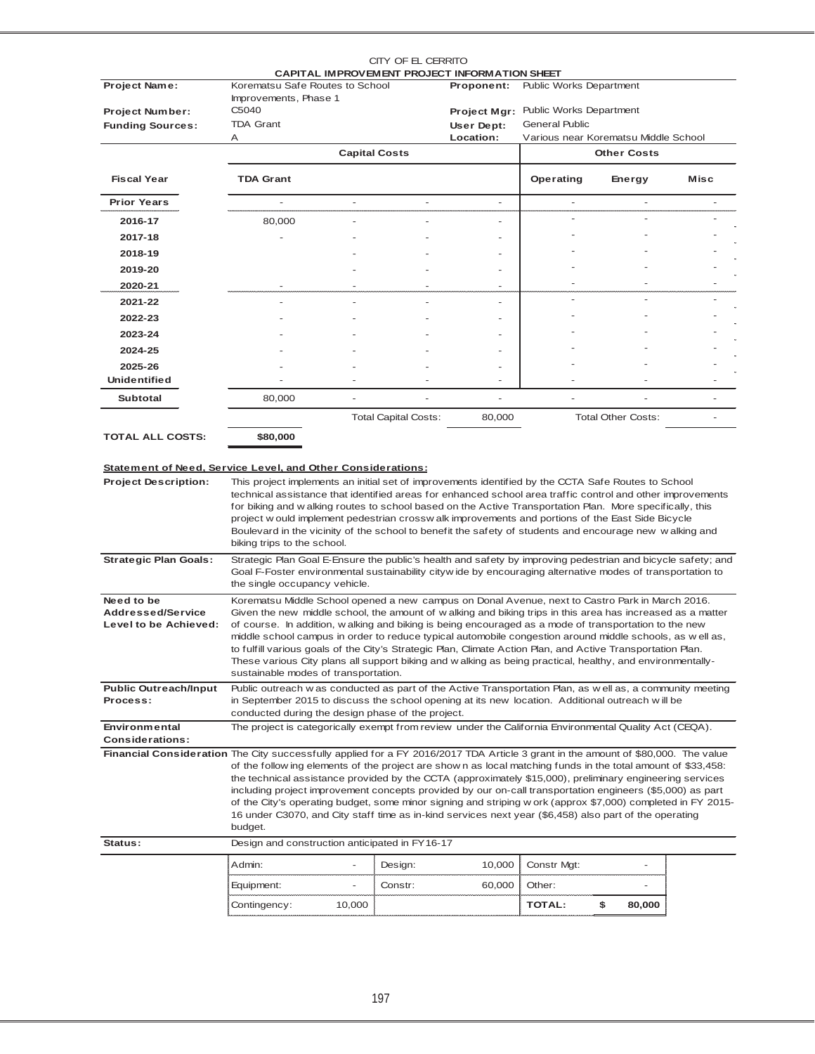CITY OF EL CERRITO

**CAPITAL IMPROVEMENT PROJECT INFORMATION SHEET**

| | | | |
|---|---|---|---|
| **Project Name:** | Korematsu Safe Routes to School Improvements, Phase 1 | **Proponent:** | Public Works Department |
| **Project Number:** | C5040 | **Project Mgr:** | Public Works Department |
| **Funding Sources:** | TDA Grant | **User Dept:** | General Public |
| | A | **Location:** | Various near Korematsu Middle School |

| | Capital Costs | | | | Other Costs | | |
|---|---|---|---|---|---|---|---|
| **Fiscal Year** | **TDA Grant** | | | | **Operating** | **Energy** | **Misc** |
| **Prior Years** | - | - | - | - | - | - | - |
| **2016-17** | 80,000 | - | - | - | - | - | - |
| **2017-18** | - | - | - | - | - | - | - |
| **2018-19** | | - | - | - | - | - | - |
| **2019-20** | | - | - | - | - | - | - |
| **2020-21** | - | - | - | - | - | - | - |
| **2021-22** | - | - | - | - | - | - | - |
| **2022-23** | - | - | - | - | - | - | - |
| **2023-24** | - | - | - | - | - | - | - |
| **2024-25** | - | - | - | - | - | - | - |
| **2025-26** | - | - | - | - | - | - | - |
| **Unidentified** | - | - | - | - | - | - | - |
| **Subtotal** | 80,000 | - | - | - | - | - | - |
| | | Total Capital Costs: | | 80,000 | Total Other Costs: | | - |
| **TOTAL ALL COSTS:** | **$80,000** | | | | | | |

**Statement of Need, Service Level, and Other Considerations:**

**Project Description:** This project implements an initial set of improvements identified by the CCTA Safe Routes to School technical assistance that identified areas for enhanced school area traffic control and other improvements for biking and walking routes to school based on the Active Transportation Plan. More specifically, this project would implement pedestrian crosswalk improvements and portions of the East Side Bicycle Boulevard in the vicinity of the school to benefit the safety of students and encourage new walking and biking trips to the school.

**Strategic Plan Goals:** Strategic Plan Goal E-Ensure the public's health and safety by improving pedestrian and bicycle safety; and Goal F-Foster environmental sustainability citywide by encouraging alternative modes of transportation to the single occupancy vehicle.

**Need to be Addressed/Service Level to be Achieved:** Korematsu Middle School opened a new campus on Donal Avenue, next to Castro Park in March 2016. Given the new middle school, the amount of walking and biking trips in this area has increased as a matter of course. In addition, walking and biking is being encouraged as a mode of transportation to the new middle school campus in order to reduce typical automobile congestion around middle schools, as well as, to fulfill various goals of the City's Strategic Plan, Climate Action Plan, and Active Transportation Plan. These various City plans all support biking and walking as being practical, healthy, and environmentally-sustainable modes of transportation.

**Public Outreach/Input Process:** Public outreach was conducted as part of the Active Transportation Plan, as well as, a community meeting in September 2015 to discuss the school opening at its new location. Additional outreach will be conducted during the design phase of the project.

**Environmental Considerations:** The project is categorically exempt from review under the California Environmental Quality Act (CEQA).

**Financial Consideration** The City successfully applied for a FY 2016/2017 TDA Article 3 grant in the amount of $80,000. The value of the following elements of the project are shown as local matching funds in the total amount of $33,458: the technical assistance provided by the CCTA (approximately $15,000), preliminary engineering services including project improvement concepts provided by our on-call transportation engineers ($5,000) as part of the City's operating budget, some minor signing and striping work (approx $7,000) completed in FY 2015-16 under C3070, and City staff time as in-kind services next year ($6,458) also part of the operating budget.

**Status:** Design and construction anticipated in FY16-17

| | | | | | |
|---|---|---|---|---|---|
| Admin: | - | Design: | 10,000 | Constr Mgt: | - |
| Equipment: | - | Constr: | 60,000 | Other: | - |
| Contingency: | 10,000 | | | **TOTAL:** | **$ 80,000** |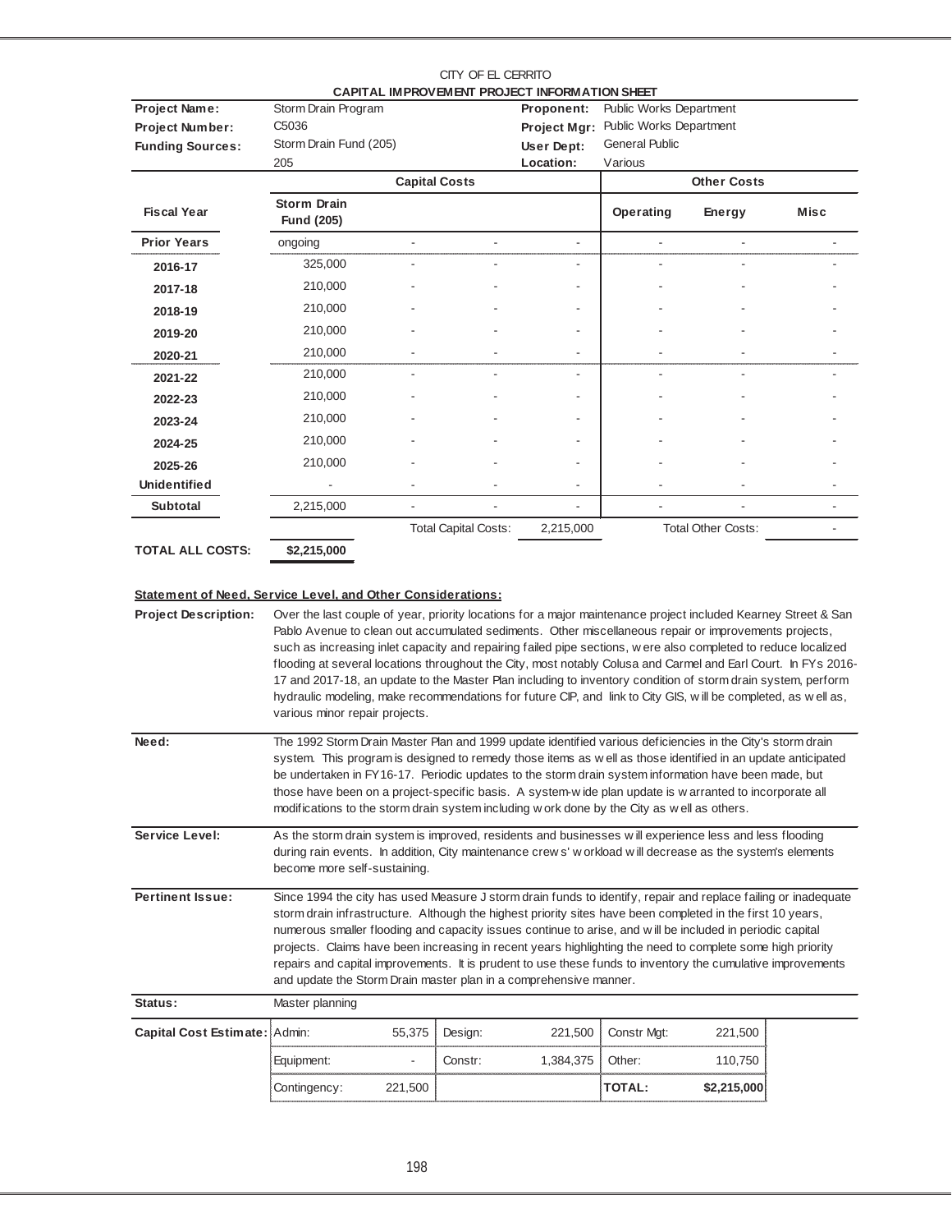CITY OF EL CERRITO

**CAPITAL IMPROVEMENT PROJECT INFORMATION SHEET**

| | | | |
|---|---|---|---|
| **Project Name:** | Storm Drain Program | **Proponent:** | Public Works Department |
| **Project Number:** | C5036 | **Project Mgr:** | Public Works Department |
| **Funding Sources:** | Storm Drain Fund (205) | **User Dept:** | General Public |
| | 205 | **Location:** | Various |

| | Capital Costs | | | | Other Costs | | |
|---|---|---|---|---|---|---|---|
| **Fiscal Year** | **Storm Drain Fund (205)** | | | | **Operating** | **Energy** | **Misc** |
| **Prior Years** | ongoing | - | - | - | - | - | - |
| **2016-17** | 325,000 | - | - | - | - | - | - |
| **2017-18** | 210,000 | - | - | - | - | - | - |
| **2018-19** | 210,000 | - | - | - | - | - | - |
| **2019-20** | 210,000 | - | - | - | - | - | - |
| **2020-21** | 210,000 | - | - | - | - | - | - |
| **2021-22** | 210,000 | - | - | - | - | - | - |
| **2022-23** | 210,000 | - | - | - | - | - | - |
| **2023-24** | 210,000 | - | - | - | - | - | - |
| **2024-25** | 210,000 | - | - | - | - | - | - |
| **2025-26** | 210,000 | - | - | - | - | - | - |
| **Unidentified** | - | - | - | - | - | - | - |
| **Subtotal** | 2,215,000 | - | - | - | - | - | - |
| | | Total Capital Costs: | | 2,215,000 | | Total Other Costs: | - |

**TOTAL ALL COSTS:** **$2,215,000**

**Statement of Need, Service Level, and Other Considerations:**

**Project Description:** Over the last couple of year, priority locations for a major maintenance project included Kearney Street & San Pablo Avenue to clean out accumulated sediments. Other miscellaneous repair or improvements projects, such as increasing inlet capacity and repairing failed pipe sections, were also completed to reduce localized flooding at several locations throughout the City, most notably Colusa and Carmel and Earl Court. In FYs 2016-17 and 2017-18, an update to the Master Plan including to inventory condition of storm drain system, perform hydraulic modeling, make recommendations for future CIP, and link to City GIS, will be completed, as well as, various minor repair projects.

**Need:** The 1992 Storm Drain Master Plan and 1999 update identified various deficiencies in the City's storm drain system. This program is designed to remedy those items as well as those identified in an update anticipated be undertaken in FY16-17. Periodic updates to the storm drain system information have been made, but those have been on a project-specific basis. A system-wide plan update is warranted to incorporate all modifications to the storm drain system including work done by the City as well as others.

**Service Level:** As the storm drain system is improved, residents and businesses will experience less and less flooding during rain events. In addition, City maintenance crews' workload will decrease as the system's elements become more self-sustaining.

**Pertinent Issue:** Since 1994 the city has used Measure J storm drain funds to identify, repair and replace failing or inadequate storm drain infrastructure. Although the highest priority sites have been completed in the first 10 years, numerous smaller flooding and capacity issues continue to arise, and will be included in periodic capital projects. Claims have been increasing in recent years highlighting the need to complete some high priority repairs and capital improvements. It is prudent to use these funds to inventory the cumulative improvements and update the Storm Drain master plan in a comprehensive manner.

**Status:** Master planning

| **Capital Cost Estimate:** | | | | | | |
|---|---|---|---|---|---|---|
| | Admin: | 55,375 | Design: | 221,500 | Constr Mgt: | 221,500 |
| | Equipment: | - | Constr: | 1,384,375 | Other: | 110,750 |
| | Contingency: | 221,500 | | | **TOTAL:** | **$2,215,000** |